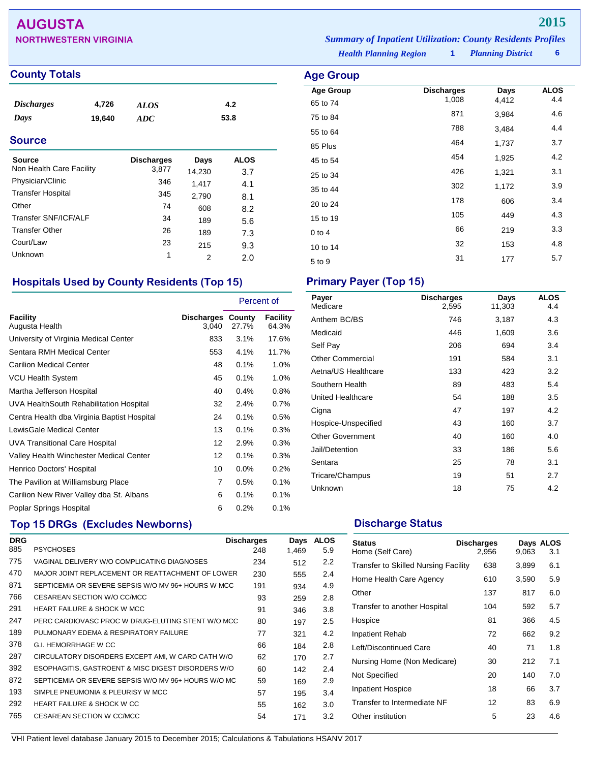# AUGUSTA

## NORTHWESTERN VIRGINIA

**2015**

*Summary of Inpatient Utilization: County Residents Profiles*

*Health Planning Region* **1** *Planning District* **6**

## County Totals

| | | | |
|---|---|---|---|
| *Discharges* | 4,726 | *ALOS* | 4.2 |
| *Days* | 19,640 | *ADC* | 53.8 |

## Source

| Source | Discharges | Days | ALOS |
|---|---|---|---|
| Non Health Care Facility | 3,877 | 14,230 | 3.7 |
| Physician/Clinic | 346 | 1,417 | 4.1 |
| Transfer Hospital | 345 | 2,790 | 8.1 |
| Other | 74 | 608 | 8.2 |
| Transfer SNF/ICF/ALF | 34 | 189 | 5.6 |
| Transfer Other | 26 | 189 | 7.3 |
| Court/Law | 23 | 215 | 9.3 |
| Unknown | 1 | 2 | 2.0 |

## Age Group

| Age Group | Discharges | Days | ALOS |
|---|---|---|---|
| 65 to 74 | 1,008 | 4,412 | 4.4 |
| 75 to 84 | 871 | 3,984 | 4.6 |
| 55 to 64 | 788 | 3,484 | 4.4 |
| 85 Plus | 464 | 1,737 | 3.7 |
| 45 to 54 | 454 | 1,925 | 4.2 |
| 25 to 34 | 426 | 1,321 | 3.1 |
| 35 to 44 | 302 | 1,172 | 3.9 |
| 20 to 24 | 178 | 606 | 3.4 |
| 15 to 19 | 105 | 449 | 4.3 |
| 0 to 4 | 66 | 219 | 3.3 |
| 10 to 14 | 32 | 153 | 4.8 |
| 5 to 9 | 31 | 177 | 5.7 |

## Hospitals Used by County Residents (Top 15)

| Facility | Discharges | Percent of County | Percent of Facility |
|---|---|---|---|
| Augusta Health | 3,040 | 27.7% | 64.3% |
| University of Virginia Medical Center | 833 | 3.1% | 17.6% |
| Sentara RMH Medical Center | 553 | 4.1% | 11.7% |
| Carilion Medical Center | 48 | 0.1% | 1.0% |
| VCU Health System | 45 | 0.1% | 1.0% |
| Martha Jefferson Hospital | 40 | 0.4% | 0.8% |
| UVA HealthSouth Rehabilitation Hospital | 32 | 2.4% | 0.7% |
| Centra Health dba Virginia Baptist Hospital | 24 | 0.1% | 0.5% |
| LewisGale Medical Center | 13 | 0.1% | 0.3% |
| UVA Transitional Care Hospital | 12 | 2.9% | 0.3% |
| Valley Health Winchester Medical Center | 12 | 0.1% | 0.3% |
| Henrico Doctors' Hospital | 10 | 0.0% | 0.2% |
| The Pavilion at Williamsburg Place | 7 | 0.5% | 0.1% |
| Carilion New River Valley dba St. Albans | 6 | 0.1% | 0.1% |
| Poplar Springs Hospital | 6 | 0.2% | 0.1% |

## Primary Payer (Top 15)

| Payer | Discharges | Days | ALOS |
|---|---|---|---|
| Medicare | 2,595 | 11,303 | 4.4 |
| Anthem BC/BS | 746 | 3,187 | 4.3 |
| Medicaid | 446 | 1,609 | 3.6 |
| Self Pay | 206 | 694 | 3.4 |
| Other Commercial | 191 | 584 | 3.1 |
| Aetna/US Healthcare | 133 | 423 | 3.2 |
| Southern Health | 89 | 483 | 5.4 |
| United Healthcare | 54 | 188 | 3.5 |
| Cigna | 47 | 197 | 4.2 |
| Hospice-Unspecified | 43 | 160 | 3.7 |
| Other Government | 40 | 160 | 4.0 |
| Jail/Detention | 33 | 186 | 5.6 |
| Sentara | 25 | 78 | 3.1 |
| Tricare/Champus | 19 | 51 | 2.7 |
| Unknown | 18 | 75 | 4.2 |

## Top 15 DRGs (Excludes Newborns)

| DRG | | Discharges | Days | ALOS |
|---|---|---|---|---|
| 885 | PSYCHOSES | 248 | 1,469 | 5.9 |
| 775 | VAGINAL DELIVERY W/O COMPLICATING DIAGNOSES | 234 | 512 | 2.2 |
| 470 | MAJOR JOINT REPLACEMENT OR REATTACHMENT OF LOWER | 230 | 555 | 2.4 |
| 871 | SEPTICEMIA OR SEVERE SEPSIS W/O MV 96+ HOURS W MCC | 191 | 934 | 4.9 |
| 766 | CESAREAN SECTION W/O CC/MCC | 93 | 259 | 2.8 |
| 291 | HEART FAILURE & SHOCK W MCC | 91 | 346 | 3.8 |
| 247 | PERC CARDIOVASC PROC W DRUG-ELUTING STENT W/O MCC | 80 | 197 | 2.5 |
| 189 | PULMONARY EDEMA & RESPIRATORY FAILURE | 77 | 321 | 4.2 |
| 378 | G.I. HEMORRHAGE W CC | 66 | 184 | 2.8 |
| 287 | CIRCULATORY DISORDERS EXCEPT AMI, W CARD CATH W/O | 62 | 170 | 2.7 |
| 392 | ESOPHAGITIS, GASTROENT & MISC DIGEST DISORDERS W/O | 60 | 142 | 2.4 |
| 872 | SEPTICEMIA OR SEVERE SEPSIS W/O MV 96+ HOURS W/O MC | 59 | 169 | 2.9 |
| 193 | SIMPLE PNEUMONIA & PLEURISY W MCC | 57 | 195 | 3.4 |
| 292 | HEART FAILURE & SHOCK W CC | 55 | 162 | 3.0 |
| 765 | CESAREAN SECTION W CC/MCC | 54 | 171 | 3.2 |

## Discharge Status

| Status | Discharges | Days | ALOS |
|---|---|---|---|
| Home (Self Care) | 2,956 | 9,063 | 3.1 |
| Transfer to Skilled Nursing Facility | 638 | 3,899 | 6.1 |
| Home Health Care Agency | 610 | 3,590 | 5.9 |
| Other | 137 | 817 | 6.0 |
| Transfer to another Hospital | 104 | 592 | 5.7 |
| Hospice | 81 | 366 | 4.5 |
| Inpatient Rehab | 72 | 662 | 9.2 |
| Left/Discontinued Care | 40 | 71 | 1.8 |
| Nursing Home (Non Medicare) | 30 | 212 | 7.1 |
| Not Specified | 20 | 140 | 7.0 |
| Inpatient Hospice | 18 | 66 | 3.7 |
| Transfer to Intermediate NF | 12 | 83 | 6.9 |
| Other institution | 5 | 23 | 4.6 |

VHI Patient level database January 2015 to December 2015; Calculations & Tabulations HSANV 2017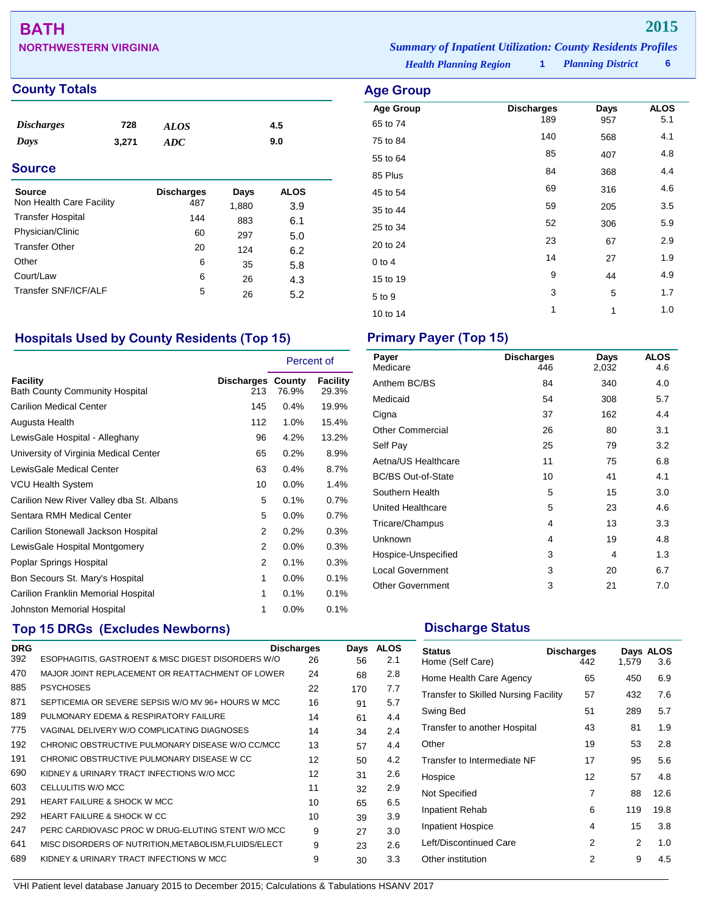# BATH

## NORTHWESTERN VIRGINIA

**2015**

*Summary of Inpatient Utilization: County Residents Profiles*

*Health Planning Region* **1** *Planning District* **6**

## County Totals

| | | | |
|---|---|---|---|
| *Discharges* | 728 | *ALOS* | 4.5 |
| *Days* | 3,271 | *ADC* | 9.0 |

## Source

| Source | Discharges | Days | ALOS |
|---|---|---|---|
| Non Health Care Facility | 487 | 1,880 | 3.9 |
| Transfer Hospital | 144 | 883 | 6.1 |
| Physician/Clinic | 60 | 297 | 5.0 |
| Transfer Other | 20 | 124 | 6.2 |
| Other | 6 | 35 | 5.8 |
| Court/Law | 6 | 26 | 4.3 |
| Transfer SNF/ICF/ALF | 5 | 26 | 5.2 |

## Age Group

| Age Group | Discharges | Days | ALOS |
|---|---|---|---|
| 65 to 74 | 189 | 957 | 5.1 |
| 75 to 84 | 140 | 568 | 4.1 |
| 55 to 64 | 85 | 407 | 4.8 |
| 85 Plus | 84 | 368 | 4.4 |
| 45 to 54 | 69 | 316 | 4.6 |
| 35 to 44 | 59 | 205 | 3.5 |
| 25 to 34 | 52 | 306 | 5.9 |
| 20 to 24 | 23 | 67 | 2.9 |
| 0 to 4 | 14 | 27 | 1.9 |
| 15 to 19 | 9 | 44 | 4.9 |
| 5 to 9 | 3 | 5 | 1.7 |
| 10 to 14 | 1 | 1 | 1.0 |

## Hospitals Used by County Residents (Top 15)

| | | Percent of | |
|---|---|---|---|
| Facility | Discharges | County | Facility |
| Bath County Community Hospital | 213 | 76.9% | 29.3% |
| Carilion Medical Center | 145 | 0.4% | 19.9% |
| Augusta Health | 112 | 1.0% | 15.4% |
| LewisGale Hospital - Alleghany | 96 | 4.2% | 13.2% |
| University of Virginia Medical Center | 65 | 0.2% | 8.9% |
| LewisGale Medical Center | 63 | 0.4% | 8.7% |
| VCU Health System | 10 | 0.0% | 1.4% |
| Carilion New River Valley dba St. Albans | 5 | 0.1% | 0.7% |
| Sentara RMH Medical Center | 5 | 0.0% | 0.7% |
| Carilion Stonewall Jackson Hospital | 2 | 0.2% | 0.3% |
| LewisGale Hospital Montgomery | 2 | 0.0% | 0.3% |
| Poplar Springs Hospital | 2 | 0.1% | 0.3% |
| Bon Secours St. Mary's Hospital | 1 | 0.0% | 0.1% |
| Carilion Franklin Memorial Hospital | 1 | 0.1% | 0.1% |
| Johnston Memorial Hospital | 1 | 0.0% | 0.1% |

## Primary Payer (Top 15)

| Payer | Discharges | Days | ALOS |
|---|---|---|---|
| Medicare | 446 | 2,032 | 4.6 |
| Anthem BC/BS | 84 | 340 | 4.0 |
| Medicaid | 54 | 308 | 5.7 |
| Cigna | 37 | 162 | 4.4 |
| Other Commercial | 26 | 80 | 3.1 |
| Self Pay | 25 | 79 | 3.2 |
| Aetna/US Healthcare | 11 | 75 | 6.8 |
| BC/BS Out-of-State | 10 | 41 | 4.1 |
| Southern Health | 5 | 15 | 3.0 |
| United Healthcare | 5 | 23 | 4.6 |
| Tricare/Champus | 4 | 13 | 3.3 |
| Unknown | 4 | 19 | 4.8 |
| Hospice-Unspecified | 3 | 4 | 1.3 |
| Local Government | 3 | 20 | 6.7 |
| Other Government | 3 | 21 | 7.0 |

## Top 15 DRGs (Excludes Newborns)

| DRG | | Discharges | Days | ALOS |
|---|---|---|---|---|
| 392 | ESOPHAGITIS, GASTROENT & MISC DIGEST DISORDERS W/O | 26 | 56 | 2.1 |
| 470 | MAJOR JOINT REPLACEMENT OR REATTACHMENT OF LOWER | 24 | 68 | 2.8 |
| 885 | PSYCHOSES | 22 | 170 | 7.7 |
| 871 | SEPTICEMIA OR SEVERE SEPSIS W/O MV 96+ HOURS W MCC | 16 | 91 | 5.7 |
| 189 | PULMONARY EDEMA & RESPIRATORY FAILURE | 14 | 61 | 4.4 |
| 775 | VAGINAL DELIVERY W/O COMPLICATING DIAGNOSES | 14 | 34 | 2.4 |
| 192 | CHRONIC OBSTRUCTIVE PULMONARY DISEASE W/O CC/MCC | 13 | 57 | 4.4 |
| 191 | CHRONIC OBSTRUCTIVE PULMONARY DISEASE W CC | 12 | 50 | 4.2 |
| 690 | KIDNEY & URINARY TRACT INFECTIONS W/O MCC | 12 | 31 | 2.6 |
| 603 | CELLULITIS W/O MCC | 11 | 32 | 2.9 |
| 291 | HEART FAILURE & SHOCK W MCC | 10 | 65 | 6.5 |
| 292 | HEART FAILURE & SHOCK W CC | 10 | 39 | 3.9 |
| 247 | PERC CARDIOVASC PROC W DRUG-ELUTING STENT W/O MCC | 9 | 27 | 3.0 |
| 641 | MISC DISORDERS OF NUTRITION,METABOLISM,FLUIDS/ELECT | 9 | 23 | 2.6 |
| 689 | KIDNEY & URINARY TRACT INFECTIONS W MCC | 9 | 30 | 3.3 |

## Discharge Status

| Status | Discharges | Days | ALOS |
|---|---|---|---|
| Home (Self Care) | 442 | 1,579 | 3.6 |
| Home Health Care Agency | 65 | 450 | 6.9 |
| Transfer to Skilled Nursing Facility | 57 | 432 | 7.6 |
| Swing Bed | 51 | 289 | 5.7 |
| Transfer to another Hospital | 43 | 81 | 1.9 |
| Other | 19 | 53 | 2.8 |
| Transfer to Intermediate NF | 17 | 95 | 5.6 |
| Hospice | 12 | 57 | 4.8 |
| Not Specified | 7 | 88 | 12.6 |
| Inpatient Rehab | 6 | 119 | 19.8 |
| Inpatient Hospice | 4 | 15 | 3.8 |
| Left/Discontinued Care | 2 | 2 | 1.0 |
| Other institution | 2 | 9 | 4.5 |

VHI Patient level database January 2015 to December 2015; Calculations & Tabulations HSANV 2017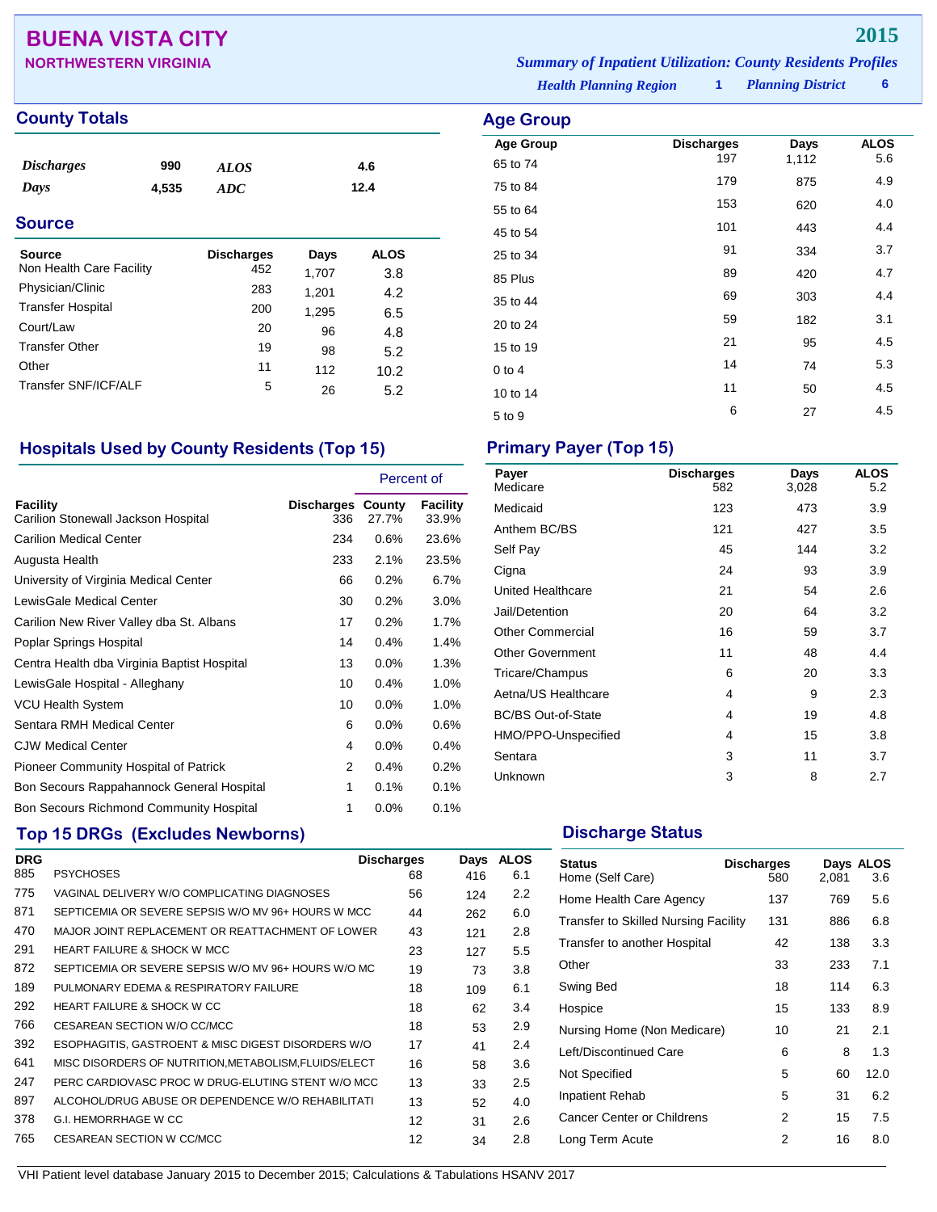# BUENA VISTA CITY

## NORTHWESTERN VIRGINIA

**2015**

*Summary of Inpatient Utilization: County Residents Profiles*

*Health Planning Region* **1** *Planning District* **6**

## County Totals

| | | | |
|---|---|---|---|
| *Discharges* | 990 | *ALOS* | 4.6 |
| *Days* | 4,535 | *ADC* | 12.4 |

## Source

| Source | Discharges | Days | ALOS |
|---|---|---|---|
| Non Health Care Facility | 452 | 1,707 | 3.8 |
| Physician/Clinic | 283 | 1,201 | 4.2 |
| Transfer Hospital | 200 | 1,295 | 6.5 |
| Court/Law | 20 | 96 | 4.8 |
| Transfer Other | 19 | 98 | 5.2 |
| Other | 11 | 112 | 10.2 |
| Transfer SNF/ICF/ALF | 5 | 26 | 5.2 |

## Age Group

| Age Group | Discharges | Days | ALOS |
|---|---|---|---|
| 65 to 74 | 197 | 1,112 | 5.6 |
| 75 to 84 | 179 | 875 | 4.9 |
| 55 to 64 | 153 | 620 | 4.0 |
| 45 to 54 | 101 | 443 | 4.4 |
| 25 to 34 | 91 | 334 | 3.7 |
| 85 Plus | 89 | 420 | 4.7 |
| 35 to 44 | 69 | 303 | 4.4 |
| 20 to 24 | 59 | 182 | 3.1 |
| 15 to 19 | 21 | 95 | 4.5 |
| 0 to 4 | 14 | 74 | 5.3 |
| 10 to 14 | 11 | 50 | 4.5 |
| 5 to 9 | 6 | 27 | 4.5 |

## Hospitals Used by County Residents (Top 15)

| | | Percent of | |
|---|---|---|---|
| Facility | Discharges | County | Facility |
| Carilion Stonewall Jackson Hospital | 336 | 27.7% | 33.9% |
| Carilion Medical Center | 234 | 0.6% | 23.6% |
| Augusta Health | 233 | 2.1% | 23.5% |
| University of Virginia Medical Center | 66 | 0.2% | 6.7% |
| LewisGale Medical Center | 30 | 0.2% | 3.0% |
| Carilion New River Valley dba St. Albans | 17 | 0.2% | 1.7% |
| Poplar Springs Hospital | 14 | 0.4% | 1.4% |
| Centra Health dba Virginia Baptist Hospital | 13 | 0.0% | 1.3% |
| LewisGale Hospital - Alleghany | 10 | 0.4% | 1.0% |
| VCU Health System | 10 | 0.0% | 1.0% |
| Sentara RMH Medical Center | 6 | 0.0% | 0.6% |
| CJW Medical Center | 4 | 0.0% | 0.4% |
| Pioneer Community Hospital of Patrick | 2 | 0.4% | 0.2% |
| Bon Secours Rappahannock General Hospital | 1 | 0.1% | 0.1% |
| Bon Secours Richmond Community Hospital | 1 | 0.0% | 0.1% |

## Primary Payer (Top 15)

| Payer | Discharges | Days | ALOS |
|---|---|---|---|
| Medicare | 582 | 3,028 | 5.2 |
| Medicaid | 123 | 473 | 3.9 |
| Anthem BC/BS | 121 | 427 | 3.5 |
| Self Pay | 45 | 144 | 3.2 |
| Cigna | 24 | 93 | 3.9 |
| United Healthcare | 21 | 54 | 2.6 |
| Jail/Detention | 20 | 64 | 3.2 |
| Other Commercial | 16 | 59 | 3.7 |
| Other Government | 11 | 48 | 4.4 |
| Tricare/Champus | 6 | 20 | 3.3 |
| Aetna/US Healthcare | 4 | 9 | 2.3 |
| BC/BS Out-of-State | 4 | 19 | 4.8 |
| HMO/PPO-Unspecified | 4 | 15 | 3.8 |
| Sentara | 3 | 11 | 3.7 |
| Unknown | 3 | 8 | 2.7 |

## Top 15 DRGs (Excludes Newborns)

| DRG | | Discharges | Days | ALOS |
|---|---|---|---|---|
| 885 | PSYCHOSES | 68 | 416 | 6.1 |
| 775 | VAGINAL DELIVERY W/O COMPLICATING DIAGNOSES | 56 | 124 | 2.2 |
| 871 | SEPTICEMIA OR SEVERE SEPSIS W/O MV 96+ HOURS W MCC | 44 | 262 | 6.0 |
| 470 | MAJOR JOINT REPLACEMENT OR REATTACHMENT OF LOWER | 43 | 121 | 2.8 |
| 291 | HEART FAILURE & SHOCK W MCC | 23 | 127 | 5.5 |
| 872 | SEPTICEMIA OR SEVERE SEPSIS W/O MV 96+ HOURS W/O MC | 19 | 73 | 3.8 |
| 189 | PULMONARY EDEMA & RESPIRATORY FAILURE | 18 | 109 | 6.1 |
| 292 | HEART FAILURE & SHOCK W CC | 18 | 62 | 3.4 |
| 766 | CESAREAN SECTION W/O CC/MCC | 18 | 53 | 2.9 |
| 392 | ESOPHAGITIS, GASTROENT & MISC DIGEST DISORDERS W/O | 17 | 41 | 2.4 |
| 641 | MISC DISORDERS OF NUTRITION,METABOLISM,FLUIDS/ELECT | 16 | 58 | 3.6 |
| 247 | PERC CARDIOVASC PROC W DRUG-ELUTING STENT W/O MCC | 13 | 33 | 2.5 |
| 897 | ALCOHOL/DRUG ABUSE OR DEPENDENCE W/O REHABILITATI | 13 | 52 | 4.0 |
| 378 | G.I. HEMORRHAGE W CC | 12 | 31 | 2.6 |
| 765 | CESAREAN SECTION W CC/MCC | 12 | 34 | 2.8 |

## Discharge Status

| Status | Discharges | Days | ALOS |
|---|---|---|---|
| Home (Self Care) | 580 | 2,081 | 3.6 |
| Home Health Care Agency | 137 | 769 | 5.6 |
| Transfer to Skilled Nursing Facility | 131 | 886 | 6.8 |
| Transfer to another Hospital | 42 | 138 | 3.3 |
| Other | 33 | 233 | 7.1 |
| Swing Bed | 18 | 114 | 6.3 |
| Hospice | 15 | 133 | 8.9 |
| Nursing Home (Non Medicare) | 10 | 21 | 2.1 |
| Left/Discontinued Care | 6 | 8 | 1.3 |
| Not Specified | 5 | 60 | 12.0 |
| Inpatient Rehab | 5 | 31 | 6.2 |
| Cancer Center or Childrens | 2 | 15 | 7.5 |
| Long Term Acute | 2 | 16 | 8.0 |

VHI Patient level database January 2015 to December 2015; Calculations & Tabulations HSANV 2017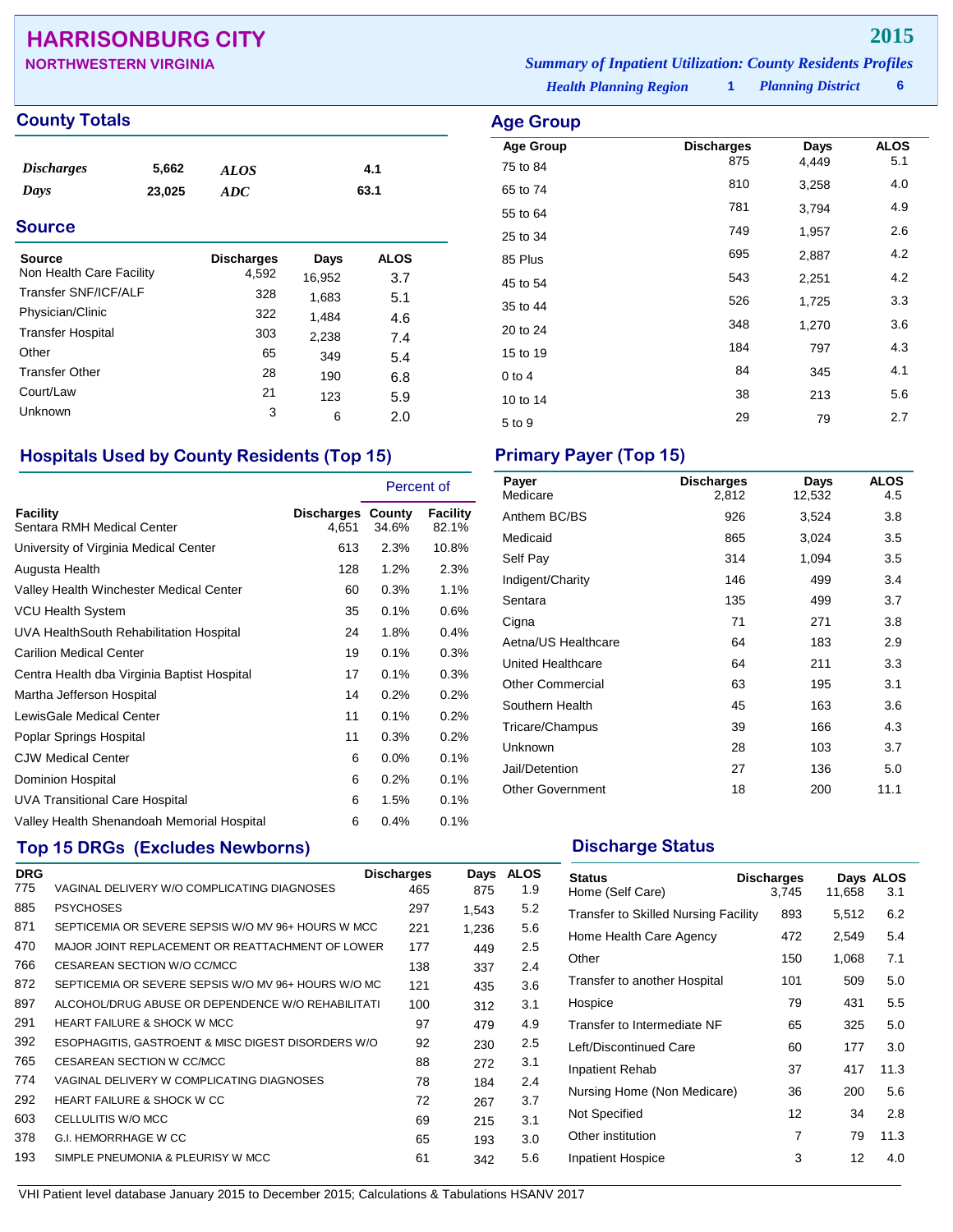# HARRISONBURG CITY

**NORTHWESTERN VIRGINIA**

**2015**

*Summary of Inpatient Utilization: County Residents Profiles*

*Health Planning Region* **1** *Planning District* **6**

## County Totals

| | | | |
|---|---|---|---|
| *Discharges* | 5,662 | *ALOS* | 4.1 |
| *Days* | 23,025 | *ADC* | 63.1 |

## Source

| Source | Discharges | Days | ALOS |
|---|---|---|---|
| Non Health Care Facility | 4,592 | 16,952 | 3.7 |
| Transfer SNF/ICF/ALF | 328 | 1,683 | 5.1 |
| Physician/Clinic | 322 | 1,484 | 4.6 |
| Transfer Hospital | 303 | 2,238 | 7.4 |
| Other | 65 | 349 | 5.4 |
| Transfer Other | 28 | 190 | 6.8 |
| Court/Law | 21 | 123 | 5.9 |
| Unknown | 3 | 6 | 2.0 |

## Age Group

| Age Group | Discharges | Days | ALOS |
|---|---|---|---|
| 75 to 84 | 875 | 4,449 | 5.1 |
| 65 to 74 | 810 | 3,258 | 4.0 |
| 55 to 64 | 781 | 3,794 | 4.9 |
| 25 to 34 | 749 | 1,957 | 2.6 |
| 85 Plus | 695 | 2,887 | 4.2 |
| 45 to 54 | 543 | 2,251 | 4.2 |
| 35 to 44 | 526 | 1,725 | 3.3 |
| 20 to 24 | 348 | 1,270 | 3.6 |
| 15 to 19 | 184 | 797 | 4.3 |
| 0 to 4 | 84 | 345 | 4.1 |
| 10 to 14 | 38 | 213 | 5.6 |
| 5 to 9 | 29 | 79 | 2.7 |

## Hospitals Used by County Residents (Top 15)

| | | Percent of | |
|---|---|---|---|
| Facility | Discharges | County | Facility |
| Sentara RMH Medical Center | 4,651 | 34.6% | 82.1% |
| University of Virginia Medical Center | 613 | 2.3% | 10.8% |
| Augusta Health | 128 | 1.2% | 2.3% |
| Valley Health Winchester Medical Center | 60 | 0.3% | 1.1% |
| VCU Health System | 35 | 0.1% | 0.6% |
| UVA HealthSouth Rehabilitation Hospital | 24 | 1.8% | 0.4% |
| Carilion Medical Center | 19 | 0.1% | 0.3% |
| Centra Health dba Virginia Baptist Hospital | 17 | 0.1% | 0.3% |
| Martha Jefferson Hospital | 14 | 0.2% | 0.2% |
| LewisGale Medical Center | 11 | 0.1% | 0.2% |
| Poplar Springs Hospital | 11 | 0.3% | 0.2% |
| CJW Medical Center | 6 | 0.0% | 0.1% |
| Dominion Hospital | 6 | 0.2% | 0.1% |
| UVA Transitional Care Hospital | 6 | 1.5% | 0.1% |
| Valley Health Shenandoah Memorial Hospital | 6 | 0.4% | 0.1% |

## Primary Payer (Top 15)

| Payer | Discharges | Days | ALOS |
|---|---|---|---|
| Medicare | 2,812 | 12,532 | 4.5 |
| Anthem BC/BS | 926 | 3,524 | 3.8 |
| Medicaid | 865 | 3,024 | 3.5 |
| Self Pay | 314 | 1,094 | 3.5 |
| Indigent/Charity | 146 | 499 | 3.4 |
| Sentara | 135 | 499 | 3.7 |
| Cigna | 71 | 271 | 3.8 |
| Aetna/US Healthcare | 64 | 183 | 2.9 |
| United Healthcare | 64 | 211 | 3.3 |
| Other Commercial | 63 | 195 | 3.1 |
| Southern Health | 45 | 163 | 3.6 |
| Tricare/Champus | 39 | 166 | 4.3 |
| Unknown | 28 | 103 | 3.7 |
| Jail/Detention | 27 | 136 | 5.0 |
| Other Government | 18 | 200 | 11.1 |

## Top 15 DRGs (Excludes Newborns)

| DRG | | Discharges | Days | ALOS |
|---|---|---|---|---|
| 775 | VAGINAL DELIVERY W/O COMPLICATING DIAGNOSES | 465 | 875 | 1.9 |
| 885 | PSYCHOSES | 297 | 1,543 | 5.2 |
| 871 | SEPTICEMIA OR SEVERE SEPSIS W/O MV 96+ HOURS W MCC | 221 | 1,236 | 5.6 |
| 470 | MAJOR JOINT REPLACEMENT OR REATTACHMENT OF LOWER | 177 | 449 | 2.5 |
| 766 | CESAREAN SECTION W/O CC/MCC | 138 | 337 | 2.4 |
| 872 | SEPTICEMIA OR SEVERE SEPSIS W/O MV 96+ HOURS W/O MC | 121 | 435 | 3.6 |
| 897 | ALCOHOL/DRUG ABUSE OR DEPENDENCE W/O REHABILITATI | 100 | 312 | 3.1 |
| 291 | HEART FAILURE & SHOCK W MCC | 97 | 479 | 4.9 |
| 392 | ESOPHAGITIS, GASTROENT & MISC DIGEST DISORDERS W/O | 92 | 230 | 2.5 |
| 765 | CESAREAN SECTION W CC/MCC | 88 | 272 | 3.1 |
| 774 | VAGINAL DELIVERY W COMPLICATING DIAGNOSES | 78 | 184 | 2.4 |
| 292 | HEART FAILURE & SHOCK W CC | 72 | 267 | 3.7 |
| 603 | CELLULITIS W/O MCC | 69 | 215 | 3.1 |
| 378 | G.I. HEMORRHAGE W CC | 65 | 193 | 3.0 |
| 193 | SIMPLE PNEUMONIA & PLEURISY W MCC | 61 | 342 | 5.6 |

## Discharge Status

| Status | Discharges | Days | ALOS |
|---|---|---|---|
| Home (Self Care) | 3,745 | 11,658 | 3.1 |
| Transfer to Skilled Nursing Facility | 893 | 5,512 | 6.2 |
| Home Health Care Agency | 472 | 2,549 | 5.4 |
| Other | 150 | 1,068 | 7.1 |
| Transfer to another Hospital | 101 | 509 | 5.0 |
| Hospice | 79 | 431 | 5.5 |
| Transfer to Intermediate NF | 65 | 325 | 5.0 |
| Left/Discontinued Care | 60 | 177 | 3.0 |
| Inpatient Rehab | 37 | 417 | 11.3 |
| Nursing Home (Non Medicare) | 36 | 200 | 5.6 |
| Not Specified | 12 | 34 | 2.8 |
| Other institution | 7 | 79 | 11.3 |
| Inpatient Hospice | 3 | 12 | 4.0 |

VHI Patient level database January 2015 to December 2015; Calculations & Tabulations HSANV 2017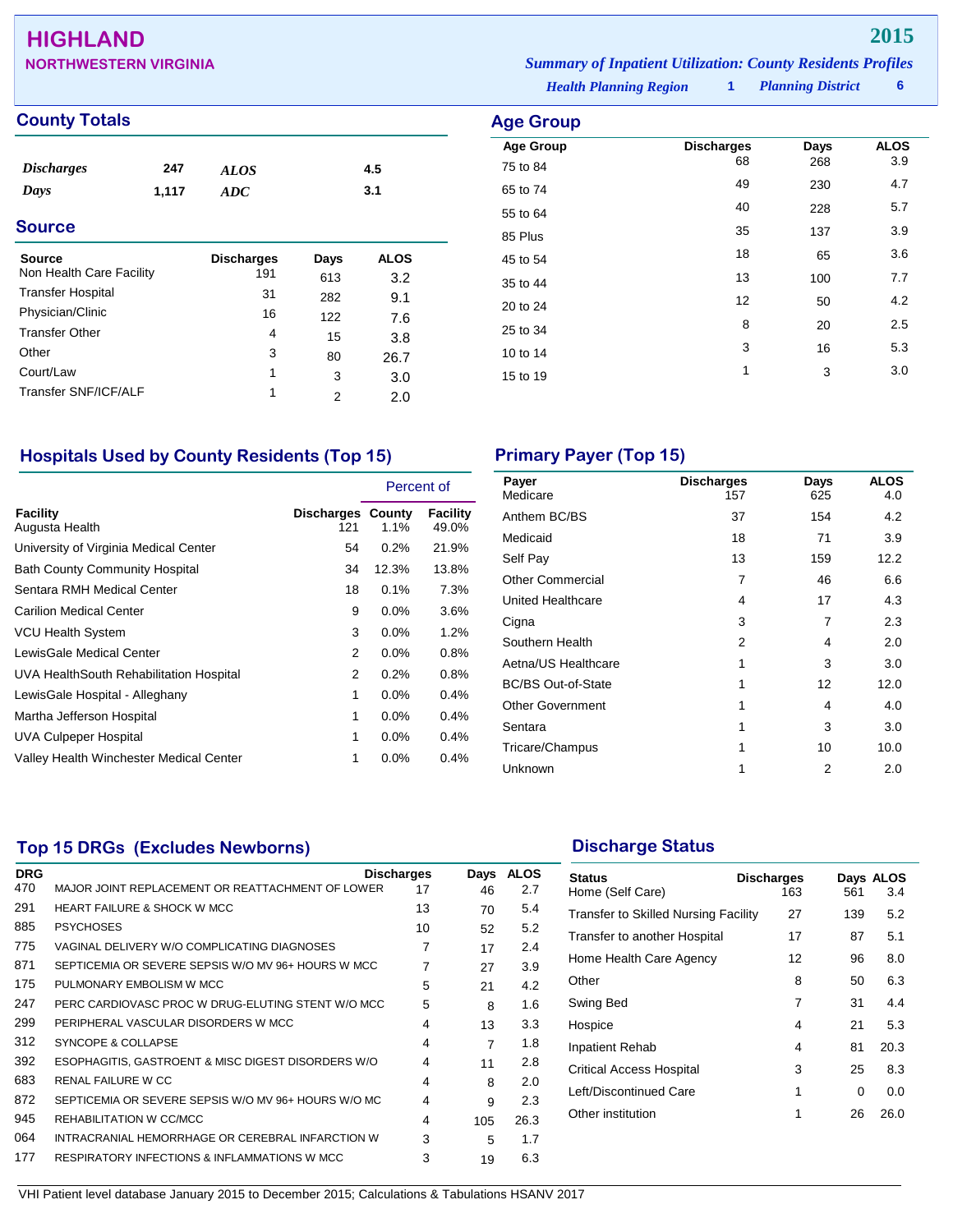# HIGHLAND

## NORTHWESTERN VIRGINIA

**2015**

*Summary of Inpatient Utilization: County Residents Profiles*

*Health Planning Region* **1** *Planning District* **6**

## County Totals

| | | | |
|---|---|---|---|
| *Discharges* | 247 | *ALOS* | 4.5 |
| *Days* | 1,117 | *ADC* | 3.1 |

## Source

| Source | Discharges | Days | ALOS |
|---|---|---|---|
| Non Health Care Facility | 191 | 613 | 3.2 |
| Transfer Hospital | 31 | 282 | 9.1 |
| Physician/Clinic | 16 | 122 | 7.6 |
| Transfer Other | 4 | 15 | 3.8 |
| Other | 3 | 80 | 26.7 |
| Court/Law | 1 | 3 | 3.0 |
| Transfer SNF/ICF/ALF | 1 | 2 | 2.0 |

## Age Group

| Age Group | Discharges | Days | ALOS |
|---|---|---|---|
| 75 to 84 | 68 | 268 | 3.9 |
| 65 to 74 | 49 | 230 | 4.7 |
| 55 to 64 | 40 | 228 | 5.7 |
| 85 Plus | 35 | 137 | 3.9 |
| 45 to 54 | 18 | 65 | 3.6 |
| 35 to 44 | 13 | 100 | 7.7 |
| 20 to 24 | 12 | 50 | 4.2 |
| 25 to 34 | 8 | 20 | 2.5 |
| 10 to 14 | 3 | 16 | 5.3 |
| 15 to 19 | 1 | 3 | 3.0 |

## Hospitals Used by County Residents (Top 15)

| Facility | Discharges | Percent of County | Percent of Facility |
|---|---|---|---|
| Augusta Health | 121 | 1.1% | 49.0% |
| University of Virginia Medical Center | 54 | 0.2% | 21.9% |
| Bath County Community Hospital | 34 | 12.3% | 13.8% |
| Sentara RMH Medical Center | 18 | 0.1% | 7.3% |
| Carilion Medical Center | 9 | 0.0% | 3.6% |
| VCU Health System | 3 | 0.0% | 1.2% |
| LewisGale Medical Center | 2 | 0.0% | 0.8% |
| UVA HealthSouth Rehabilitation Hospital | 2 | 0.2% | 0.8% |
| LewisGale Hospital - Alleghany | 1 | 0.0% | 0.4% |
| Martha Jefferson Hospital | 1 | 0.0% | 0.4% |
| UVA Culpeper Hospital | 1 | 0.0% | 0.4% |
| Valley Health Winchester Medical Center | 1 | 0.0% | 0.4% |

## Primary Payer (Top 15)

| Payer | Discharges | Days | ALOS |
|---|---|---|---|
| Medicare | 157 | 625 | 4.0 |
| Anthem BC/BS | 37 | 154 | 4.2 |
| Medicaid | 18 | 71 | 3.9 |
| Self Pay | 13 | 159 | 12.2 |
| Other Commercial | 7 | 46 | 6.6 |
| United Healthcare | 4 | 17 | 4.3 |
| Cigna | 3 | 7 | 2.3 |
| Southern Health | 2 | 4 | 2.0 |
| Aetna/US Healthcare | 1 | 3 | 3.0 |
| BC/BS Out-of-State | 1 | 12 | 12.0 |
| Other Government | 1 | 4 | 4.0 |
| Sentara | 1 | 3 | 3.0 |
| Tricare/Champus | 1 | 10 | 10.0 |
| Unknown | 1 | 2 | 2.0 |

## Top 15 DRGs (Excludes Newborns)

| DRG | | Discharges | Days | ALOS |
|---|---|---|---|---|
| 470 | MAJOR JOINT REPLACEMENT OR REATTACHMENT OF LOWER | 17 | 46 | 2.7 |
| 291 | HEART FAILURE & SHOCK W MCC | 13 | 70 | 5.4 |
| 885 | PSYCHOSES | 10 | 52 | 5.2 |
| 775 | VAGINAL DELIVERY W/O COMPLICATING DIAGNOSES | 7 | 17 | 2.4 |
| 871 | SEPTICEMIA OR SEVERE SEPSIS W/O MV 96+ HOURS W MCC | 7 | 27 | 3.9 |
| 175 | PULMONARY EMBOLISM W MCC | 5 | 21 | 4.2 |
| 247 | PERC CARDIOVASC PROC W DRUG-ELUTING STENT W/O MCC | 5 | 8 | 1.6 |
| 299 | PERIPHERAL VASCULAR DISORDERS W MCC | 4 | 13 | 3.3 |
| 312 | SYNCOPE & COLLAPSE | 4 | 7 | 1.8 |
| 392 | ESOPHAGITIS, GASTROENT & MISC DIGEST DISORDERS W/O | 4 | 11 | 2.8 |
| 683 | RENAL FAILURE W CC | 4 | 8 | 2.0 |
| 872 | SEPTICEMIA OR SEVERE SEPSIS W/O MV 96+ HOURS W/O MC | 4 | 9 | 2.3 |
| 945 | REHABILITATION W CC/MCC | 4 | 105 | 26.3 |
| 064 | INTRACRANIAL HEMORRHAGE OR CEREBRAL INFARCTION W | 3 | 5 | 1.7 |
| 177 | RESPIRATORY INFECTIONS & INFLAMMATIONS W MCC | 3 | 19 | 6.3 |

## Discharge Status

| Status | Discharges | Days | ALOS |
|---|---|---|---|
| Home (Self Care) | 163 | 561 | 3.4 |
| Transfer to Skilled Nursing Facility | 27 | 139 | 5.2 |
| Transfer to another Hospital | 17 | 87 | 5.1 |
| Home Health Care Agency | 12 | 96 | 8.0 |
| Other | 8 | 50 | 6.3 |
| Swing Bed | 7 | 31 | 4.4 |
| Hospice | 4 | 21 | 5.3 |
| Inpatient Rehab | 4 | 81 | 20.3 |
| Critical Access Hospital | 3 | 25 | 8.3 |
| Left/Discontinued Care | 1 | 0 | 0.0 |
| Other institution | 1 | 26 | 26.0 |

VHI Patient level database January 2015 to December 2015; Calculations & Tabulations HSANV 2017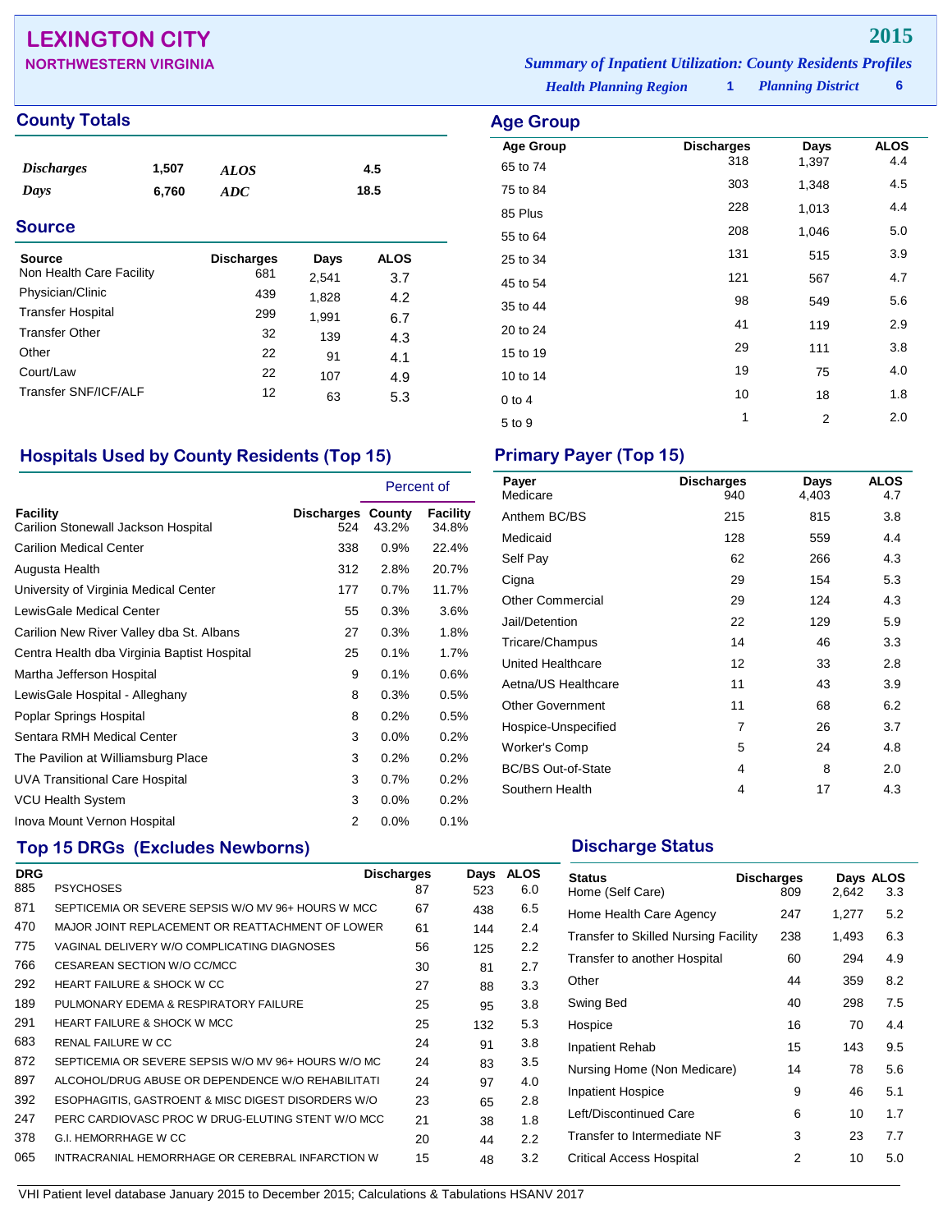# LEXINGTON CITY

## NORTHWESTERN VIRGINIA

**2015**

*Summary of Inpatient Utilization: County Residents Profiles*

*Health Planning Region* 1 *Planning District* 6

## County Totals

| | | | |
|---|---|---|---|
| *Discharges* | 1,507 | *ALOS* | 4.5 |
| *Days* | 6,760 | *ADC* | 18.5 |

## Source

| Source | Discharges | Days | ALOS |
|---|---|---|---|
| Non Health Care Facility | 681 | 2,541 | 3.7 |
| Physician/Clinic | 439 | 1,828 | 4.2 |
| Transfer Hospital | 299 | 1,991 | 6.7 |
| Transfer Other | 32 | 139 | 4.3 |
| Other | 22 | 91 | 4.1 |
| Court/Law | 22 | 107 | 4.9 |
| Transfer SNF/ICF/ALF | 12 | 63 | 5.3 |

## Age Group

| Age Group | Discharges | Days | ALOS |
|---|---|---|---|
| 65 to 74 | 318 | 1,397 | 4.4 |
| 75 to 84 | 303 | 1,348 | 4.5 |
| 85 Plus | 228 | 1,013 | 4.4 |
| 55 to 64 | 208 | 1,046 | 5.0 |
| 25 to 34 | 131 | 515 | 3.9 |
| 45 to 54 | 121 | 567 | 4.7 |
| 35 to 44 | 98 | 549 | 5.6 |
| 20 to 24 | 41 | 119 | 2.9 |
| 15 to 19 | 29 | 111 | 3.8 |
| 10 to 14 | 19 | 75 | 4.0 |
| 0 to 4 | 10 | 18 | 1.8 |
| 5 to 9 | 1 | 2 | 2.0 |

## Hospitals Used by County Residents (Top 15)

| | | Percent of | |
|---|---|---|---|
| Facility | Discharges | County | Facility |
| Carilion Stonewall Jackson Hospital | 524 | 43.2% | 34.8% |
| Carilion Medical Center | 338 | 0.9% | 22.4% |
| Augusta Health | 312 | 2.8% | 20.7% |
| University of Virginia Medical Center | 177 | 0.7% | 11.7% |
| LewisGale Medical Center | 55 | 0.3% | 3.6% |
| Carilion New River Valley dba St. Albans | 27 | 0.3% | 1.8% |
| Centra Health dba Virginia Baptist Hospital | 25 | 0.1% | 1.7% |
| Martha Jefferson Hospital | 9 | 0.1% | 0.6% |
| LewisGale Hospital - Alleghany | 8 | 0.3% | 0.5% |
| Poplar Springs Hospital | 8 | 0.2% | 0.5% |
| Sentara RMH Medical Center | 3 | 0.0% | 0.2% |
| The Pavilion at Williamsburg Place | 3 | 0.2% | 0.2% |
| UVA Transitional Care Hospital | 3 | 0.7% | 0.2% |
| VCU Health System | 3 | 0.0% | 0.2% |
| Inova Mount Vernon Hospital | 2 | 0.0% | 0.1% |

## Primary Payer (Top 15)

| Payer | Discharges | Days | ALOS |
|---|---|---|---|
| Medicare | 940 | 4,403 | 4.7 |
| Anthem BC/BS | 215 | 815 | 3.8 |
| Medicaid | 128 | 559 | 4.4 |
| Self Pay | 62 | 266 | 4.3 |
| Cigna | 29 | 154 | 5.3 |
| Other Commercial | 29 | 124 | 4.3 |
| Jail/Detention | 22 | 129 | 5.9 |
| Tricare/Champus | 14 | 46 | 3.3 |
| United Healthcare | 12 | 33 | 2.8 |
| Aetna/US Healthcare | 11 | 43 | 3.9 |
| Other Government | 11 | 68 | 6.2 |
| Hospice-Unspecified | 7 | 26 | 3.7 |
| Worker's Comp | 5 | 24 | 4.8 |
| BC/BS Out-of-State | 4 | 8 | 2.0 |
| Southern Health | 4 | 17 | 4.3 |

## Top 15 DRGs (Excludes Newborns)

| DRG | | Discharges | Days | ALOS |
|---|---|---|---|---|
| 885 | PSYCHOSES | 87 | 523 | 6.0 |
| 871 | SEPTICEMIA OR SEVERE SEPSIS W/O MV 96+ HOURS W MCC | 67 | 438 | 6.5 |
| 470 | MAJOR JOINT REPLACEMENT OR REATTACHMENT OF LOWER | 61 | 144 | 2.4 |
| 775 | VAGINAL DELIVERY W/O COMPLICATING DIAGNOSES | 56 | 125 | 2.2 |
| 766 | CESAREAN SECTION W/O CC/MCC | 30 | 81 | 2.7 |
| 292 | HEART FAILURE & SHOCK W CC | 27 | 88 | 3.3 |
| 189 | PULMONARY EDEMA & RESPIRATORY FAILURE | 25 | 95 | 3.8 |
| 291 | HEART FAILURE & SHOCK W MCC | 25 | 132 | 5.3 |
| 683 | RENAL FAILURE W CC | 24 | 91 | 3.8 |
| 872 | SEPTICEMIA OR SEVERE SEPSIS W/O MV 96+ HOURS W/O MC | 24 | 83 | 3.5 |
| 897 | ALCOHOL/DRUG ABUSE OR DEPENDENCE W/O REHABILITATI | 24 | 97 | 4.0 |
| 392 | ESOPHAGITIS, GASTROENT & MISC DIGEST DISORDERS W/O | 23 | 65 | 2.8 |
| 247 | PERC CARDIOVASC PROC W DRUG-ELUTING STENT W/O MCC | 21 | 38 | 1.8 |
| 378 | G.I. HEMORRHAGE W CC | 20 | 44 | 2.2 |
| 065 | INTRACRANIAL HEMORRHAGE OR CEREBRAL INFARCTION W | 15 | 48 | 3.2 |

## Discharge Status

| Status | Discharges | Days | ALOS |
|---|---|---|---|
| Home (Self Care) | 809 | 2,642 | 3.3 |
| Home Health Care Agency | 247 | 1,277 | 5.2 |
| Transfer to Skilled Nursing Facility | 238 | 1,493 | 6.3 |
| Transfer to another Hospital | 60 | 294 | 4.9 |
| Other | 44 | 359 | 8.2 |
| Swing Bed | 40 | 298 | 7.5 |
| Hospice | 16 | 70 | 4.4 |
| Inpatient Rehab | 15 | 143 | 9.5 |
| Nursing Home (Non Medicare) | 14 | 78 | 5.6 |
| Inpatient Hospice | 9 | 46 | 5.1 |
| Left/Discontinued Care | 6 | 10 | 1.7 |
| Transfer to Intermediate NF | 3 | 23 | 7.7 |
| Critical Access Hospital | 2 | 10 | 5.0 |

VHI Patient level database January 2015 to December 2015; Calculations & Tabulations HSANV 2017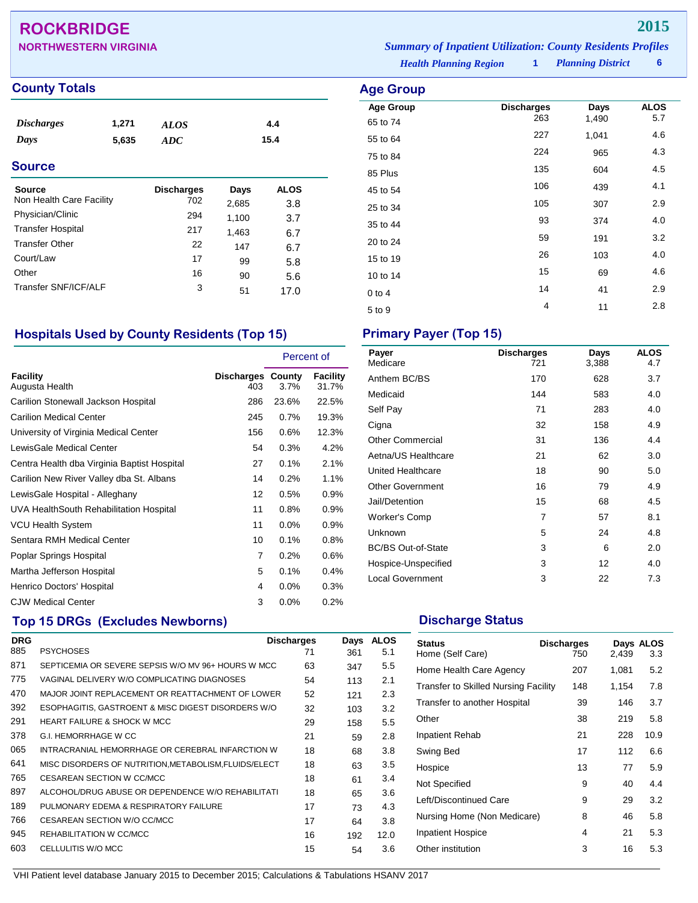# ROCKBRIDGE

**NORTHWESTERN VIRGINIA**

**2015**

*Summary of Inpatient Utilization: County Residents Profiles*

*Health Planning Region* **1** *Planning District* **6**

## County Totals

| | | | |
|---|---|---|---|
| *Discharges* | 1,271 | *ALOS* | 4.4 |
| *Days* | 5,635 | *ADC* | 15.4 |

## Source

| Source | Discharges | Days | ALOS |
|---|---|---|---|
| Non Health Care Facility | 702 | 2,685 | 3.8 |
| Physician/Clinic | 294 | 1,100 | 3.7 |
| Transfer Hospital | 217 | 1,463 | 6.7 |
| Transfer Other | 22 | 147 | 6.7 |
| Court/Law | 17 | 99 | 5.8 |
| Other | 16 | 90 | 5.6 |
| Transfer SNF/ICF/ALF | 3 | 51 | 17.0 |

## Age Group

| Age Group | Discharges | Days | ALOS |
|---|---|---|---|
| 65 to 74 | 263 | 1,490 | 5.7 |
| 55 to 64 | 227 | 1,041 | 4.6 |
| 75 to 84 | 224 | 965 | 4.3 |
| 85 Plus | 135 | 604 | 4.5 |
| 45 to 54 | 106 | 439 | 4.1 |
| 25 to 34 | 105 | 307 | 2.9 |
| 35 to 44 | 93 | 374 | 4.0 |
| 20 to 24 | 59 | 191 | 3.2 |
| 15 to 19 | 26 | 103 | 4.0 |
| 10 to 14 | 15 | 69 | 4.6 |
| 0 to 4 | 14 | 41 | 2.9 |
| 5 to 9 | 4 | 11 | 2.8 |

## Hospitals Used by County Residents (Top 15)

| | | Percent of | |
|---|---|---|---|
| Facility | Discharges | County | Facility |
| Augusta Health | 403 | 3.7% | 31.7% |
| Carilion Stonewall Jackson Hospital | 286 | 23.6% | 22.5% |
| Carilion Medical Center | 245 | 0.7% | 19.3% |
| University of Virginia Medical Center | 156 | 0.6% | 12.3% |
| LewisGale Medical Center | 54 | 0.3% | 4.2% |
| Centra Health dba Virginia Baptist Hospital | 27 | 0.1% | 2.1% |
| Carilion New River Valley dba St. Albans | 14 | 0.2% | 1.1% |
| LewisGale Hospital - Alleghany | 12 | 0.5% | 0.9% |
| UVA HealthSouth Rehabilitation Hospital | 11 | 0.8% | 0.9% |
| VCU Health System | 11 | 0.0% | 0.9% |
| Sentara RMH Medical Center | 10 | 0.1% | 0.8% |
| Poplar Springs Hospital | 7 | 0.2% | 0.6% |
| Martha Jefferson Hospital | 5 | 0.1% | 0.4% |
| Henrico Doctors' Hospital | 4 | 0.0% | 0.3% |
| CJW Medical Center | 3 | 0.0% | 0.2% |

## Primary Payer (Top 15)

| Payer | Discharges | Days | ALOS |
|---|---|---|---|
| Medicare | 721 | 3,388 | 4.7 |
| Anthem BC/BS | 170 | 628 | 3.7 |
| Medicaid | 144 | 583 | 4.0 |
| Self Pay | 71 | 283 | 4.0 |
| Cigna | 32 | 158 | 4.9 |
| Other Commercial | 31 | 136 | 4.4 |
| Aetna/US Healthcare | 21 | 62 | 3.0 |
| United Healthcare | 18 | 90 | 5.0 |
| Other Government | 16 | 79 | 4.9 |
| Jail/Detention | 15 | 68 | 4.5 |
| Worker's Comp | 7 | 57 | 8.1 |
| Unknown | 5 | 24 | 4.8 |
| BC/BS Out-of-State | 3 | 6 | 2.0 |
| Hospice-Unspecified | 3 | 12 | 4.0 |
| Local Government | 3 | 22 | 7.3 |

## Top 15 DRGs (Excludes Newborns)

| DRG | | Discharges | Days | ALOS |
|---|---|---|---|---|
| 885 | PSYCHOSES | 71 | 361 | 5.1 |
| 871 | SEPTICEMIA OR SEVERE SEPSIS W/O MV 96+ HOURS W MCC | 63 | 347 | 5.5 |
| 775 | VAGINAL DELIVERY W/O COMPLICATING DIAGNOSES | 54 | 113 | 2.1 |
| 470 | MAJOR JOINT REPLACEMENT OR REATTACHMENT OF LOWER | 52 | 121 | 2.3 |
| 392 | ESOPHAGITIS, GASTROENT & MISC DIGEST DISORDERS W/O | 32 | 103 | 3.2 |
| 291 | HEART FAILURE & SHOCK W MCC | 29 | 158 | 5.5 |
| 378 | G.I. HEMORRHAGE W CC | 21 | 59 | 2.8 |
| 065 | INTRACRANIAL HEMORRHAGE OR CEREBRAL INFARCTION W | 18 | 68 | 3.8 |
| 641 | MISC DISORDERS OF NUTRITION,METABOLISM,FLUIDS/ELECT | 18 | 63 | 3.5 |
| 765 | CESAREAN SECTION W CC/MCC | 18 | 61 | 3.4 |
| 897 | ALCOHOL/DRUG ABUSE OR DEPENDENCE W/O REHABILITATI | 18 | 65 | 3.6 |
| 189 | PULMONARY EDEMA & RESPIRATORY FAILURE | 17 | 73 | 4.3 |
| 766 | CESAREAN SECTION W/O CC/MCC | 17 | 64 | 3.8 |
| 945 | REHABILITATION W CC/MCC | 16 | 192 | 12.0 |
| 603 | CELLULITIS W/O MCC | 15 | 54 | 3.6 |

## Discharge Status

| Status | Discharges | Days | ALOS |
|---|---|---|---|
| Home (Self Care) | 750 | 2,439 | 3.3 |
| Home Health Care Agency | 207 | 1,081 | 5.2 |
| Transfer to Skilled Nursing Facility | 148 | 1,154 | 7.8 |
| Transfer to another Hospital | 39 | 146 | 3.7 |
| Other | 38 | 219 | 5.8 |
| Inpatient Rehab | 21 | 228 | 10.9 |
| Swing Bed | 17 | 112 | 6.6 |
| Hospice | 13 | 77 | 5.9 |
| Not Specified | 9 | 40 | 4.4 |
| Left/Discontinued Care | 9 | 29 | 3.2 |
| Nursing Home (Non Medicare) | 8 | 46 | 5.8 |
| Inpatient Hospice | 4 | 21 | 5.3 |
| Other institution | 3 | 16 | 5.3 |

VHI Patient level database January 2015 to December 2015; Calculations & Tabulations HSANV 2017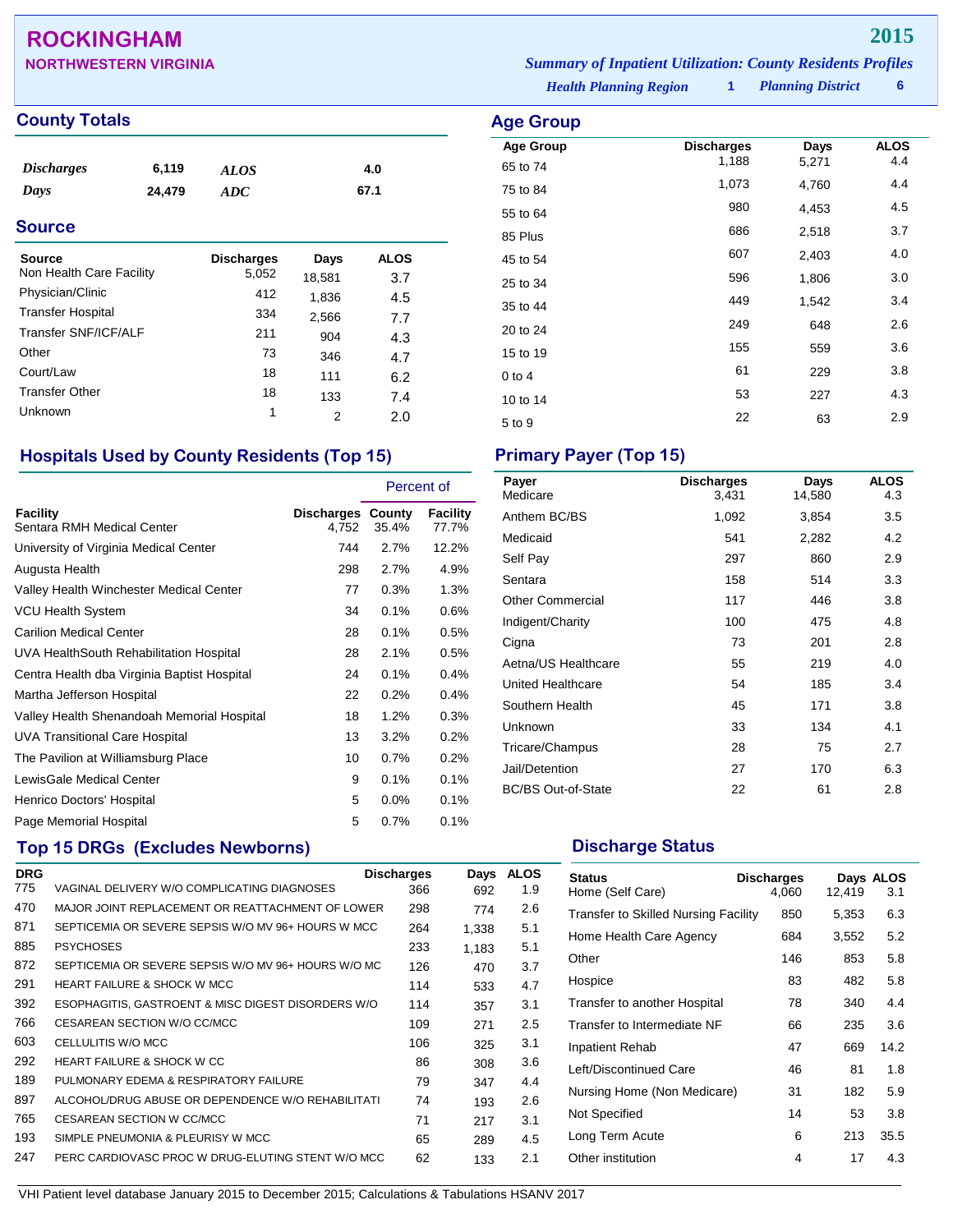# ROCKINGHAM

**NORTHWESTERN VIRGINIA**

**2015**

*Summary of Inpatient Utilization: County Residents Profiles*

*Health Planning Region* **1** *Planning District* **6**

## County Totals

| | | | |
|---|---|---|---|
| *Discharges* | 6,119 | *ALOS* | 4.0 |
| *Days* | 24,479 | *ADC* | 67.1 |

## Source

| Source | Discharges | Days | ALOS |
|---|---|---|---|
| Non Health Care Facility | 5,052 | 18,581 | 3.7 |
| Physician/Clinic | 412 | 1,836 | 4.5 |
| Transfer Hospital | 334 | 2,566 | 7.7 |
| Transfer SNF/ICF/ALF | 211 | 904 | 4.3 |
| Other | 73 | 346 | 4.7 |
| Court/Law | 18 | 111 | 6.2 |
| Transfer Other | 18 | 133 | 7.4 |
| Unknown | 1 | 2 | 2.0 |

## Age Group

| Age Group | Discharges | Days | ALOS |
|---|---|---|---|
| 65 to 74 | 1,188 | 5,271 | 4.4 |
| 75 to 84 | 1,073 | 4,760 | 4.4 |
| 55 to 64 | 980 | 4,453 | 4.5 |
| 85 Plus | 686 | 2,518 | 3.7 |
| 45 to 54 | 607 | 2,403 | 4.0 |
| 25 to 34 | 596 | 1,806 | 3.0 |
| 35 to 44 | 449 | 1,542 | 3.4 |
| 20 to 24 | 249 | 648 | 2.6 |
| 15 to 19 | 155 | 559 | 3.6 |
| 0 to 4 | 61 | 229 | 3.8 |
| 10 to 14 | 53 | 227 | 4.3 |
| 5 to 9 | 22 | 63 | 2.9 |

## Hospitals Used by County Residents (Top 15)

| Facility | Discharges | Percent of County | Percent of Facility |
|---|---|---|---|
| Sentara RMH Medical Center | 4,752 | 35.4% | 77.7% |
| University of Virginia Medical Center | 744 | 2.7% | 12.2% |
| Augusta Health | 298 | 2.7% | 4.9% |
| Valley Health Winchester Medical Center | 77 | 0.3% | 1.3% |
| VCU Health System | 34 | 0.1% | 0.6% |
| Carilion Medical Center | 28 | 0.1% | 0.5% |
| UVA HealthSouth Rehabilitation Hospital | 28 | 2.1% | 0.5% |
| Centra Health dba Virginia Baptist Hospital | 24 | 0.1% | 0.4% |
| Martha Jefferson Hospital | 22 | 0.2% | 0.4% |
| Valley Health Shenandoah Memorial Hospital | 18 | 1.2% | 0.3% |
| UVA Transitional Care Hospital | 13 | 3.2% | 0.2% |
| The Pavilion at Williamsburg Place | 10 | 0.7% | 0.2% |
| LewisGale Medical Center | 9 | 0.1% | 0.1% |
| Henrico Doctors' Hospital | 5 | 0.0% | 0.1% |
| Page Memorial Hospital | 5 | 0.7% | 0.1% |

## Primary Payer (Top 15)

| Payer | Discharges | Days | ALOS |
|---|---|---|---|
| Medicare | 3,431 | 14,580 | 4.3 |
| Anthem BC/BS | 1,092 | 3,854 | 3.5 |
| Medicaid | 541 | 2,282 | 4.2 |
| Self Pay | 297 | 860 | 2.9 |
| Sentara | 158 | 514 | 3.3 |
| Other Commercial | 117 | 446 | 3.8 |
| Indigent/Charity | 100 | 475 | 4.8 |
| Cigna | 73 | 201 | 2.8 |
| Aetna/US Healthcare | 55 | 219 | 4.0 |
| United Healthcare | 54 | 185 | 3.4 |
| Southern Health | 45 | 171 | 3.8 |
| Unknown | 33 | 134 | 4.1 |
| Tricare/Champus | 28 | 75 | 2.7 |
| Jail/Detention | 27 | 170 | 6.3 |
| BC/BS Out-of-State | 22 | 61 | 2.8 |

## Top 15 DRGs (Excludes Newborns)

| DRG | | Discharges | Days | ALOS |
|---|---|---|---|---|
| 775 | VAGINAL DELIVERY W/O COMPLICATING DIAGNOSES | 366 | 692 | 1.9 |
| 470 | MAJOR JOINT REPLACEMENT OR REATTACHMENT OF LOWER | 298 | 774 | 2.6 |
| 871 | SEPTICEMIA OR SEVERE SEPSIS W/O MV 96+ HOURS W MCC | 264 | 1,338 | 5.1 |
| 885 | PSYCHOSES | 233 | 1,183 | 5.1 |
| 872 | SEPTICEMIA OR SEVERE SEPSIS W/O MV 96+ HOURS W/O MC | 126 | 470 | 3.7 |
| 291 | HEART FAILURE & SHOCK W MCC | 114 | 533 | 4.7 |
| 392 | ESOPHAGITIS, GASTROENT & MISC DIGEST DISORDERS W/O | 114 | 357 | 3.1 |
| 766 | CESAREAN SECTION W/O CC/MCC | 109 | 271 | 2.5 |
| 603 | CELLULITIS W/O MCC | 106 | 325 | 3.1 |
| 292 | HEART FAILURE & SHOCK W CC | 86 | 308 | 3.6 |
| 189 | PULMONARY EDEMA & RESPIRATORY FAILURE | 79 | 347 | 4.4 |
| 897 | ALCOHOL/DRUG ABUSE OR DEPENDENCE W/O REHABILITATI | 74 | 193 | 2.6 |
| 765 | CESAREAN SECTION W CC/MCC | 71 | 217 | 3.1 |
| 193 | SIMPLE PNEUMONIA & PLEURISY W MCC | 65 | 289 | 4.5 |
| 247 | PERC CARDIOVASC PROC W DRUG-ELUTING STENT W/O MCC | 62 | 133 | 2.1 |

## Discharge Status

| Status | Discharges | Days | ALOS |
|---|---|---|---|
| Home (Self Care) | 4,060 | 12,419 | 3.1 |
| Transfer to Skilled Nursing Facility | 850 | 5,353 | 6.3 |
| Home Health Care Agency | 684 | 3,552 | 5.2 |
| Other | 146 | 853 | 5.8 |
| Hospice | 83 | 482 | 5.8 |
| Transfer to another Hospital | 78 | 340 | 4.4 |
| Transfer to Intermediate NF | 66 | 235 | 3.6 |
| Inpatient Rehab | 47 | 669 | 14.2 |
| Left/Discontinued Care | 46 | 81 | 1.8 |
| Nursing Home (Non Medicare) | 31 | 182 | 5.9 |
| Not Specified | 14 | 53 | 3.8 |
| Long Term Acute | 6 | 213 | 35.5 |
| Other institution | 4 | 17 | 4.3 |

VHI Patient level database January 2015 to December 2015; Calculations & Tabulations HSANV 2017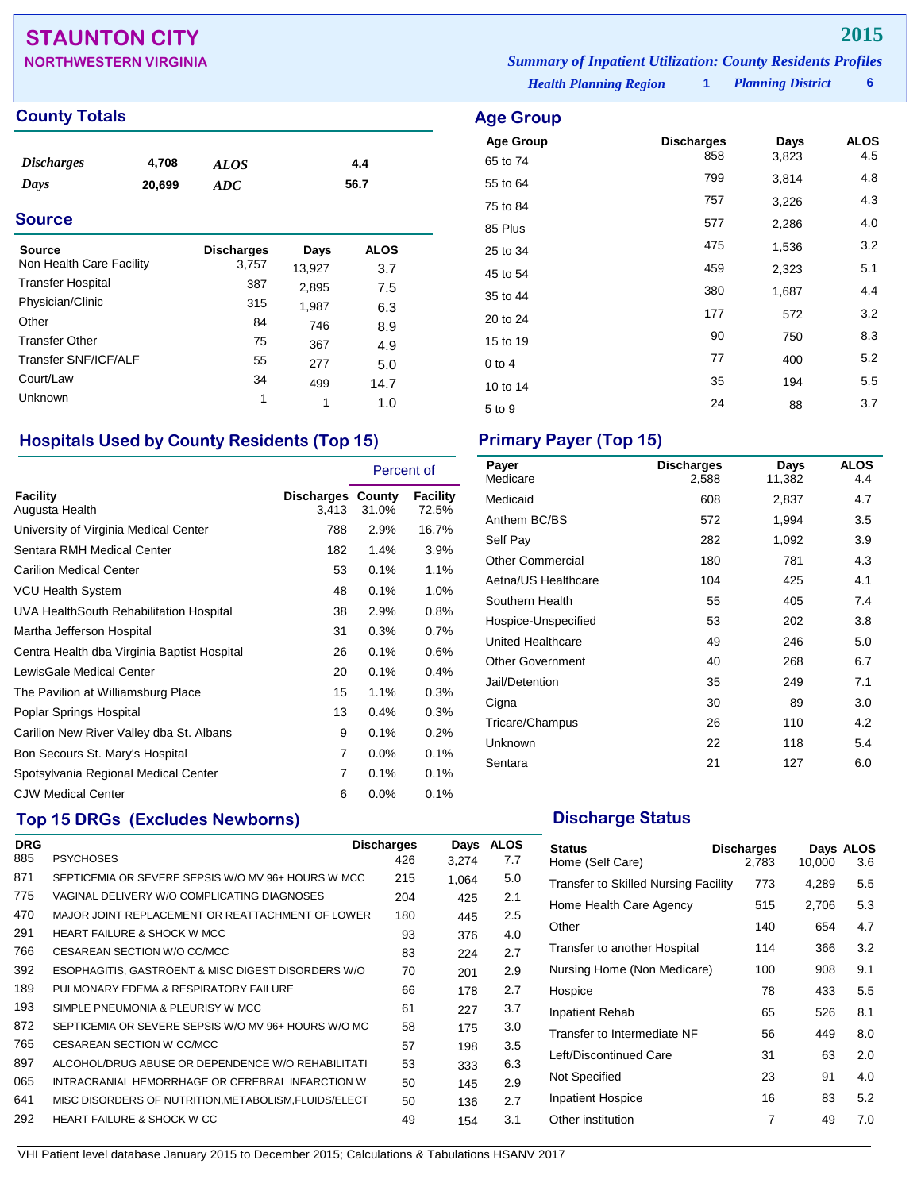# STAUNTON CITY

**NORTHWESTERN VIRGINIA**

**2015**

*Summary of Inpatient Utilization: County Residents Profiles*

*Health Planning Region* **1** *Planning District* **6**

## County Totals

| | | | |
|---|---|---|---|
| *Discharges* | 4,708 | *ALOS* | 4.4 |
| *Days* | 20,699 | *ADC* | 56.7 |

## Source

| Source | Discharges | Days | ALOS |
|---|---|---|---|
| Non Health Care Facility | 3,757 | 13,927 | 3.7 |
| Transfer Hospital | 387 | 2,895 | 7.5 |
| Physician/Clinic | 315 | 1,987 | 6.3 |
| Other | 84 | 746 | 8.9 |
| Transfer Other | 75 | 367 | 4.9 |
| Transfer SNF/ICF/ALF | 55 | 277 | 5.0 |
| Court/Law | 34 | 499 | 14.7 |
| Unknown | 1 | 1 | 1.0 |

## Age Group

| Age Group | Discharges | Days | ALOS |
|---|---|---|---|
| 65 to 74 | 858 | 3,823 | 4.5 |
| 55 to 64 | 799 | 3,814 | 4.8 |
| 75 to 84 | 757 | 3,226 | 4.3 |
| 85 Plus | 577 | 2,286 | 4.0 |
| 25 to 34 | 475 | 1,536 | 3.2 |
| 45 to 54 | 459 | 2,323 | 5.1 |
| 35 to 44 | 380 | 1,687 | 4.4 |
| 20 to 24 | 177 | 572 | 3.2 |
| 15 to 19 | 90 | 750 | 8.3 |
| 0 to 4 | 77 | 400 | 5.2 |
| 10 to 14 | 35 | 194 | 5.5 |
| 5 to 9 | 24 | 88 | 3.7 |

## Hospitals Used by County Residents (Top 15)

| | | Percent of | |
|---|---|---|---|
| Facility | Discharges | County | Facility |
| Augusta Health | 3,413 | 31.0% | 72.5% |
| University of Virginia Medical Center | 788 | 2.9% | 16.7% |
| Sentara RMH Medical Center | 182 | 1.4% | 3.9% |
| Carilion Medical Center | 53 | 0.1% | 1.1% |
| VCU Health System | 48 | 0.1% | 1.0% |
| UVA HealthSouth Rehabilitation Hospital | 38 | 2.9% | 0.8% |
| Martha Jefferson Hospital | 31 | 0.3% | 0.7% |
| Centra Health dba Virginia Baptist Hospital | 26 | 0.1% | 0.6% |
| LewisGale Medical Center | 20 | 0.1% | 0.4% |
| The Pavilion at Williamsburg Place | 15 | 1.1% | 0.3% |
| Poplar Springs Hospital | 13 | 0.4% | 0.3% |
| Carilion New River Valley dba St. Albans | 9 | 0.1% | 0.2% |
| Bon Secours St. Mary's Hospital | 7 | 0.0% | 0.1% |
| Spotsylvania Regional Medical Center | 7 | 0.1% | 0.1% |
| CJW Medical Center | 6 | 0.0% | 0.1% |

## Primary Payer (Top 15)

| Payer | Discharges | Days | ALOS |
|---|---|---|---|
| Medicare | 2,588 | 11,382 | 4.4 |
| Medicaid | 608 | 2,837 | 4.7 |
| Anthem BC/BS | 572 | 1,994 | 3.5 |
| Self Pay | 282 | 1,092 | 3.9 |
| Other Commercial | 180 | 781 | 4.3 |
| Aetna/US Healthcare | 104 | 425 | 4.1 |
| Southern Health | 55 | 405 | 7.4 |
| Hospice-Unspecified | 53 | 202 | 3.8 |
| United Healthcare | 49 | 246 | 5.0 |
| Other Government | 40 | 268 | 6.7 |
| Jail/Detention | 35 | 249 | 7.1 |
| Cigna | 30 | 89 | 3.0 |
| Tricare/Champus | 26 | 110 | 4.2 |
| Unknown | 22 | 118 | 5.4 |
| Sentara | 21 | 127 | 6.0 |

## Top 15 DRGs (Excludes Newborns)

| DRG | | Discharges | Days | ALOS |
|---|---|---|---|---|
| 885 | PSYCHOSES | 426 | 3,274 | 7.7 |
| 871 | SEPTICEMIA OR SEVERE SEPSIS W/O MV 96+ HOURS W MCC | 215 | 1,064 | 5.0 |
| 775 | VAGINAL DELIVERY W/O COMPLICATING DIAGNOSES | 204 | 425 | 2.1 |
| 470 | MAJOR JOINT REPLACEMENT OR REATTACHMENT OF LOWER | 180 | 445 | 2.5 |
| 291 | HEART FAILURE & SHOCK W MCC | 93 | 376 | 4.0 |
| 766 | CESAREAN SECTION W/O CC/MCC | 83 | 224 | 2.7 |
| 392 | ESOPHAGITIS, GASTROENT & MISC DIGEST DISORDERS W/O | 70 | 201 | 2.9 |
| 189 | PULMONARY EDEMA & RESPIRATORY FAILURE | 66 | 178 | 2.7 |
| 193 | SIMPLE PNEUMONIA & PLEURISY W MCC | 61 | 227 | 3.7 |
| 872 | SEPTICEMIA OR SEVERE SEPSIS W/O MV 96+ HOURS W/O MC | 58 | 175 | 3.0 |
| 765 | CESAREAN SECTION W CC/MCC | 57 | 198 | 3.5 |
| 897 | ALCOHOL/DRUG ABUSE OR DEPENDENCE W/O REHABILITATI | 53 | 333 | 6.3 |
| 065 | INTRACRANIAL HEMORRHAGE OR CEREBRAL INFARCTION W | 50 | 145 | 2.9 |
| 641 | MISC DISORDERS OF NUTRITION,METABOLISM,FLUIDS/ELECT | 50 | 136 | 2.7 |
| 292 | HEART FAILURE & SHOCK W CC | 49 | 154 | 3.1 |

## Discharge Status

| Status | Discharges | Days | ALOS |
|---|---|---|---|
| Home (Self Care) | 2,783 | 10,000 | 3.6 |
| Transfer to Skilled Nursing Facility | 773 | 4,289 | 5.5 |
| Home Health Care Agency | 515 | 2,706 | 5.3 |
| Other | 140 | 654 | 4.7 |
| Transfer to another Hospital | 114 | 366 | 3.2 |
| Nursing Home (Non Medicare) | 100 | 908 | 9.1 |
| Hospice | 78 | 433 | 5.5 |
| Inpatient Rehab | 65 | 526 | 8.1 |
| Transfer to Intermediate NF | 56 | 449 | 8.0 |
| Left/Discontinued Care | 31 | 63 | 2.0 |
| Not Specified | 23 | 91 | 4.0 |
| Inpatient Hospice | 16 | 83 | 5.2 |
| Other institution | 7 | 49 | 7.0 |

VHI Patient level database January 2015 to December 2015; Calculations & Tabulations HSANV 2017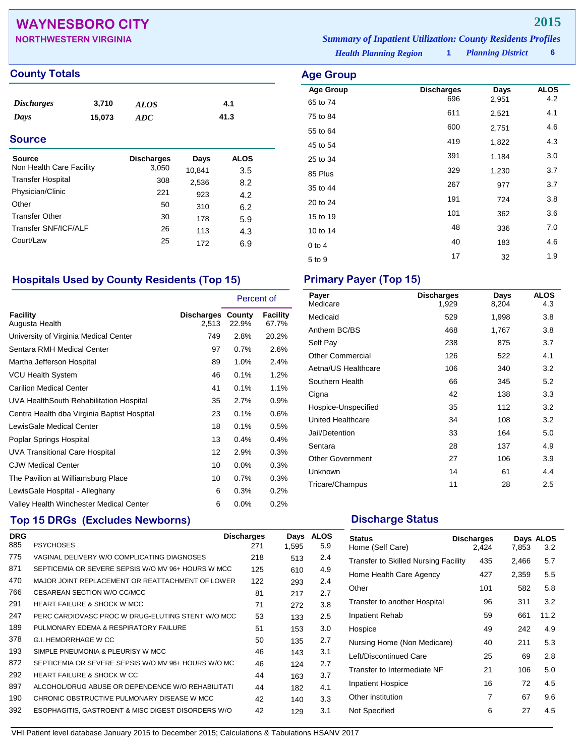# WAYNESBORO CITY

**NORTHWESTERN VIRGINIA**

**2015**

*Summary of Inpatient Utilization: County Residents Profiles*

*Health Planning Region* **1** *Planning District* **6**

## County Totals

| | | | |
|---|---|---|---|
| *Discharges* | 3,710 | *ALOS* | 4.1 |
| *Days* | 15,073 | *ADC* | 41.3 |

## Source

| Source | Discharges | Days | ALOS |
|---|---|---|---|
| Non Health Care Facility | 3,050 | 10,841 | 3.5 |
| Transfer Hospital | 308 | 2,536 | 8.2 |
| Physician/Clinic | 221 | 923 | 4.2 |
| Other | 50 | 310 | 6.2 |
| Transfer Other | 30 | 178 | 5.9 |
| Transfer SNF/ICF/ALF | 26 | 113 | 4.3 |
| Court/Law | 25 | 172 | 6.9 |

## Age Group

| Age Group | Discharges | Days | ALOS |
|---|---|---|---|
| 65 to 74 | 696 | 2,951 | 4.2 |
| 75 to 84 | 611 | 2,521 | 4.1 |
| 55 to 64 | 600 | 2,751 | 4.6 |
| 45 to 54 | 419 | 1,822 | 4.3 |
| 25 to 34 | 391 | 1,184 | 3.0 |
| 85 Plus | 329 | 1,230 | 3.7 |
| 35 to 44 | 267 | 977 | 3.7 |
| 20 to 24 | 191 | 724 | 3.8 |
| 15 to 19 | 101 | 362 | 3.6 |
| 10 to 14 | 48 | 336 | 7.0 |
| 0 to 4 | 40 | 183 | 4.6 |
| 5 to 9 | 17 | 32 | 1.9 |

## Hospitals Used by County Residents (Top 15)

| Facility | Discharges | Percent of County | Percent of Facility |
|---|---|---|---|
| Augusta Health | 2,513 | 22.9% | 67.7% |
| University of Virginia Medical Center | 749 | 2.8% | 20.2% |
| Sentara RMH Medical Center | 97 | 0.7% | 2.6% |
| Martha Jefferson Hospital | 89 | 1.0% | 2.4% |
| VCU Health System | 46 | 0.1% | 1.2% |
| Carilion Medical Center | 41 | 0.1% | 1.1% |
| UVA HealthSouth Rehabilitation Hospital | 35 | 2.7% | 0.9% |
| Centra Health dba Virginia Baptist Hospital | 23 | 0.1% | 0.6% |
| LewisGale Medical Center | 18 | 0.1% | 0.5% |
| Poplar Springs Hospital | 13 | 0.4% | 0.4% |
| UVA Transitional Care Hospital | 12 | 2.9% | 0.3% |
| CJW Medical Center | 10 | 0.0% | 0.3% |
| The Pavilion at Williamsburg Place | 10 | 0.7% | 0.3% |
| LewisGale Hospital - Alleghany | 6 | 0.3% | 0.2% |
| Valley Health Winchester Medical Center | 6 | 0.0% | 0.2% |

## Primary Payer (Top 15)

| Payer | Discharges | Days | ALOS |
|---|---|---|---|
| Medicare | 1,929 | 8,204 | 4.3 |
| Medicaid | 529 | 1,998 | 3.8 |
| Anthem BC/BS | 468 | 1,767 | 3.8 |
| Self Pay | 238 | 875 | 3.7 |
| Other Commercial | 126 | 522 | 4.1 |
| Aetna/US Healthcare | 106 | 340 | 3.2 |
| Southern Health | 66 | 345 | 5.2 |
| Cigna | 42 | 138 | 3.3 |
| Hospice-Unspecified | 35 | 112 | 3.2 |
| United Healthcare | 34 | 108 | 3.2 |
| Jail/Detention | 33 | 164 | 5.0 |
| Sentara | 28 | 137 | 4.9 |
| Other Government | 27 | 106 | 3.9 |
| Unknown | 14 | 61 | 4.4 |
| Tricare/Champus | 11 | 28 | 2.5 |

## Top 15 DRGs (Excludes Newborns)

| DRG | | Discharges | Days | ALOS |
|---|---|---|---|---|
| 885 | PSYCHOSES | 271 | 1,595 | 5.9 |
| 775 | VAGINAL DELIVERY W/O COMPLICATING DIAGNOSES | 218 | 513 | 2.4 |
| 871 | SEPTICEMIA OR SEVERE SEPSIS W/O MV 96+ HOURS W MCC | 125 | 610 | 4.9 |
| 470 | MAJOR JOINT REPLACEMENT OR REATTACHMENT OF LOWER | 122 | 293 | 2.4 |
| 766 | CESAREAN SECTION W/O CC/MCC | 81 | 217 | 2.7 |
| 291 | HEART FAILURE & SHOCK W MCC | 71 | 272 | 3.8 |
| 247 | PERC CARDIOVASC PROC W DRUG-ELUTING STENT W/O MCC | 53 | 133 | 2.5 |
| 189 | PULMONARY EDEMA & RESPIRATORY FAILURE | 51 | 153 | 3.0 |
| 378 | G.I. HEMORRHAGE W CC | 50 | 135 | 2.7 |
| 193 | SIMPLE PNEUMONIA & PLEURISY W MCC | 46 | 143 | 3.1 |
| 872 | SEPTICEMIA OR SEVERE SEPSIS W/O MV 96+ HOURS W/O MC | 46 | 124 | 2.7 |
| 292 | HEART FAILURE & SHOCK W CC | 44 | 163 | 3.7 |
| 897 | ALCOHOL/DRUG ABUSE OR DEPENDENCE W/O REHABILITATI | 44 | 182 | 4.1 |
| 190 | CHRONIC OBSTRUCTIVE PULMONARY DISEASE W MCC | 42 | 140 | 3.3 |
| 392 | ESOPHAGITIS, GASTROENT & MISC DIGEST DISORDERS W/O | 42 | 129 | 3.1 |

## Discharge Status

| Status | Discharges | Days | ALOS |
|---|---|---|---|
| Home (Self Care) | 2,424 | 7,853 | 3.2 |
| Transfer to Skilled Nursing Facility | 435 | 2,466 | 5.7 |
| Home Health Care Agency | 427 | 2,359 | 5.5 |
| Other | 101 | 582 | 5.8 |
| Transfer to another Hospital | 96 | 311 | 3.2 |
| Inpatient Rehab | 59 | 661 | 11.2 |
| Hospice | 49 | 242 | 4.9 |
| Nursing Home (Non Medicare) | 40 | 211 | 5.3 |
| Left/Discontinued Care | 25 | 69 | 2.8 |
| Transfer to Intermediate NF | 21 | 106 | 5.0 |
| Inpatient Hospice | 16 | 72 | 4.5 |
| Other institution | 7 | 67 | 9.6 |
| Not Specified | 6 | 27 | 4.5 |

VHI Patient level database January 2015 to December 2015; Calculations & Tabulations HSANV 2017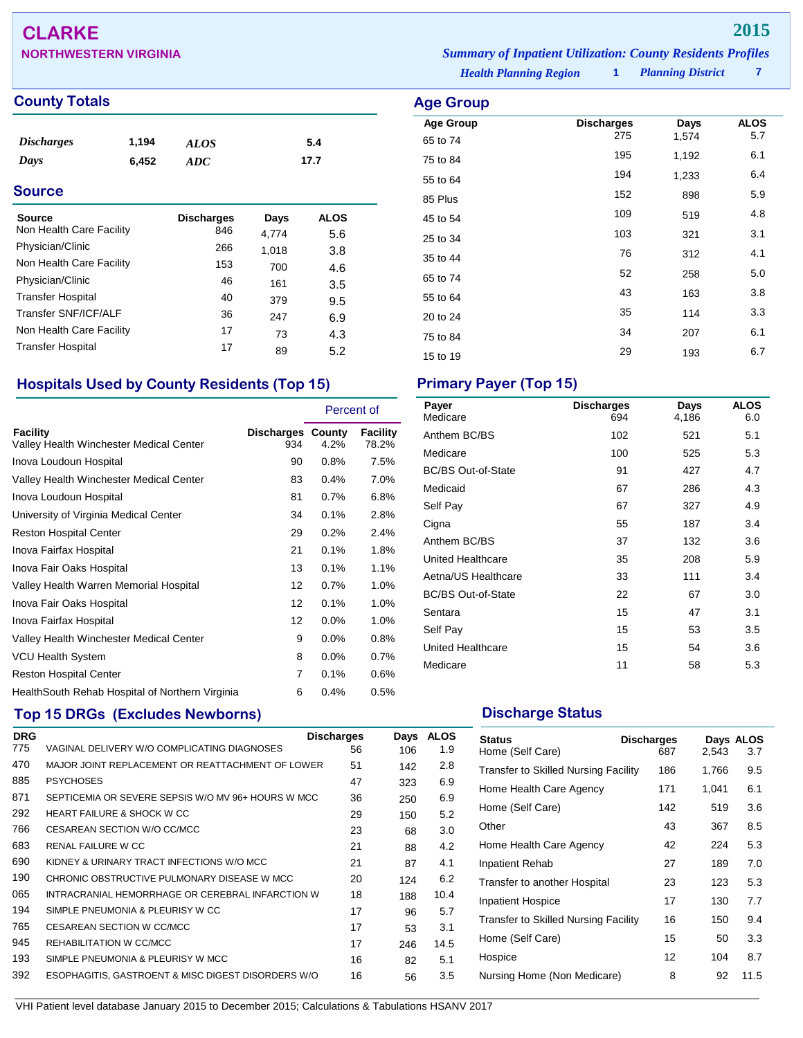# CLARKE

## NORTHWESTERN VIRGINIA

# 2015

*Summary of Inpatient Utilization: County Residents Profiles*

*Health Planning Region* **1** *Planning District* **7**

## County Totals

| | | | |
|---|---|---|---|
| *Discharges* | 1,194 | *ALOS* | 5.4 |
| *Days* | 6,452 | *ADC* | 17.7 |

## Source

| Source | Discharges | Days | ALOS |
|---|---|---|---|
| Non Health Care Facility | 846 | 4,774 | 5.6 |
| Physician/Clinic | 266 | 1,018 | 3.8 |
| Non Health Care Facility | 153 | 700 | 4.6 |
| Physician/Clinic | 46 | 161 | 3.5 |
| Transfer Hospital | 40 | 379 | 9.5 |
| Transfer SNF/ICF/ALF | 36 | 247 | 6.9 |
| Non Health Care Facility | 17 | 73 | 4.3 |
| Transfer Hospital | 17 | 89 | 5.2 |

## Age Group

| Age Group | Discharges | Days | ALOS |
|---|---|---|---|
| 65 to 74 | 275 | 1,574 | 5.7 |
| 75 to 84 | 195 | 1,192 | 6.1 |
| 55 to 64 | 194 | 1,233 | 6.4 |
| 85 Plus | 152 | 898 | 5.9 |
| 45 to 54 | 109 | 519 | 4.8 |
| 25 to 34 | 103 | 321 | 3.1 |
| 35 to 44 | 76 | 312 | 4.1 |
| 65 to 74 | 52 | 258 | 5.0 |
| 55 to 64 | 43 | 163 | 3.8 |
| 20 to 24 | 35 | 114 | 3.3 |
| 75 to 84 | 34 | 207 | 6.1 |
| 15 to 19 | 29 | 193 | 6.7 |

## Hospitals Used by County Residents (Top 15)

| | | Percent of | |
|---|---|---|---|
| Facility | Discharges | County | Facility |
| Valley Health Winchester Medical Center | 934 | 4.2% | 78.2% |
| Inova Loudoun Hospital | 90 | 0.8% | 7.5% |
| Valley Health Winchester Medical Center | 83 | 0.4% | 7.0% |
| Inova Loudoun Hospital | 81 | 0.7% | 6.8% |
| University of Virginia Medical Center | 34 | 0.1% | 2.8% |
| Reston Hospital Center | 29 | 0.2% | 2.4% |
| Inova Fairfax Hospital | 21 | 0.1% | 1.8% |
| Inova Fair Oaks Hospital | 13 | 0.1% | 1.1% |
| Valley Health Warren Memorial Hospital | 12 | 0.7% | 1.0% |
| Inova Fair Oaks Hospital | 12 | 0.1% | 1.0% |
| Inova Fairfax Hospital | 12 | 0.0% | 1.0% |
| Valley Health Winchester Medical Center | 9 | 0.0% | 0.8% |
| VCU Health System | 8 | 0.0% | 0.7% |
| Reston Hospital Center | 7 | 0.1% | 0.6% |
| HealthSouth Rehab Hospital of Northern Virginia | 6 | 0.4% | 0.5% |

## Primary Payer (Top 15)

| Payer | Discharges | Days | ALOS |
|---|---|---|---|
| Medicare | 694 | 4,186 | 6.0 |
| Anthem BC/BS | 102 | 521 | 5.1 |
| Medicare | 100 | 525 | 5.3 |
| BC/BS Out-of-State | 91 | 427 | 4.7 |
| Medicaid | 67 | 286 | 4.3 |
| Self Pay | 67 | 327 | 4.9 |
| Cigna | 55 | 187 | 3.4 |
| Anthem BC/BS | 37 | 132 | 3.6 |
| United Healthcare | 35 | 208 | 5.9 |
| Aetna/US Healthcare | 33 | 111 | 3.4 |
| BC/BS Out-of-State | 22 | 67 | 3.0 |
| Sentara | 15 | 47 | 3.1 |
| Self Pay | 15 | 53 | 3.5 |
| United Healthcare | 15 | 54 | 3.6 |
| Medicare | 11 | 58 | 5.3 |

## Top 15 DRGs (Excludes Newborns)

| DRG | | Discharges | Days | ALOS |
|---|---|---|---|---|
| 775 | VAGINAL DELIVERY W/O COMPLICATING DIAGNOSES | 56 | 106 | 1.9 |
| 470 | MAJOR JOINT REPLACEMENT OR REATTACHMENT OF LOWER | 51 | 142 | 2.8 |
| 885 | PSYCHOSES | 47 | 323 | 6.9 |
| 871 | SEPTICEMIA OR SEVERE SEPSIS W/O MV 96+ HOURS W MCC | 36 | 250 | 6.9 |
| 292 | HEART FAILURE & SHOCK W CC | 29 | 150 | 5.2 |
| 766 | CESAREAN SECTION W/O CC/MCC | 23 | 68 | 3.0 |
| 683 | RENAL FAILURE W CC | 21 | 88 | 4.2 |
| 690 | KIDNEY & URINARY TRACT INFECTIONS W/O MCC | 21 | 87 | 4.1 |
| 190 | CHRONIC OBSTRUCTIVE PULMONARY DISEASE W MCC | 20 | 124 | 6.2 |
| 065 | INTRACRANIAL HEMORRHAGE OR CEREBRAL INFARCTION W | 18 | 188 | 10.4 |
| 194 | SIMPLE PNEUMONIA & PLEURISY W CC | 17 | 96 | 5.7 |
| 765 | CESAREAN SECTION W CC/MCC | 17 | 53 | 3.1 |
| 945 | REHABILITATION W CC/MCC | 17 | 246 | 14.5 |
| 193 | SIMPLE PNEUMONIA & PLEURISY W MCC | 16 | 82 | 5.1 |
| 392 | ESOPHAGITIS, GASTROENT & MISC DIGEST DISORDERS W/O | 16 | 56 | 3.5 |

## Discharge Status

| Status | Discharges | Days | ALOS |
|---|---|---|---|
| Home (Self Care) | 687 | 2,543 | 3.7 |
| Transfer to Skilled Nursing Facility | 186 | 1,766 | 9.5 |
| Home Health Care Agency | 171 | 1,041 | 6.1 |
| Home (Self Care) | 142 | 519 | 3.6 |
| Other | 43 | 367 | 8.5 |
| Home Health Care Agency | 42 | 224 | 5.3 |
| Inpatient Rehab | 27 | 189 | 7.0 |
| Transfer to another Hospital | 23 | 123 | 5.3 |
| Inpatient Hospice | 17 | 130 | 7.7 |
| Transfer to Skilled Nursing Facility | 16 | 150 | 9.4 |
| Home (Self Care) | 15 | 50 | 3.3 |
| Hospice | 12 | 104 | 8.7 |
| Nursing Home (Non Medicare) | 8 | 92 | 11.5 |

VHI Patient level database January 2015 to December 2015; Calculations & Tabulations HSANV 2017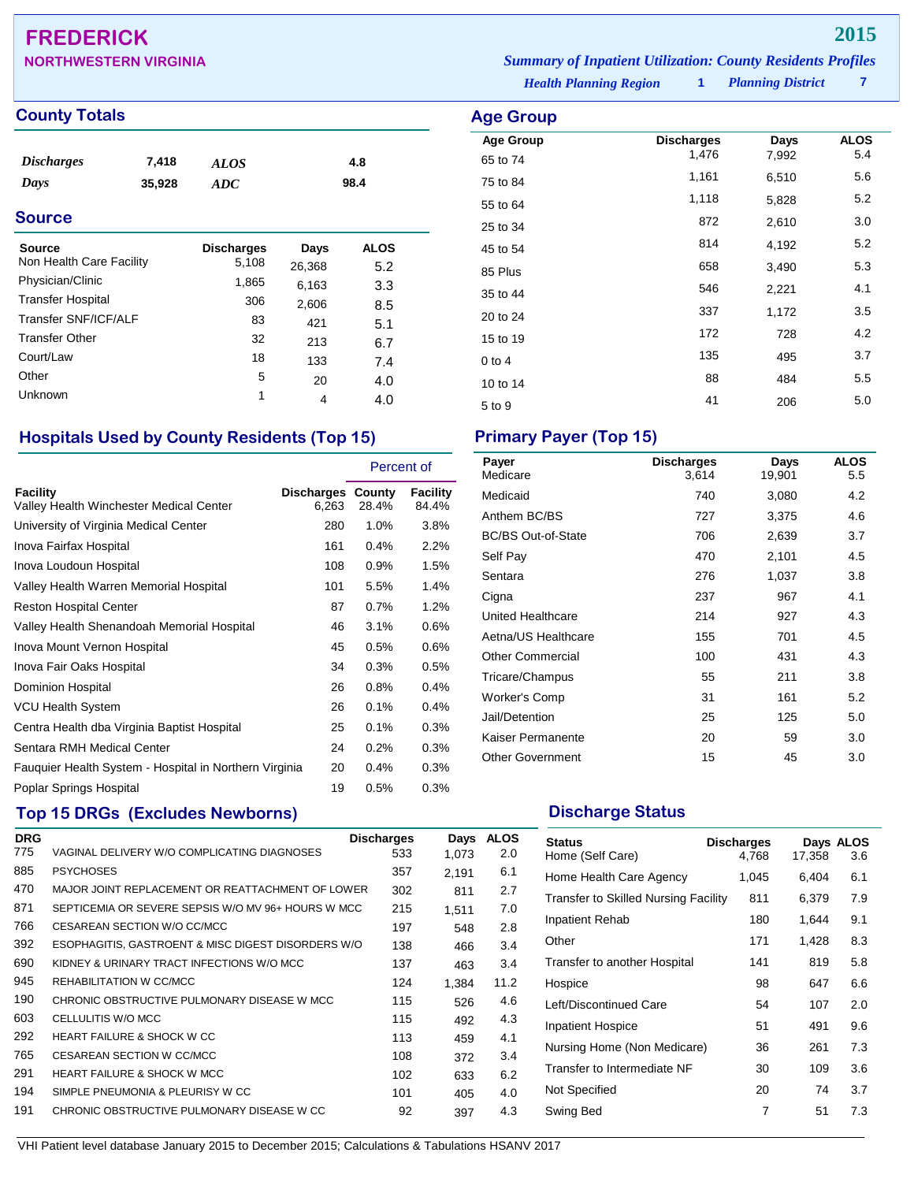# FREDERICK

## NORTHWESTERN VIRGINIA

**2015**

*Summary of Inpatient Utilization: County Residents Profiles*

*Health Planning Region* 1 *Planning District* 7

## County Totals

| | | | |
|---|---|---|---|
| *Discharges* | 7,418 | *ALOS* | 4.8 |
| *Days* | 35,928 | *ADC* | 98.4 |

## Source

| Source | Discharges | Days | ALOS |
|---|---|---|---|
| Non Health Care Facility | 5,108 | 26,368 | 5.2 |
| Physician/Clinic | 1,865 | 6,163 | 3.3 |
| Transfer Hospital | 306 | 2,606 | 8.5 |
| Transfer SNF/ICF/ALF | 83 | 421 | 5.1 |
| Transfer Other | 32 | 213 | 6.7 |
| Court/Law | 18 | 133 | 7.4 |
| Other | 5 | 20 | 4.0 |
| Unknown | 1 | 4 | 4.0 |

## Age Group

| Age Group | Discharges | Days | ALOS |
|---|---|---|---|
| 65 to 74 | 1,476 | 7,992 | 5.4 |
| 75 to 84 | 1,161 | 6,510 | 5.6 |
| 55 to 64 | 1,118 | 5,828 | 5.2 |
| 25 to 34 | 872 | 2,610 | 3.0 |
| 45 to 54 | 814 | 4,192 | 5.2 |
| 85 Plus | 658 | 3,490 | 5.3 |
| 35 to 44 | 546 | 2,221 | 4.1 |
| 20 to 24 | 337 | 1,172 | 3.5 |
| 15 to 19 | 172 | 728 | 4.2 |
| 0 to 4 | 135 | 495 | 3.7 |
| 10 to 14 | 88 | 484 | 5.5 |
| 5 to 9 | 41 | 206 | 5.0 |

## Hospitals Used by County Residents (Top 15)

| Facility | Discharges | Percent of County | Percent of Facility |
|---|---|---|---|
| Valley Health Winchester Medical Center | 6,263 | 28.4% | 84.4% |
| University of Virginia Medical Center | 280 | 1.0% | 3.8% |
| Inova Fairfax Hospital | 161 | 0.4% | 2.2% |
| Inova Loudoun Hospital | 108 | 0.9% | 1.5% |
| Valley Health Warren Memorial Hospital | 101 | 5.5% | 1.4% |
| Reston Hospital Center | 87 | 0.7% | 1.2% |
| Valley Health Shenandoah Memorial Hospital | 46 | 3.1% | 0.6% |
| Inova Mount Vernon Hospital | 45 | 0.5% | 0.6% |
| Inova Fair Oaks Hospital | 34 | 0.3% | 0.5% |
| Dominion Hospital | 26 | 0.8% | 0.4% |
| VCU Health System | 26 | 0.1% | 0.4% |
| Centra Health dba Virginia Baptist Hospital | 25 | 0.1% | 0.3% |
| Sentara RMH Medical Center | 24 | 0.2% | 0.3% |
| Fauquier Health System - Hospital in Northern Virginia | 20 | 0.4% | 0.3% |
| Poplar Springs Hospital | 19 | 0.5% | 0.3% |

## Primary Payer (Top 15)

| Payer | Discharges | Days | ALOS |
|---|---|---|---|
| Medicare | 3,614 | 19,901 | 5.5 |
| Medicaid | 740 | 3,080 | 4.2 |
| Anthem BC/BS | 727 | 3,375 | 4.6 |
| BC/BS Out-of-State | 706 | 2,639 | 3.7 |
| Self Pay | 470 | 2,101 | 4.5 |
| Sentara | 276 | 1,037 | 3.8 |
| Cigna | 237 | 967 | 4.1 |
| United Healthcare | 214 | 927 | 4.3 |
| Aetna/US Healthcare | 155 | 701 | 4.5 |
| Other Commercial | 100 | 431 | 4.3 |
| Tricare/Champus | 55 | 211 | 3.8 |
| Worker's Comp | 31 | 161 | 5.2 |
| Jail/Detention | 25 | 125 | 5.0 |
| Kaiser Permanente | 20 | 59 | 3.0 |
| Other Government | 15 | 45 | 3.0 |

## Top 15 DRGs (Excludes Newborns)

| DRG | | Discharges | Days | ALOS |
|---|---|---|---|---|
| 775 | VAGINAL DELIVERY W/O COMPLICATING DIAGNOSES | 533 | 1,073 | 2.0 |
| 885 | PSYCHOSES | 357 | 2,191 | 6.1 |
| 470 | MAJOR JOINT REPLACEMENT OR REATTACHMENT OF LOWER | 302 | 811 | 2.7 |
| 871 | SEPTICEMIA OR SEVERE SEPSIS W/O MV 96+ HOURS W MCC | 215 | 1,511 | 7.0 |
| 766 | CESAREAN SECTION W/O CC/MCC | 197 | 548 | 2.8 |
| 392 | ESOPHAGITIS, GASTROENT & MISC DIGEST DISORDERS W/O | 138 | 466 | 3.4 |
| 690 | KIDNEY & URINARY TRACT INFECTIONS W/O MCC | 137 | 463 | 3.4 |
| 945 | REHABILITATION W CC/MCC | 124 | 1,384 | 11.2 |
| 190 | CHRONIC OBSTRUCTIVE PULMONARY DISEASE W MCC | 115 | 526 | 4.6 |
| 603 | CELLULITIS W/O MCC | 115 | 492 | 4.3 |
| 292 | HEART FAILURE & SHOCK W CC | 113 | 459 | 4.1 |
| 765 | CESAREAN SECTION W CC/MCC | 108 | 372 | 3.4 |
| 291 | HEART FAILURE & SHOCK W MCC | 102 | 633 | 6.2 |
| 194 | SIMPLE PNEUMONIA & PLEURISY W CC | 101 | 405 | 4.0 |
| 191 | CHRONIC OBSTRUCTIVE PULMONARY DISEASE W CC | 92 | 397 | 4.3 |

## Discharge Status

| Status | Discharges | Days | ALOS |
|---|---|---|---|
| Home (Self Care) | 4,768 | 17,358 | 3.6 |
| Home Health Care Agency | 1,045 | 6,404 | 6.1 |
| Transfer to Skilled Nursing Facility | 811 | 6,379 | 7.9 |
| Inpatient Rehab | 180 | 1,644 | 9.1 |
| Other | 171 | 1,428 | 8.3 |
| Transfer to another Hospital | 141 | 819 | 5.8 |
| Hospice | 98 | 647 | 6.6 |
| Left/Discontinued Care | 54 | 107 | 2.0 |
| Inpatient Hospice | 51 | 491 | 9.6 |
| Nursing Home (Non Medicare) | 36 | 261 | 7.3 |
| Transfer to Intermediate NF | 30 | 109 | 3.6 |
| Not Specified | 20 | 74 | 3.7 |
| Swing Bed | 7 | 51 | 7.3 |

VHI Patient level database January 2015 to December 2015; Calculations & Tabulations HSANV 2017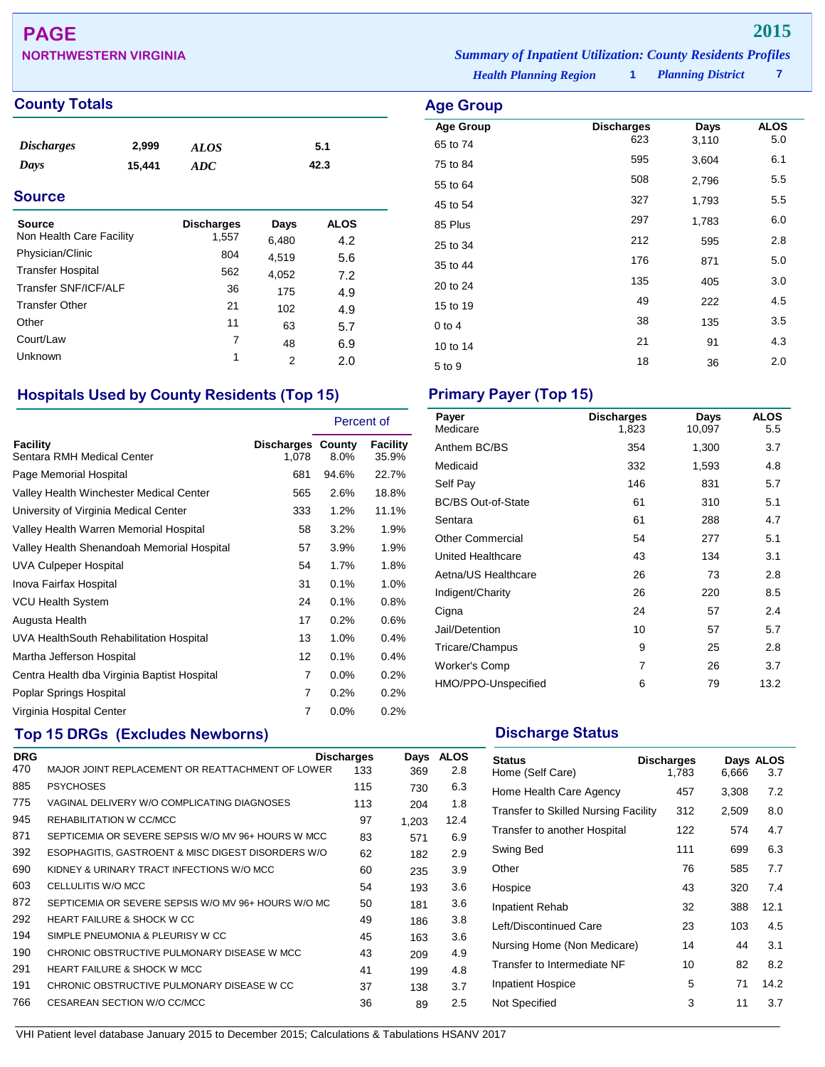# PAGE

**NORTHWESTERN VIRGINIA**

**2015**

***Summary of Inpatient Utilization: County Residents Profiles***

***Health Planning Region*** **1** ***Planning District*** **7**

## County Totals

| | | | |
|---|---|---|---|
| ***Discharges*** | **2,999** | ***ALOS*** | **5.1** |
| ***Days*** | **15,441** | ***ADC*** | **42.3** |

## Source

| Source | Discharges | Days | ALOS |
|---|---|---|---|
| Non Health Care Facility | 1,557 | 6,480 | 4.2 |
| Physician/Clinic | 804 | 4,519 | 5.6 |
| Transfer Hospital | 562 | 4,052 | 7.2 |
| Transfer SNF/ICF/ALF | 36 | 175 | 4.9 |
| Transfer Other | 21 | 102 | 4.9 |
| Other | 11 | 63 | 5.7 |
| Court/Law | 7 | 48 | 6.9 |
| Unknown | 1 | 2 | 2.0 |

## Age Group

| Age Group | Discharges | Days | ALOS |
|---|---|---|---|
| 65 to 74 | 623 | 3,110 | 5.0 |
| 75 to 84 | 595 | 3,604 | 6.1 |
| 55 to 64 | 508 | 2,796 | 5.5 |
| 45 to 54 | 327 | 1,793 | 5.5 |
| 85 Plus | 297 | 1,783 | 6.0 |
| 25 to 34 | 212 | 595 | 2.8 |
| 35 to 44 | 176 | 871 | 5.0 |
| 20 to 24 | 135 | 405 | 3.0 |
| 15 to 19 | 49 | 222 | 4.5 |
| 0 to 4 | 38 | 135 | 3.5 |
| 10 to 14 | 21 | 91 | 4.3 |
| 5 to 9 | 18 | 36 | 2.0 |

## Hospitals Used by County Residents (Top 15)

| Facility | Discharges | Percent of County | Percent of Facility |
|---|---|---|---|
| Sentara RMH Medical Center | 1,078 | 8.0% | 35.9% |
| Page Memorial Hospital | 681 | 94.6% | 22.7% |
| Valley Health Winchester Medical Center | 565 | 2.6% | 18.8% |
| University of Virginia Medical Center | 333 | 1.2% | 11.1% |
| Valley Health Warren Memorial Hospital | 58 | 3.2% | 1.9% |
| Valley Health Shenandoah Memorial Hospital | 57 | 3.9% | 1.9% |
| UVA Culpeper Hospital | 54 | 1.7% | 1.8% |
| Inova Fairfax Hospital | 31 | 0.1% | 1.0% |
| VCU Health System | 24 | 0.1% | 0.8% |
| Augusta Health | 17 | 0.2% | 0.6% |
| UVA HealthSouth Rehabilitation Hospital | 13 | 1.0% | 0.4% |
| Martha Jefferson Hospital | 12 | 0.1% | 0.4% |
| Centra Health dba Virginia Baptist Hospital | 7 | 0.0% | 0.2% |
| Poplar Springs Hospital | 7 | 0.2% | 0.2% |
| Virginia Hospital Center | 7 | 0.0% | 0.2% |

## Primary Payer (Top 15)

| Payer | Discharges | Days | ALOS |
|---|---|---|---|
| Medicare | 1,823 | 10,097 | 5.5 |
| Anthem BC/BS | 354 | 1,300 | 3.7 |
| Medicaid | 332 | 1,593 | 4.8 |
| Self Pay | 146 | 831 | 5.7 |
| BC/BS Out-of-State | 61 | 310 | 5.1 |
| Sentara | 61 | 288 | 4.7 |
| Other Commercial | 54 | 277 | 5.1 |
| United Healthcare | 43 | 134 | 3.1 |
| Aetna/US Healthcare | 26 | 73 | 2.8 |
| Indigent/Charity | 26 | 220 | 8.5 |
| Cigna | 24 | 57 | 2.4 |
| Jail/Detention | 10 | 57 | 5.7 |
| Tricare/Champus | 9 | 25 | 2.8 |
| Worker's Comp | 7 | 26 | 3.7 |
| HMO/PPO-Unspecified | 6 | 79 | 13.2 |

## Top 15 DRGs (Excludes Newborns)

| DRG | | Discharges | Days | ALOS |
|---|---|---|---|---|
| 470 | MAJOR JOINT REPLACEMENT OR REATTACHMENT OF LOWER | 133 | 369 | 2.8 |
| 885 | PSYCHOSES | 115 | 730 | 6.3 |
| 775 | VAGINAL DELIVERY W/O COMPLICATING DIAGNOSES | 113 | 204 | 1.8 |
| 945 | REHABILITATION W CC/MCC | 97 | 1,203 | 12.4 |
| 871 | SEPTICEMIA OR SEVERE SEPSIS W/O MV 96+ HOURS W MCC | 83 | 571 | 6.9 |
| 392 | ESOPHAGITIS, GASTROENT & MISC DIGEST DISORDERS W/O | 62 | 182 | 2.9 |
| 690 | KIDNEY & URINARY TRACT INFECTIONS W/O MCC | 60 | 235 | 3.9 |
| 603 | CELLULITIS W/O MCC | 54 | 193 | 3.6 |
| 872 | SEPTICEMIA OR SEVERE SEPSIS W/O MV 96+ HOURS W/O MC | 50 | 181 | 3.6 |
| 292 | HEART FAILURE & SHOCK W CC | 49 | 186 | 3.8 |
| 194 | SIMPLE PNEUMONIA & PLEURISY W CC | 45 | 163 | 3.6 |
| 190 | CHRONIC OBSTRUCTIVE PULMONARY DISEASE W MCC | 43 | 209 | 4.9 |
| 291 | HEART FAILURE & SHOCK W MCC | 41 | 199 | 4.8 |
| 191 | CHRONIC OBSTRUCTIVE PULMONARY DISEASE W CC | 37 | 138 | 3.7 |
| 766 | CESAREAN SECTION W/O CC/MCC | 36 | 89 | 2.5 |

## Discharge Status

| Status | Discharges | Days | ALOS |
|---|---|---|---|
| Home (Self Care) | 1,783 | 6,666 | 3.7 |
| Home Health Care Agency | 457 | 3,308 | 7.2 |
| Transfer to Skilled Nursing Facility | 312 | 2,509 | 8.0 |
| Transfer to another Hospital | 122 | 574 | 4.7 |
| Swing Bed | 111 | 699 | 6.3 |
| Other | 76 | 585 | 7.7 |
| Hospice | 43 | 320 | 7.4 |
| Inpatient Rehab | 32 | 388 | 12.1 |
| Left/Discontinued Care | 23 | 103 | 4.5 |
| Nursing Home (Non Medicare) | 14 | 44 | 3.1 |
| Transfer to Intermediate NF | 10 | 82 | 8.2 |
| Inpatient Hospice | 5 | 71 | 14.2 |
| Not Specified | 3 | 11 | 3.7 |

VHI Patient level database January 2015 to December 2015; Calculations & Tabulations HSANV 2017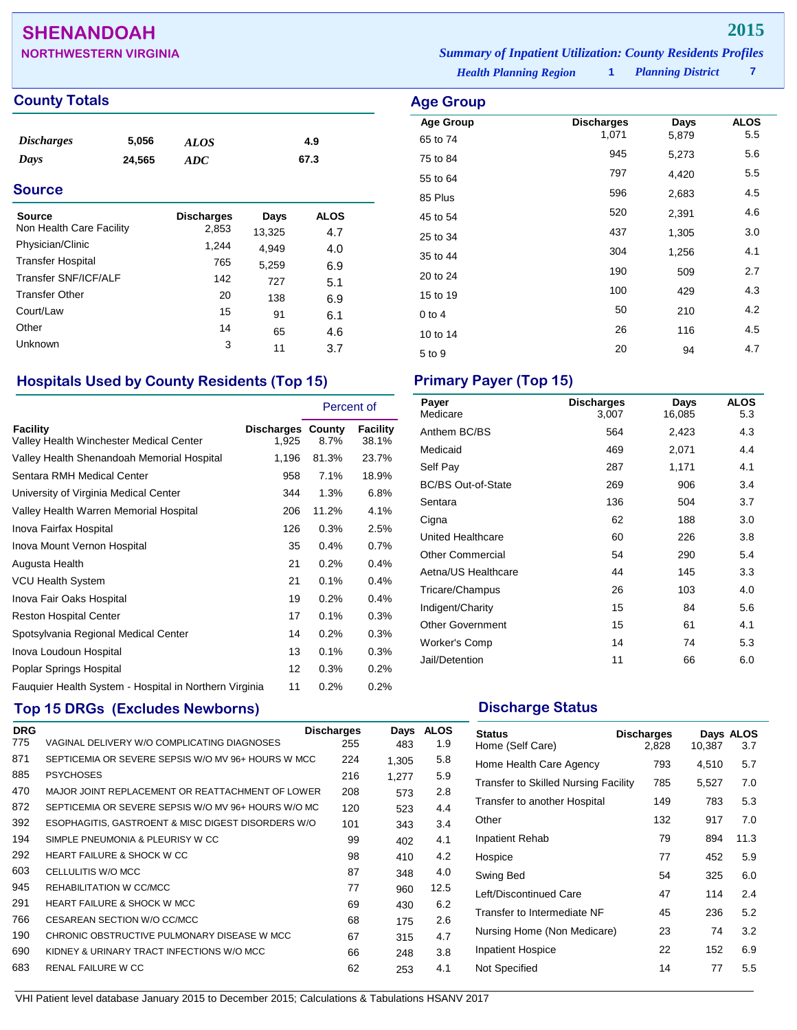# SHENANDOAH

**NORTHWESTERN VIRGINIA**

**2015**

*Summary of Inpatient Utilization: County Residents Profiles*

*Health Planning Region* **1** *Planning District* **7**

## County Totals

| | | | |
|---|---|---|---|
| *Discharges* | 5,056 | *ALOS* | 4.9 |
| *Days* | 24,565 | *ADC* | 67.3 |

## Source

| Source | Discharges | Days | ALOS |
|---|---|---|---|
| Non Health Care Facility | 2,853 | 13,325 | 4.7 |
| Physician/Clinic | 1,244 | 4,949 | 4.0 |
| Transfer Hospital | 765 | 5,259 | 6.9 |
| Transfer SNF/ICF/ALF | 142 | 727 | 5.1 |
| Transfer Other | 20 | 138 | 6.9 |
| Court/Law | 15 | 91 | 6.1 |
| Other | 14 | 65 | 4.6 |
| Unknown | 3 | 11 | 3.7 |

## Age Group

| Age Group | Discharges | Days | ALOS |
|---|---|---|---|
| 65 to 74 | 1,071 | 5,879 | 5.5 |
| 75 to 84 | 945 | 5,273 | 5.6 |
| 55 to 64 | 797 | 4,420 | 5.5 |
| 85 Plus | 596 | 2,683 | 4.5 |
| 45 to 54 | 520 | 2,391 | 4.6 |
| 25 to 34 | 437 | 1,305 | 3.0 |
| 35 to 44 | 304 | 1,256 | 4.1 |
| 20 to 24 | 190 | 509 | 2.7 |
| 15 to 19 | 100 | 429 | 4.3 |
| 0 to 4 | 50 | 210 | 4.2 |
| 10 to 14 | 26 | 116 | 4.5 |
| 5 to 9 | 20 | 94 | 4.7 |

## Hospitals Used by County Residents (Top 15)

| | | Percent of | |
|---|---|---|---|
| Facility | Discharges | County | Facility |
| Valley Health Winchester Medical Center | 1,925 | 8.7% | 38.1% |
| Valley Health Shenandoah Memorial Hospital | 1,196 | 81.3% | 23.7% |
| Sentara RMH Medical Center | 958 | 7.1% | 18.9% |
| University of Virginia Medical Center | 344 | 1.3% | 6.8% |
| Valley Health Warren Memorial Hospital | 206 | 11.2% | 4.1% |
| Inova Fairfax Hospital | 126 | 0.3% | 2.5% |
| Inova Mount Vernon Hospital | 35 | 0.4% | 0.7% |
| Augusta Health | 21 | 0.2% | 0.4% |
| VCU Health System | 21 | 0.1% | 0.4% |
| Inova Fair Oaks Hospital | 19 | 0.2% | 0.4% |
| Reston Hospital Center | 17 | 0.1% | 0.3% |
| Spotsylvania Regional Medical Center | 14 | 0.2% | 0.3% |
| Inova Loudoun Hospital | 13 | 0.1% | 0.3% |
| Poplar Springs Hospital | 12 | 0.3% | 0.2% |
| Fauquier Health System - Hospital in Northern Virginia | 11 | 0.2% | 0.2% |

## Primary Payer (Top 15)

| Payer | Discharges | Days | ALOS |
|---|---|---|---|
| Medicare | 3,007 | 16,085 | 5.3 |
| Anthem BC/BS | 564 | 2,423 | 4.3 |
| Medicaid | 469 | 2,071 | 4.4 |
| Self Pay | 287 | 1,171 | 4.1 |
| BC/BS Out-of-State | 269 | 906 | 3.4 |
| Sentara | 136 | 504 | 3.7 |
| Cigna | 62 | 188 | 3.0 |
| United Healthcare | 60 | 226 | 3.8 |
| Other Commercial | 54 | 290 | 5.4 |
| Aetna/US Healthcare | 44 | 145 | 3.3 |
| Tricare/Champus | 26 | 103 | 4.0 |
| Indigent/Charity | 15 | 84 | 5.6 |
| Other Government | 15 | 61 | 4.1 |
| Worker's Comp | 14 | 74 | 5.3 |
| Jail/Detention | 11 | 66 | 6.0 |

## Top 15 DRGs (Excludes Newborns)

| DRG | | Discharges | Days | ALOS |
|---|---|---|---|---|
| 775 | VAGINAL DELIVERY W/O COMPLICATING DIAGNOSES | 255 | 483 | 1.9 |
| 871 | SEPTICEMIA OR SEVERE SEPSIS W/O MV 96+ HOURS W MCC | 224 | 1,305 | 5.8 |
| 885 | PSYCHOSES | 216 | 1,277 | 5.9 |
| 470 | MAJOR JOINT REPLACEMENT OR REATTACHMENT OF LOWER | 208 | 573 | 2.8 |
| 872 | SEPTICEMIA OR SEVERE SEPSIS W/O MV 96+ HOURS W/O MC | 120 | 523 | 4.4 |
| 392 | ESOPHAGITIS, GASTROENT & MISC DIGEST DISORDERS W/O | 101 | 343 | 3.4 |
| 194 | SIMPLE PNEUMONIA & PLEURISY W CC | 99 | 402 | 4.1 |
| 292 | HEART FAILURE & SHOCK W CC | 98 | 410 | 4.2 |
| 603 | CELLULITIS W/O MCC | 87 | 348 | 4.0 |
| 945 | REHABILITATION W CC/MCC | 77 | 960 | 12.5 |
| 291 | HEART FAILURE & SHOCK W MCC | 69 | 430 | 6.2 |
| 766 | CESAREAN SECTION W/O CC/MCC | 68 | 175 | 2.6 |
| 190 | CHRONIC OBSTRUCTIVE PULMONARY DISEASE W MCC | 67 | 315 | 4.7 |
| 690 | KIDNEY & URINARY TRACT INFECTIONS W/O MCC | 66 | 248 | 3.8 |
| 683 | RENAL FAILURE W CC | 62 | 253 | 4.1 |

## Discharge Status

| Status | Discharges | Days | ALOS |
|---|---|---|---|
| Home (Self Care) | 2,828 | 10,387 | 3.7 |
| Home Health Care Agency | 793 | 4,510 | 5.7 |
| Transfer to Skilled Nursing Facility | 785 | 5,527 | 7.0 |
| Transfer to another Hospital | 149 | 783 | 5.3 |
| Other | 132 | 917 | 7.0 |
| Inpatient Rehab | 79 | 894 | 11.3 |
| Hospice | 77 | 452 | 5.9 |
| Swing Bed | 54 | 325 | 6.0 |
| Left/Discontinued Care | 47 | 114 | 2.4 |
| Transfer to Intermediate NF | 45 | 236 | 5.2 |
| Nursing Home (Non Medicare) | 23 | 74 | 3.2 |
| Inpatient Hospice | 22 | 152 | 6.9 |
| Not Specified | 14 | 77 | 5.5 |

VHI Patient level database January 2015 to December 2015; Calculations & Tabulations HSANV 2017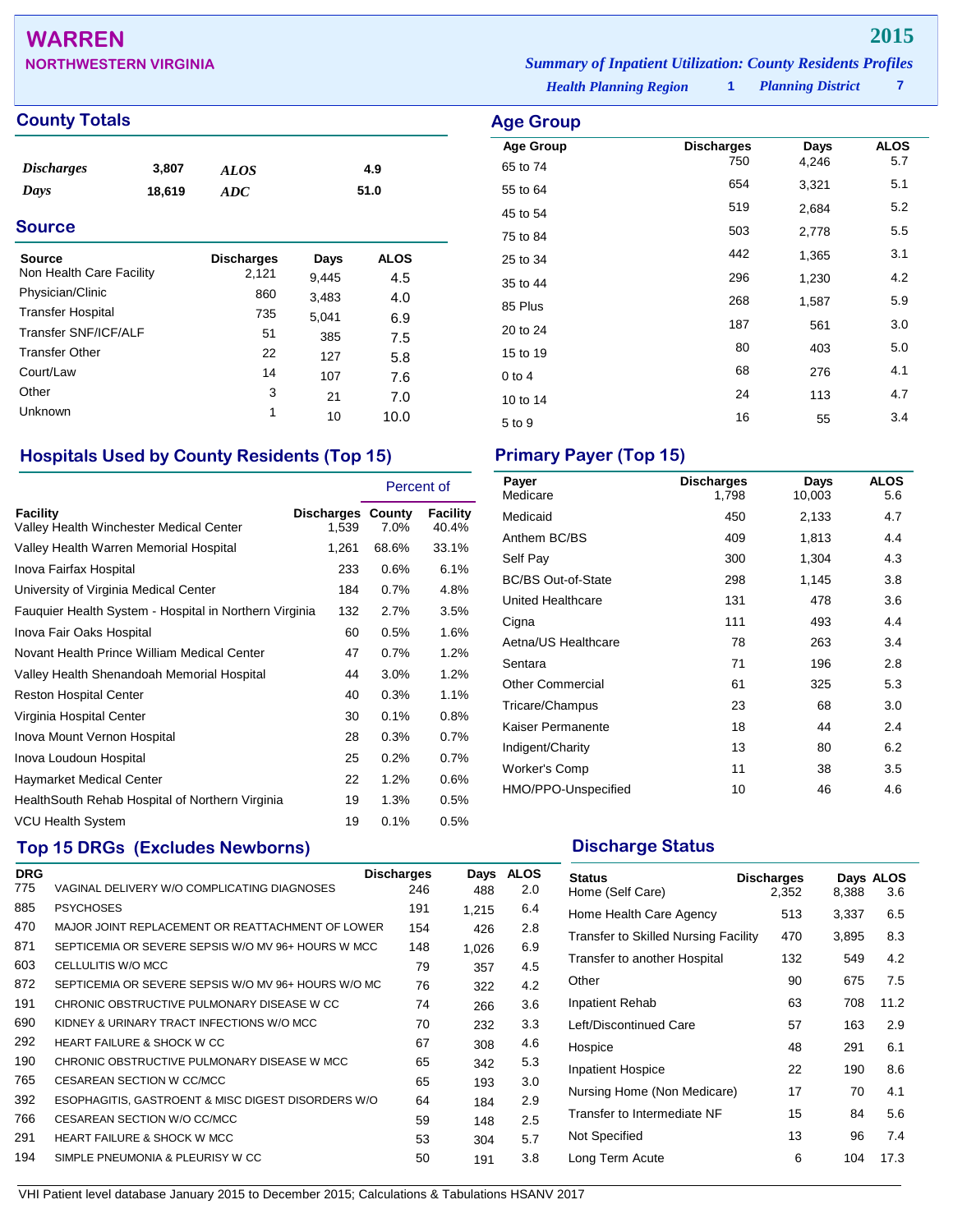# WARREN

## NORTHWESTERN VIRGINIA

**2015**

*Summary of Inpatient Utilization: County Residents Profiles*

*Health Planning Region* 1 *Planning District* 7

## County Totals

| | | | |
|---|---|---|---|
| *Discharges* | 3,807 | *ALOS* | 4.9 |
| *Days* | 18,619 | *ADC* | 51.0 |

## Source

| Source | Discharges | Days | ALOS |
|---|---|---|---|
| Non Health Care Facility | 2,121 | 9,445 | 4.5 |
| Physician/Clinic | 860 | 3,483 | 4.0 |
| Transfer Hospital | 735 | 5,041 | 6.9 |
| Transfer SNF/ICF/ALF | 51 | 385 | 7.5 |
| Transfer Other | 22 | 127 | 5.8 |
| Court/Law | 14 | 107 | 7.6 |
| Other | 3 | 21 | 7.0 |
| Unknown | 1 | 10 | 10.0 |

## Age Group

| Age Group | Discharges | Days | ALOS |
|---|---|---|---|
| 65 to 74 | 750 | 4,246 | 5.7 |
| 55 to 64 | 654 | 3,321 | 5.1 |
| 45 to 54 | 519 | 2,684 | 5.2 |
| 75 to 84 | 503 | 2,778 | 5.5 |
| 25 to 34 | 442 | 1,365 | 3.1 |
| 35 to 44 | 296 | 1,230 | 4.2 |
| 85 Plus | 268 | 1,587 | 5.9 |
| 20 to 24 | 187 | 561 | 3.0 |
| 15 to 19 | 80 | 403 | 5.0 |
| 0 to 4 | 68 | 276 | 4.1 |
| 10 to 14 | 24 | 113 | 4.7 |
| 5 to 9 | 16 | 55 | 3.4 |

## Hospitals Used by County Residents (Top 15)

| | | Percent of | |
|---|---|---|---|
| Facility | Discharges | County | Facility |
| Valley Health Winchester Medical Center | 1,539 | 7.0% | 40.4% |
| Valley Health Warren Memorial Hospital | 1,261 | 68.6% | 33.1% |
| Inova Fairfax Hospital | 233 | 0.6% | 6.1% |
| University of Virginia Medical Center | 184 | 0.7% | 4.8% |
| Fauquier Health System - Hospital in Northern Virginia | 132 | 2.7% | 3.5% |
| Inova Fair Oaks Hospital | 60 | 0.5% | 1.6% |
| Novant Health Prince William Medical Center | 47 | 0.7% | 1.2% |
| Valley Health Shenandoah Memorial Hospital | 44 | 3.0% | 1.2% |
| Reston Hospital Center | 40 | 0.3% | 1.1% |
| Virginia Hospital Center | 30 | 0.1% | 0.8% |
| Inova Mount Vernon Hospital | 28 | 0.3% | 0.7% |
| Inova Loudoun Hospital | 25 | 0.2% | 0.7% |
| Haymarket Medical Center | 22 | 1.2% | 0.6% |
| HealthSouth Rehab Hospital of Northern Virginia | 19 | 1.3% | 0.5% |
| VCU Health System | 19 | 0.1% | 0.5% |

## Primary Payer (Top 15)

| Payer | Discharges | Days | ALOS |
|---|---|---|---|
| Medicare | 1,798 | 10,003 | 5.6 |
| Medicaid | 450 | 2,133 | 4.7 |
| Anthem BC/BS | 409 | 1,813 | 4.4 |
| Self Pay | 300 | 1,304 | 4.3 |
| BC/BS Out-of-State | 298 | 1,145 | 3.8 |
| United Healthcare | 131 | 478 | 3.6 |
| Cigna | 111 | 493 | 4.4 |
| Aetna/US Healthcare | 78 | 263 | 3.4 |
| Sentara | 71 | 196 | 2.8 |
| Other Commercial | 61 | 325 | 5.3 |
| Tricare/Champus | 23 | 68 | 3.0 |
| Kaiser Permanente | 18 | 44 | 2.4 |
| Indigent/Charity | 13 | 80 | 6.2 |
| Worker's Comp | 11 | 38 | 3.5 |
| HMO/PPO-Unspecified | 10 | 46 | 4.6 |

## Top 15 DRGs (Excludes Newborns)

| DRG | | Discharges | Days | ALOS |
|---|---|---|---|---|
| 775 | VAGINAL DELIVERY W/O COMPLICATING DIAGNOSES | 246 | 488 | 2.0 |
| 885 | PSYCHOSES | 191 | 1,215 | 6.4 |
| 470 | MAJOR JOINT REPLACEMENT OR REATTACHMENT OF LOWER | 154 | 426 | 2.8 |
| 871 | SEPTICEMIA OR SEVERE SEPSIS W/O MV 96+ HOURS W MCC | 148 | 1,026 | 6.9 |
| 603 | CELLULITIS W/O MCC | 79 | 357 | 4.5 |
| 872 | SEPTICEMIA OR SEVERE SEPSIS W/O MV 96+ HOURS W/O MC | 76 | 322 | 4.2 |
| 191 | CHRONIC OBSTRUCTIVE PULMONARY DISEASE W CC | 74 | 266 | 3.6 |
| 690 | KIDNEY & URINARY TRACT INFECTIONS W/O MCC | 70 | 232 | 3.3 |
| 292 | HEART FAILURE & SHOCK W CC | 67 | 308 | 4.6 |
| 190 | CHRONIC OBSTRUCTIVE PULMONARY DISEASE W MCC | 65 | 342 | 5.3 |
| 765 | CESAREAN SECTION W CC/MCC | 65 | 193 | 3.0 |
| 392 | ESOPHAGITIS, GASTROENT & MISC DIGEST DISORDERS W/O | 64 | 184 | 2.9 |
| 766 | CESAREAN SECTION W/O CC/MCC | 59 | 148 | 2.5 |
| 291 | HEART FAILURE & SHOCK W MCC | 53 | 304 | 5.7 |
| 194 | SIMPLE PNEUMONIA & PLEURISY W CC | 50 | 191 | 3.8 |

## Discharge Status

| Status | Discharges | Days | ALOS |
|---|---|---|---|
| Home (Self Care) | 2,352 | 8,388 | 3.6 |
| Home Health Care Agency | 513 | 3,337 | 6.5 |
| Transfer to Skilled Nursing Facility | 470 | 3,895 | 8.3 |
| Transfer to another Hospital | 132 | 549 | 4.2 |
| Other | 90 | 675 | 7.5 |
| Inpatient Rehab | 63 | 708 | 11.2 |
| Left/Discontinued Care | 57 | 163 | 2.9 |
| Hospice | 48 | 291 | 6.1 |
| Inpatient Hospice | 22 | 190 | 8.6 |
| Nursing Home (Non Medicare) | 17 | 70 | 4.1 |
| Transfer to Intermediate NF | 15 | 84 | 5.6 |
| Not Specified | 13 | 96 | 7.4 |
| Long Term Acute | 6 | 104 | 17.3 |

VHI Patient level database January 2015 to December 2015; Calculations & Tabulations HSANV 2017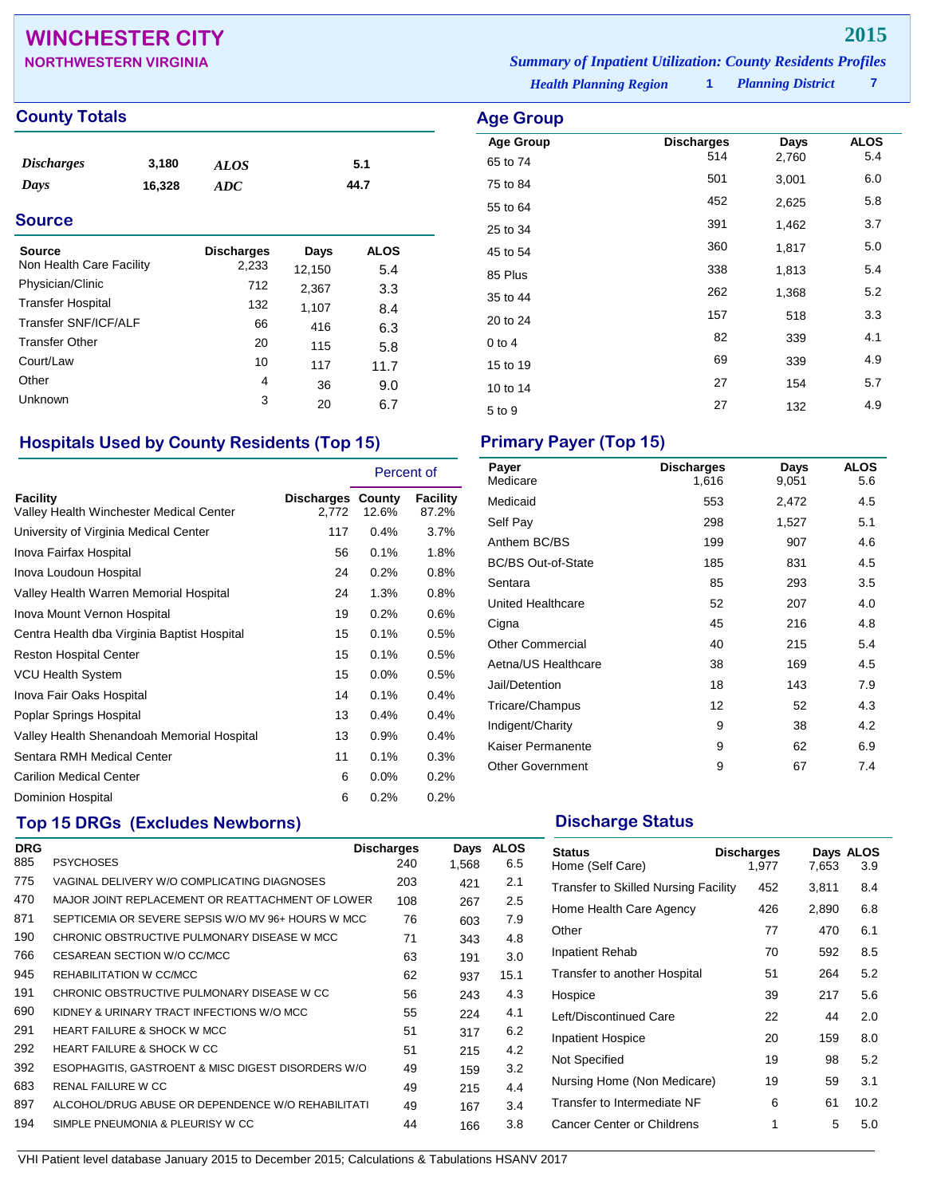# WINCHESTER CITY

**NORTHWESTERN VIRGINIA**

**2015**

*Summary of Inpatient Utilization: County Residents Profiles*

*Health Planning Region* **1** *Planning District* **7**

## County Totals

| | | | |
|---|---|---|---|
| *Discharges* | 3,180 | *ALOS* | 5.1 |
| *Days* | 16,328 | *ADC* | 44.7 |

## Source

| Source | Discharges | Days | ALOS |
|---|---|---|---|
| Non Health Care Facility | 2,233 | 12,150 | 5.4 |
| Physician/Clinic | 712 | 2,367 | 3.3 |
| Transfer Hospital | 132 | 1,107 | 8.4 |
| Transfer SNF/ICF/ALF | 66 | 416 | 6.3 |
| Transfer Other | 20 | 115 | 5.8 |
| Court/Law | 10 | 117 | 11.7 |
| Other | 4 | 36 | 9.0 |
| Unknown | 3 | 20 | 6.7 |

## Age Group

| Age Group | Discharges | Days | ALOS |
|---|---|---|---|
| 65 to 74 | 514 | 2,760 | 5.4 |
| 75 to 84 | 501 | 3,001 | 6.0 |
| 55 to 64 | 452 | 2,625 | 5.8 |
| 25 to 34 | 391 | 1,462 | 3.7 |
| 45 to 54 | 360 | 1,817 | 5.0 |
| 85 Plus | 338 | 1,813 | 5.4 |
| 35 to 44 | 262 | 1,368 | 5.2 |
| 20 to 24 | 157 | 518 | 3.3 |
| 0 to 4 | 82 | 339 | 4.1 |
| 15 to 19 | 69 | 339 | 4.9 |
| 10 to 14 | 27 | 154 | 5.7 |
| 5 to 9 | 27 | 132 | 4.9 |

## Hospitals Used by County Residents (Top 15)

| | | Percent of | |
|---|---|---|---|
| Facility | Discharges | County | Facility |
| Valley Health Winchester Medical Center | 2,772 | 12.6% | 87.2% |
| University of Virginia Medical Center | 117 | 0.4% | 3.7% |
| Inova Fairfax Hospital | 56 | 0.1% | 1.8% |
| Inova Loudoun Hospital | 24 | 0.2% | 0.8% |
| Valley Health Warren Memorial Hospital | 24 | 1.3% | 0.8% |
| Inova Mount Vernon Hospital | 19 | 0.2% | 0.6% |
| Centra Health dba Virginia Baptist Hospital | 15 | 0.1% | 0.5% |
| Reston Hospital Center | 15 | 0.1% | 0.5% |
| VCU Health System | 15 | 0.0% | 0.5% |
| Inova Fair Oaks Hospital | 14 | 0.1% | 0.4% |
| Poplar Springs Hospital | 13 | 0.4% | 0.4% |
| Valley Health Shenandoah Memorial Hospital | 13 | 0.9% | 0.4% |
| Sentara RMH Medical Center | 11 | 0.1% | 0.3% |
| Carilion Medical Center | 6 | 0.0% | 0.2% |
| Dominion Hospital | 6 | 0.2% | 0.2% |

## Primary Payer (Top 15)

| Payer | Discharges | Days | ALOS |
|---|---|---|---|
| Medicare | 1,616 | 9,051 | 5.6 |
| Medicaid | 553 | 2,472 | 4.5 |
| Self Pay | 298 | 1,527 | 5.1 |
| Anthem BC/BS | 199 | 907 | 4.6 |
| BC/BS Out-of-State | 185 | 831 | 4.5 |
| Sentara | 85 | 293 | 3.5 |
| United Healthcare | 52 | 207 | 4.0 |
| Cigna | 45 | 216 | 4.8 |
| Other Commercial | 40 | 215 | 5.4 |
| Aetna/US Healthcare | 38 | 169 | 4.5 |
| Jail/Detention | 18 | 143 | 7.9 |
| Tricare/Champus | 12 | 52 | 4.3 |
| Indigent/Charity | 9 | 38 | 4.2 |
| Kaiser Permanente | 9 | 62 | 6.9 |
| Other Government | 9 | 67 | 7.4 |

## Top 15 DRGs (Excludes Newborns)

| DRG | | Discharges | Days | ALOS |
|---|---|---|---|---|
| 885 | PSYCHOSES | 240 | 1,568 | 6.5 |
| 775 | VAGINAL DELIVERY W/O COMPLICATING DIAGNOSES | 203 | 421 | 2.1 |
| 470 | MAJOR JOINT REPLACEMENT OR REATTACHMENT OF LOWER | 108 | 267 | 2.5 |
| 871 | SEPTICEMIA OR SEVERE SEPSIS W/O MV 96+ HOURS W MCC | 76 | 603 | 7.9 |
| 190 | CHRONIC OBSTRUCTIVE PULMONARY DISEASE W MCC | 71 | 343 | 4.8 |
| 766 | CESAREAN SECTION W/O CC/MCC | 63 | 191 | 3.0 |
| 945 | REHABILITATION W CC/MCC | 62 | 937 | 15.1 |
| 191 | CHRONIC OBSTRUCTIVE PULMONARY DISEASE W CC | 56 | 243 | 4.3 |
| 690 | KIDNEY & URINARY TRACT INFECTIONS W/O MCC | 55 | 224 | 4.1 |
| 291 | HEART FAILURE & SHOCK W MCC | 51 | 317 | 6.2 |
| 292 | HEART FAILURE & SHOCK W CC | 51 | 215 | 4.2 |
| 392 | ESOPHAGITIS, GASTROENT & MISC DIGEST DISORDERS W/O | 49 | 159 | 3.2 |
| 683 | RENAL FAILURE W CC | 49 | 215 | 4.4 |
| 897 | ALCOHOL/DRUG ABUSE OR DEPENDENCE W/O REHABILITATI | 49 | 167 | 3.4 |
| 194 | SIMPLE PNEUMONIA & PLEURISY W CC | 44 | 166 | 3.8 |

## Discharge Status

| Status | Discharges | Days | ALOS |
|---|---|---|---|
| Home (Self Care) | 1,977 | 7,653 | 3.9 |
| Transfer to Skilled Nursing Facility | 452 | 3,811 | 8.4 |
| Home Health Care Agency | 426 | 2,890 | 6.8 |
| Other | 77 | 470 | 6.1 |
| Inpatient Rehab | 70 | 592 | 8.5 |
| Transfer to another Hospital | 51 | 264 | 5.2 |
| Hospice | 39 | 217 | 5.6 |
| Left/Discontinued Care | 22 | 44 | 2.0 |
| Inpatient Hospice | 20 | 159 | 8.0 |
| Not Specified | 19 | 98 | 5.2 |
| Nursing Home (Non Medicare) | 19 | 59 | 3.1 |
| Transfer to Intermediate NF | 6 | 61 | 10.2 |
| Cancer Center or Childrens | 1 | 5 | 5.0 |

VHI Patient level database January 2015 to December 2015; Calculations & Tabulations HSANV 2017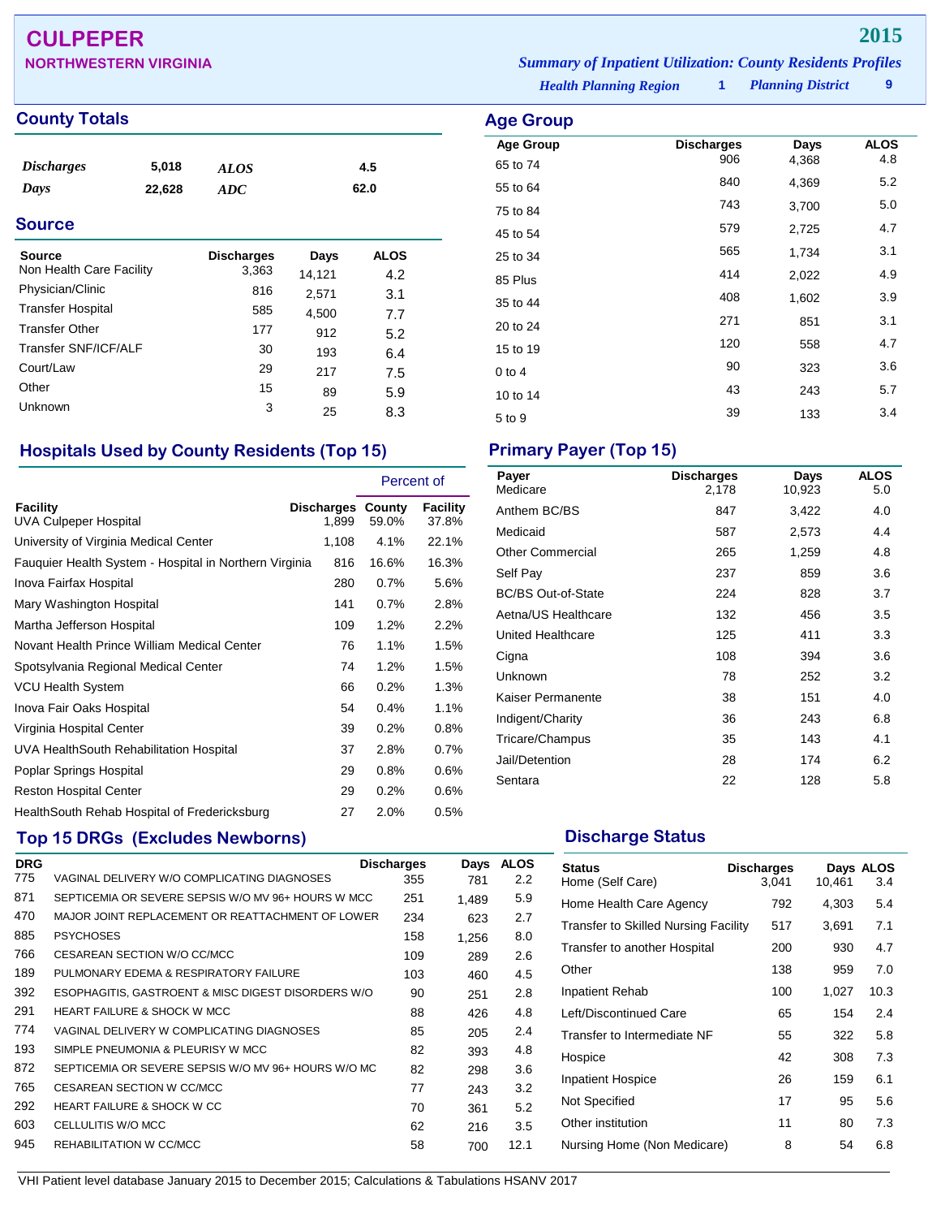# CULPEPER

## NORTHWESTERN VIRGINIA

**2015**

*Summary of Inpatient Utilization: County Residents Profiles*

*Health Planning Region* **1** *Planning District* **9**

## County Totals

| | | | |
|---|---|---|---|
| *Discharges* | 5,018 | *ALOS* | 4.5 |
| *Days* | 22,628 | *ADC* | 62.0 |

## Source

| Source | Discharges | Days | ALOS |
|---|---|---|---|
| Non Health Care Facility | 3,363 | 14,121 | 4.2 |
| Physician/Clinic | 816 | 2,571 | 3.1 |
| Transfer Hospital | 585 | 4,500 | 7.7 |
| Transfer Other | 177 | 912 | 5.2 |
| Transfer SNF/ICF/ALF | 30 | 193 | 6.4 |
| Court/Law | 29 | 217 | 7.5 |
| Other | 15 | 89 | 5.9 |
| Unknown | 3 | 25 | 8.3 |

## Age Group

| Age Group | Discharges | Days | ALOS |
|---|---|---|---|
| 65 to 74 | 906 | 4,368 | 4.8 |
| 55 to 64 | 840 | 4,369 | 5.2 |
| 75 to 84 | 743 | 3,700 | 5.0 |
| 45 to 54 | 579 | 2,725 | 4.7 |
| 25 to 34 | 565 | 1,734 | 3.1 |
| 85 Plus | 414 | 2,022 | 4.9 |
| 35 to 44 | 408 | 1,602 | 3.9 |
| 20 to 24 | 271 | 851 | 3.1 |
| 15 to 19 | 120 | 558 | 4.7 |
| 0 to 4 | 90 | 323 | 3.6 |
| 10 to 14 | 43 | 243 | 5.7 |
| 5 to 9 | 39 | 133 | 3.4 |

## Hospitals Used by County Residents (Top 15)

| Facility | Discharges | Percent of County | Percent of Facility |
|---|---|---|---|
| UVA Culpeper Hospital | 1,899 | 59.0% | 37.8% |
| University of Virginia Medical Center | 1,108 | 4.1% | 22.1% |
| Fauquier Health System - Hospital in Northern Virginia | 816 | 16.6% | 16.3% |
| Inova Fairfax Hospital | 280 | 0.7% | 5.6% |
| Mary Washington Hospital | 141 | 0.7% | 2.8% |
| Martha Jefferson Hospital | 109 | 1.2% | 2.2% |
| Novant Health Prince William Medical Center | 76 | 1.1% | 1.5% |
| Spotsylvania Regional Medical Center | 74 | 1.2% | 1.5% |
| VCU Health System | 66 | 0.2% | 1.3% |
| Inova Fair Oaks Hospital | 54 | 0.4% | 1.1% |
| Virginia Hospital Center | 39 | 0.2% | 0.8% |
| UVA HealthSouth Rehabilitation Hospital | 37 | 2.8% | 0.7% |
| Poplar Springs Hospital | 29 | 0.8% | 0.6% |
| Reston Hospital Center | 29 | 0.2% | 0.6% |
| HealthSouth Rehab Hospital of Fredericksburg | 27 | 2.0% | 0.5% |

## Primary Payer (Top 15)

| Payer | Discharges | Days | ALOS |
|---|---|---|---|
| Medicare | 2,178 | 10,923 | 5.0 |
| Anthem BC/BS | 847 | 3,422 | 4.0 |
| Medicaid | 587 | 2,573 | 4.4 |
| Other Commercial | 265 | 1,259 | 4.8 |
| Self Pay | 237 | 859 | 3.6 |
| BC/BS Out-of-State | 224 | 828 | 3.7 |
| Aetna/US Healthcare | 132 | 456 | 3.5 |
| United Healthcare | 125 | 411 | 3.3 |
| Cigna | 108 | 394 | 3.6 |
| Unknown | 78 | 252 | 3.2 |
| Kaiser Permanente | 38 | 151 | 4.0 |
| Indigent/Charity | 36 | 243 | 6.8 |
| Tricare/Champus | 35 | 143 | 4.1 |
| Jail/Detention | 28 | 174 | 6.2 |
| Sentara | 22 | 128 | 5.8 |

## Top 15 DRGs (Excludes Newborns)

| DRG | | Discharges | Days | ALOS |
|---|---|---|---|---|
| 775 | VAGINAL DELIVERY W/O COMPLICATING DIAGNOSES | 355 | 781 | 2.2 |
| 871 | SEPTICEMIA OR SEVERE SEPSIS W/O MV 96+ HOURS W MCC | 251 | 1,489 | 5.9 |
| 470 | MAJOR JOINT REPLACEMENT OR REATTACHMENT OF LOWER | 234 | 623 | 2.7 |
| 885 | PSYCHOSES | 158 | 1,256 | 8.0 |
| 766 | CESAREAN SECTION W/O CC/MCC | 109 | 289 | 2.6 |
| 189 | PULMONARY EDEMA & RESPIRATORY FAILURE | 103 | 460 | 4.5 |
| 392 | ESOPHAGITIS, GASTROENT & MISC DIGEST DISORDERS W/O | 90 | 251 | 2.8 |
| 291 | HEART FAILURE & SHOCK W MCC | 88 | 426 | 4.8 |
| 774 | VAGINAL DELIVERY W COMPLICATING DIAGNOSES | 85 | 205 | 2.4 |
| 193 | SIMPLE PNEUMONIA & PLEURISY W MCC | 82 | 393 | 4.8 |
| 872 | SEPTICEMIA OR SEVERE SEPSIS W/O MV 96+ HOURS W/O MC | 82 | 298 | 3.6 |
| 765 | CESAREAN SECTION W CC/MCC | 77 | 243 | 3.2 |
| 292 | HEART FAILURE & SHOCK W CC | 70 | 361 | 5.2 |
| 603 | CELLULITIS W/O MCC | 62 | 216 | 3.5 |
| 945 | REHABILITATION W CC/MCC | 58 | 700 | 12.1 |

## Discharge Status

| Status | Discharges | Days | ALOS |
|---|---|---|---|
| Home (Self Care) | 3,041 | 10,461 | 3.4 |
| Home Health Care Agency | 792 | 4,303 | 5.4 |
| Transfer to Skilled Nursing Facility | 517 | 3,691 | 7.1 |
| Transfer to another Hospital | 200 | 930 | 4.7 |
| Other | 138 | 959 | 7.0 |
| Inpatient Rehab | 100 | 1,027 | 10.3 |
| Left/Discontinued Care | 65 | 154 | 2.4 |
| Transfer to Intermediate NF | 55 | 322 | 5.8 |
| Hospice | 42 | 308 | 7.3 |
| Inpatient Hospice | 26 | 159 | 6.1 |
| Not Specified | 17 | 95 | 5.6 |
| Other institution | 11 | 80 | 7.3 |
| Nursing Home (Non Medicare) | 8 | 54 | 6.8 |

VHI Patient level database January 2015 to December 2015; Calculations & Tabulations HSANV 2017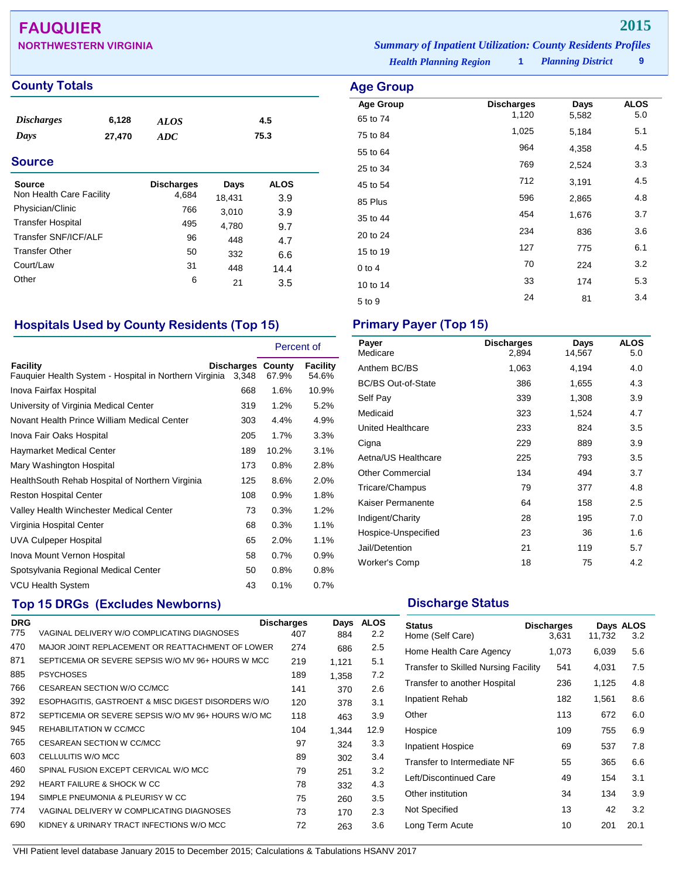# FAUQUIER

## NORTHWESTERN VIRGINIA

**2015**

*Summary of Inpatient Utilization: County Residents Profiles*

*Health Planning Region* **1** *Planning District* **9**

## County Totals

| | | | |
|---|---|---|---|
| *Discharges* | 6,128 | *ALOS* | 4.5 |
| *Days* | 27,470 | *ADC* | 75.3 |

## Source

| Source | Discharges | Days | ALOS |
|---|---|---|---|
| Non Health Care Facility | 4,684 | 18,431 | 3.9 |
| Physician/Clinic | 766 | 3,010 | 3.9 |
| Transfer Hospital | 495 | 4,780 | 9.7 |
| Transfer SNF/ICF/ALF | 96 | 448 | 4.7 |
| Transfer Other | 50 | 332 | 6.6 |
| Court/Law | 31 | 448 | 14.4 |
| Other | 6 | 21 | 3.5 |

## Age Group

| Age Group | Discharges | Days | ALOS |
|---|---|---|---|
| 65 to 74 | 1,120 | 5,582 | 5.0 |
| 75 to 84 | 1,025 | 5,184 | 5.1 |
| 55 to 64 | 964 | 4,358 | 4.5 |
| 25 to 34 | 769 | 2,524 | 3.3 |
| 45 to 54 | 712 | 3,191 | 4.5 |
| 85 Plus | 596 | 2,865 | 4.8 |
| 35 to 44 | 454 | 1,676 | 3.7 |
| 20 to 24 | 234 | 836 | 3.6 |
| 15 to 19 | 127 | 775 | 6.1 |
| 0 to 4 | 70 | 224 | 3.2 |
| 10 to 14 | 33 | 174 | 5.3 |
| 5 to 9 | 24 | 81 | 3.4 |

## Hospitals Used by County Residents (Top 15)

| Facility | Discharges | Percent of County | Percent of Facility |
|---|---|---|---|
| Fauquier Health System - Hospital in Northern Virginia | 3,348 | 67.9% | 54.6% |
| Inova Fairfax Hospital | 668 | 1.6% | 10.9% |
| University of Virginia Medical Center | 319 | 1.2% | 5.2% |
| Novant Health Prince William Medical Center | 303 | 4.4% | 4.9% |
| Inova Fair Oaks Hospital | 205 | 1.7% | 3.3% |
| Haymarket Medical Center | 189 | 10.2% | 3.1% |
| Mary Washington Hospital | 173 | 0.8% | 2.8% |
| HealthSouth Rehab Hospital of Northern Virginia | 125 | 8.6% | 2.0% |
| Reston Hospital Center | 108 | 0.9% | 1.8% |
| Valley Health Winchester Medical Center | 73 | 0.3% | 1.2% |
| Virginia Hospital Center | 68 | 0.3% | 1.1% |
| UVA Culpeper Hospital | 65 | 2.0% | 1.1% |
| Inova Mount Vernon Hospital | 58 | 0.7% | 0.9% |
| Spotsylvania Regional Medical Center | 50 | 0.8% | 0.8% |
| VCU Health System | 43 | 0.1% | 0.7% |

## Primary Payer (Top 15)

| Payer | Discharges | Days | ALOS |
|---|---|---|---|
| Medicare | 2,894 | 14,567 | 5.0 |
| Anthem BC/BS | 1,063 | 4,194 | 4.0 |
| BC/BS Out-of-State | 386 | 1,655 | 4.3 |
| Self Pay | 339 | 1,308 | 3.9 |
| Medicaid | 323 | 1,524 | 4.7 |
| United Healthcare | 233 | 824 | 3.5 |
| Cigna | 229 | 889 | 3.9 |
| Aetna/US Healthcare | 225 | 793 | 3.5 |
| Other Commercial | 134 | 494 | 3.7 |
| Tricare/Champus | 79 | 377 | 4.8 |
| Kaiser Permanente | 64 | 158 | 2.5 |
| Indigent/Charity | 28 | 195 | 7.0 |
| Hospice-Unspecified | 23 | 36 | 1.6 |
| Jail/Detention | 21 | 119 | 5.7 |
| Worker's Comp | 18 | 75 | 4.2 |

## Top 15 DRGs (Excludes Newborns)

| DRG | | Discharges | Days | ALOS |
|---|---|---|---|---|
| 775 | VAGINAL DELIVERY W/O COMPLICATING DIAGNOSES | 407 | 884 | 2.2 |
| 470 | MAJOR JOINT REPLACEMENT OR REATTACHMENT OF LOWER | 274 | 686 | 2.5 |
| 871 | SEPTICEMIA OR SEVERE SEPSIS W/O MV 96+ HOURS W MCC | 219 | 1,121 | 5.1 |
| 885 | PSYCHOSES | 189 | 1,358 | 7.2 |
| 766 | CESAREAN SECTION W/O CC/MCC | 141 | 370 | 2.6 |
| 392 | ESOPHAGITIS, GASTROENT & MISC DIGEST DISORDERS W/O | 120 | 378 | 3.1 |
| 872 | SEPTICEMIA OR SEVERE SEPSIS W/O MV 96+ HOURS W/O MC | 118 | 463 | 3.9 |
| 945 | REHABILITATION W CC/MCC | 104 | 1,344 | 12.9 |
| 765 | CESAREAN SECTION W CC/MCC | 97 | 324 | 3.3 |
| 603 | CELLULITIS W/O MCC | 89 | 302 | 3.4 |
| 460 | SPINAL FUSION EXCEPT CERVICAL W/O MCC | 79 | 251 | 3.2 |
| 292 | HEART FAILURE & SHOCK W CC | 78 | 332 | 4.3 |
| 194 | SIMPLE PNEUMONIA & PLEURISY W CC | 75 | 260 | 3.5 |
| 774 | VAGINAL DELIVERY W COMPLICATING DIAGNOSES | 73 | 170 | 2.3 |
| 690 | KIDNEY & URINARY TRACT INFECTIONS W/O MCC | 72 | 263 | 3.6 |

## Discharge Status

| Status | Discharges | Days | ALOS |
|---|---|---|---|
| Home (Self Care) | 3,631 | 11,732 | 3.2 |
| Home Health Care Agency | 1,073 | 6,039 | 5.6 |
| Transfer to Skilled Nursing Facility | 541 | 4,031 | 7.5 |
| Transfer to another Hospital | 236 | 1,125 | 4.8 |
| Inpatient Rehab | 182 | 1,561 | 8.6 |
| Other | 113 | 672 | 6.0 |
| Hospice | 109 | 755 | 6.9 |
| Inpatient Hospice | 69 | 537 | 7.8 |
| Transfer to Intermediate NF | 55 | 365 | 6.6 |
| Left/Discontinued Care | 49 | 154 | 3.1 |
| Other institution | 34 | 134 | 3.9 |
| Not Specified | 13 | 42 | 3.2 |
| Long Term Acute | 10 | 201 | 20.1 |

VHI Patient level database January 2015 to December 2015; Calculations & Tabulations HSANV 2017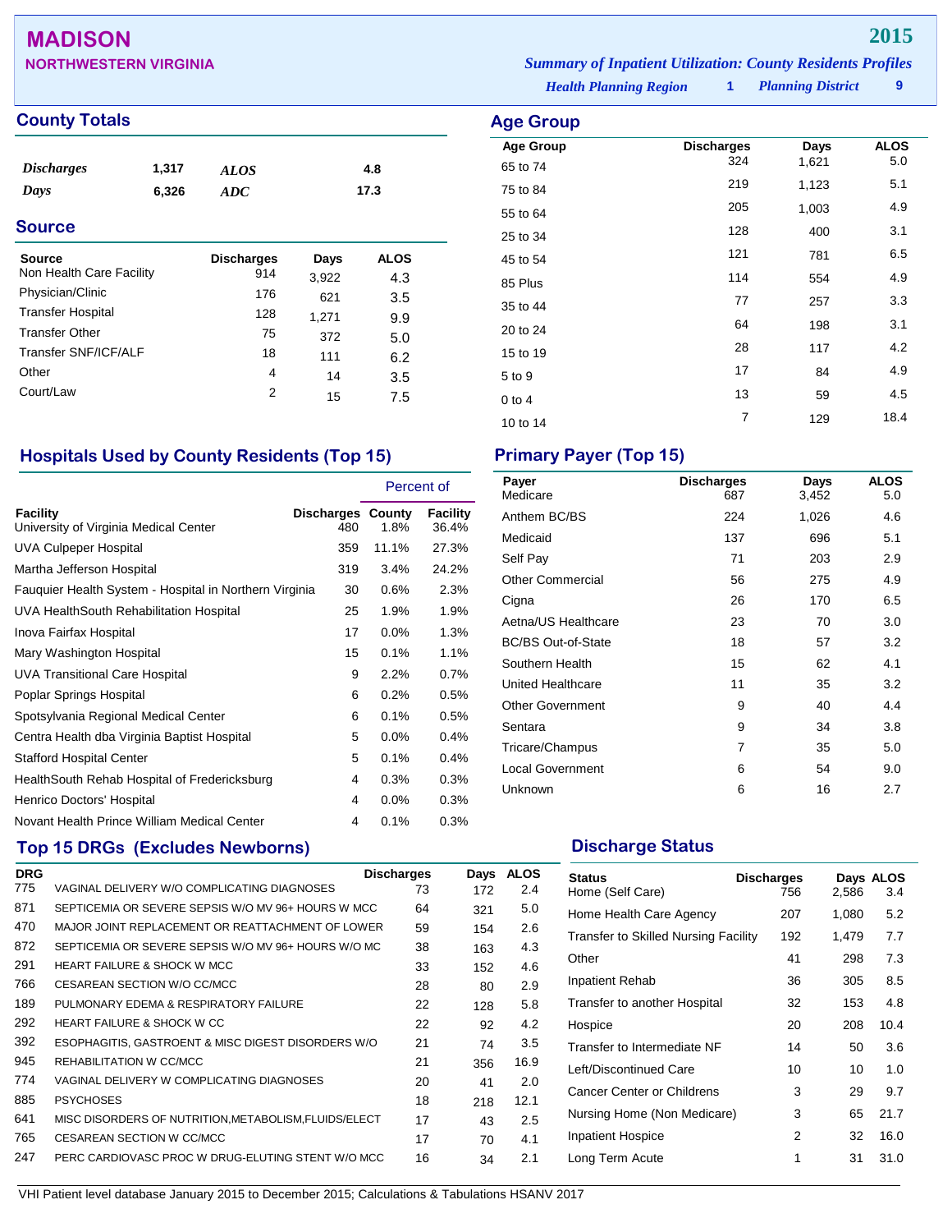# MADISON

## NORTHWESTERN VIRGINIA

**2015**

*Summary of Inpatient Utilization: County Residents Profiles*

*Health Planning Region* **1** *Planning District* **9**

## County Totals

| | | | |
|---|---|---|---|
| *Discharges* | 1,317 | *ALOS* | 4.8 |
| *Days* | 6,326 | *ADC* | 17.3 |

## Source

| Source | Discharges | Days | ALOS |
|---|---|---|---|
| Non Health Care Facility | 914 | 3,922 | 4.3 |
| Physician/Clinic | 176 | 621 | 3.5 |
| Transfer Hospital | 128 | 1,271 | 9.9 |
| Transfer Other | 75 | 372 | 5.0 |
| Transfer SNF/ICF/ALF | 18 | 111 | 6.2 |
| Other | 4 | 14 | 3.5 |
| Court/Law | 2 | 15 | 7.5 |

## Age Group

| Age Group | Discharges | Days | ALOS |
|---|---|---|---|
| 65 to 74 | 324 | 1,621 | 5.0 |
| 75 to 84 | 219 | 1,123 | 5.1 |
| 55 to 64 | 205 | 1,003 | 4.9 |
| 25 to 34 | 128 | 400 | 3.1 |
| 45 to 54 | 121 | 781 | 6.5 |
| 85 Plus | 114 | 554 | 4.9 |
| 35 to 44 | 77 | 257 | 3.3 |
| 20 to 24 | 64 | 198 | 3.1 |
| 15 to 19 | 28 | 117 | 4.2 |
| 5 to 9 | 17 | 84 | 4.9 |
| 0 to 4 | 13 | 59 | 4.5 |
| 10 to 14 | 7 | 129 | 18.4 |

## Hospitals Used by County Residents (Top 15)

| | | Percent of | |
|---|---|---|---|
| Facility | Discharges | County | Facility |
| University of Virginia Medical Center | 480 | 1.8% | 36.4% |
| UVA Culpeper Hospital | 359 | 11.1% | 27.3% |
| Martha Jefferson Hospital | 319 | 3.4% | 24.2% |
| Fauquier Health System - Hospital in Northern Virginia | 30 | 0.6% | 2.3% |
| UVA HealthSouth Rehabilitation Hospital | 25 | 1.9% | 1.9% |
| Inova Fairfax Hospital | 17 | 0.0% | 1.3% |
| Mary Washington Hospital | 15 | 0.1% | 1.1% |
| UVA Transitional Care Hospital | 9 | 2.2% | 0.7% |
| Poplar Springs Hospital | 6 | 0.2% | 0.5% |
| Spotsylvania Regional Medical Center | 6 | 0.1% | 0.5% |
| Centra Health dba Virginia Baptist Hospital | 5 | 0.0% | 0.4% |
| Stafford Hospital Center | 5 | 0.1% | 0.4% |
| HealthSouth Rehab Hospital of Fredericksburg | 4 | 0.3% | 0.3% |
| Henrico Doctors' Hospital | 4 | 0.0% | 0.3% |
| Novant Health Prince William Medical Center | 4 | 0.1% | 0.3% |

## Primary Payer (Top 15)

| Payer | Discharges | Days | ALOS |
|---|---|---|---|
| Medicare | 687 | 3,452 | 5.0 |
| Anthem BC/BS | 224 | 1,026 | 4.6 |
| Medicaid | 137 | 696 | 5.1 |
| Self Pay | 71 | 203 | 2.9 |
| Other Commercial | 56 | 275 | 4.9 |
| Cigna | 26 | 170 | 6.5 |
| Aetna/US Healthcare | 23 | 70 | 3.0 |
| BC/BS Out-of-State | 18 | 57 | 3.2 |
| Southern Health | 15 | 62 | 4.1 |
| United Healthcare | 11 | 35 | 3.2 |
| Other Government | 9 | 40 | 4.4 |
| Sentara | 9 | 34 | 3.8 |
| Tricare/Champus | 7 | 35 | 5.0 |
| Local Government | 6 | 54 | 9.0 |
| Unknown | 6 | 16 | 2.7 |

## Top 15 DRGs (Excludes Newborns)

| DRG | | Discharges | Days | ALOS |
|---|---|---|---|---|
| 775 | VAGINAL DELIVERY W/O COMPLICATING DIAGNOSES | 73 | 172 | 2.4 |
| 871 | SEPTICEMIA OR SEVERE SEPSIS W/O MV 96+ HOURS W MCC | 64 | 321 | 5.0 |
| 470 | MAJOR JOINT REPLACEMENT OR REATTACHMENT OF LOWER | 59 | 154 | 2.6 |
| 872 | SEPTICEMIA OR SEVERE SEPSIS W/O MV 96+ HOURS W/O MC | 38 | 163 | 4.3 |
| 291 | HEART FAILURE & SHOCK W MCC | 33 | 152 | 4.6 |
| 766 | CESAREAN SECTION W/O CC/MCC | 28 | 80 | 2.9 |
| 189 | PULMONARY EDEMA & RESPIRATORY FAILURE | 22 | 128 | 5.8 |
| 292 | HEART FAILURE & SHOCK W CC | 22 | 92 | 4.2 |
| 392 | ESOPHAGITIS, GASTROENT & MISC DIGEST DISORDERS W/O | 21 | 74 | 3.5 |
| 945 | REHABILITATION W CC/MCC | 21 | 356 | 16.9 |
| 774 | VAGINAL DELIVERY W COMPLICATING DIAGNOSES | 20 | 41 | 2.0 |
| 885 | PSYCHOSES | 18 | 218 | 12.1 |
| 641 | MISC DISORDERS OF NUTRITION,METABOLISM,FLUIDS/ELECT | 17 | 43 | 2.5 |
| 765 | CESAREAN SECTION W CC/MCC | 17 | 70 | 4.1 |
| 247 | PERC CARDIOVASC PROC W DRUG-ELUTING STENT W/O MCC | 16 | 34 | 2.1 |

## Discharge Status

| Status | Discharges | Days | ALOS |
|---|---|---|---|
| Home (Self Care) | 756 | 2,586 | 3.4 |
| Home Health Care Agency | 207 | 1,080 | 5.2 |
| Transfer to Skilled Nursing Facility | 192 | 1,479 | 7.7 |
| Other | 41 | 298 | 7.3 |
| Inpatient Rehab | 36 | 305 | 8.5 |
| Transfer to another Hospital | 32 | 153 | 4.8 |
| Hospice | 20 | 208 | 10.4 |
| Transfer to Intermediate NF | 14 | 50 | 3.6 |
| Left/Discontinued Care | 10 | 10 | 1.0 |
| Cancer Center or Childrens | 3 | 29 | 9.7 |
| Nursing Home (Non Medicare) | 3 | 65 | 21.7 |
| Inpatient Hospice | 2 | 32 | 16.0 |
| Long Term Acute | 1 | 31 | 31.0 |

VHI Patient level database January 2015 to December 2015; Calculations & Tabulations HSANV 2017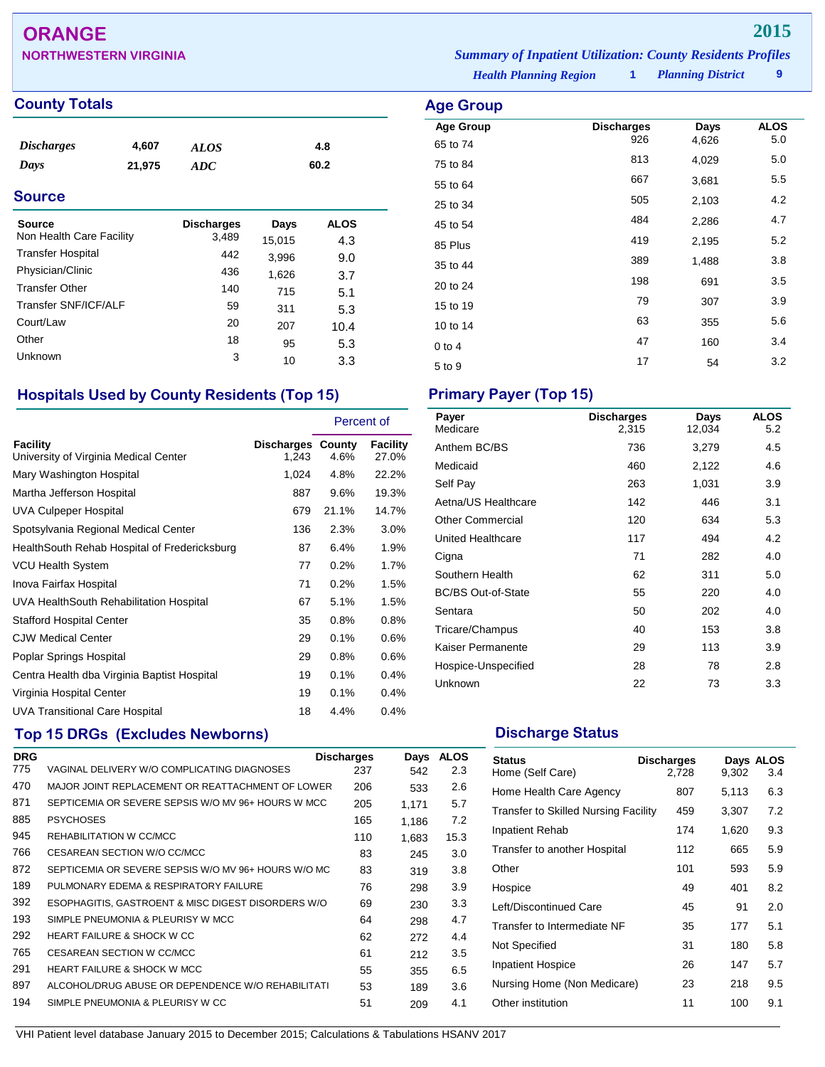# ORANGE

**NORTHWESTERN VIRGINIA**

**2015**

*Summary of Inpatient Utilization: County Residents Profiles*

*Health Planning Region* **1** *Planning District* **9**

## County Totals

| | | | |
|---|---|---|---|
| *Discharges* | 4,607 | *ALOS* | 4.8 |
| *Days* | 21,975 | *ADC* | 60.2 |

## Source

| Source | Discharges | Days | ALOS |
|---|---|---|---|
| Non Health Care Facility | 3,489 | 15,015 | 4.3 |
| Transfer Hospital | 442 | 3,996 | 9.0 |
| Physician/Clinic | 436 | 1,626 | 3.7 |
| Transfer Other | 140 | 715 | 5.1 |
| Transfer SNF/ICF/ALF | 59 | 311 | 5.3 |
| Court/Law | 20 | 207 | 10.4 |
| Other | 18 | 95 | 5.3 |
| Unknown | 3 | 10 | 3.3 |

## Age Group

| Age Group | Discharges | Days | ALOS |
|---|---|---|---|
| 65 to 74 | 926 | 4,626 | 5.0 |
| 75 to 84 | 813 | 4,029 | 5.0 |
| 55 to 64 | 667 | 3,681 | 5.5 |
| 25 to 34 | 505 | 2,103 | 4.2 |
| 45 to 54 | 484 | 2,286 | 4.7 |
| 85 Plus | 419 | 2,195 | 5.2 |
| 35 to 44 | 389 | 1,488 | 3.8 |
| 20 to 24 | 198 | 691 | 3.5 |
| 15 to 19 | 79 | 307 | 3.9 |
| 10 to 14 | 63 | 355 | 5.6 |
| 0 to 4 | 47 | 160 | 3.4 |
| 5 to 9 | 17 | 54 | 3.2 |

## Hospitals Used by County Residents (Top 15)

| | | Percent of | |
|---|---|---|---|
| Facility | Discharges | County | Facility |
| University of Virginia Medical Center | 1,243 | 4.6% | 27.0% |
| Mary Washington Hospital | 1,024 | 4.8% | 22.2% |
| Martha Jefferson Hospital | 887 | 9.6% | 19.3% |
| UVA Culpeper Hospital | 679 | 21.1% | 14.7% |
| Spotsylvania Regional Medical Center | 136 | 2.3% | 3.0% |
| HealthSouth Rehab Hospital of Fredericksburg | 87 | 6.4% | 1.9% |
| VCU Health System | 77 | 0.2% | 1.7% |
| Inova Fairfax Hospital | 71 | 0.2% | 1.5% |
| UVA HealthSouth Rehabilitation Hospital | 67 | 5.1% | 1.5% |
| Stafford Hospital Center | 35 | 0.8% | 0.8% |
| CJW Medical Center | 29 | 0.1% | 0.6% |
| Poplar Springs Hospital | 29 | 0.8% | 0.6% |
| Centra Health dba Virginia Baptist Hospital | 19 | 0.1% | 0.4% |
| Virginia Hospital Center | 19 | 0.1% | 0.4% |
| UVA Transitional Care Hospital | 18 | 4.4% | 0.4% |

## Primary Payer (Top 15)

| Payer | Discharges | Days | ALOS |
|---|---|---|---|
| Medicare | 2,315 | 12,034 | 5.2 |
| Anthem BC/BS | 736 | 3,279 | 4.5 |
| Medicaid | 460 | 2,122 | 4.6 |
| Self Pay | 263 | 1,031 | 3.9 |
| Aetna/US Healthcare | 142 | 446 | 3.1 |
| Other Commercial | 120 | 634 | 5.3 |
| United Healthcare | 117 | 494 | 4.2 |
| Cigna | 71 | 282 | 4.0 |
| Southern Health | 62 | 311 | 5.0 |
| BC/BS Out-of-State | 55 | 220 | 4.0 |
| Sentara | 50 | 202 | 4.0 |
| Tricare/Champus | 40 | 153 | 3.8 |
| Kaiser Permanente | 29 | 113 | 3.9 |
| Hospice-Unspecified | 28 | 78 | 2.8 |
| Unknown | 22 | 73 | 3.3 |

## Top 15 DRGs (Excludes Newborns)

| DRG | | Discharges | Days | ALOS |
|---|---|---|---|---|
| 775 | VAGINAL DELIVERY W/O COMPLICATING DIAGNOSES | 237 | 542 | 2.3 |
| 470 | MAJOR JOINT REPLACEMENT OR REATTACHMENT OF LOWER | 206 | 533 | 2.6 |
| 871 | SEPTICEMIA OR SEVERE SEPSIS W/O MV 96+ HOURS W MCC | 205 | 1,171 | 5.7 |
| 885 | PSYCHOSES | 165 | 1,186 | 7.2 |
| 945 | REHABILITATION W CC/MCC | 110 | 1,683 | 15.3 |
| 766 | CESAREAN SECTION W/O CC/MCC | 83 | 245 | 3.0 |
| 872 | SEPTICEMIA OR SEVERE SEPSIS W/O MV 96+ HOURS W/O MC | 83 | 319 | 3.8 |
| 189 | PULMONARY EDEMA & RESPIRATORY FAILURE | 76 | 298 | 3.9 |
| 392 | ESOPHAGITIS, GASTROENT & MISC DIGEST DISORDERS W/O | 69 | 230 | 3.3 |
| 193 | SIMPLE PNEUMONIA & PLEURISY W MCC | 64 | 298 | 4.7 |
| 292 | HEART FAILURE & SHOCK W CC | 62 | 272 | 4.4 |
| 765 | CESAREAN SECTION W CC/MCC | 61 | 212 | 3.5 |
| 291 | HEART FAILURE & SHOCK W MCC | 55 | 355 | 6.5 |
| 897 | ALCOHOL/DRUG ABUSE OR DEPENDENCE W/O REHABILITATI | 53 | 189 | 3.6 |
| 194 | SIMPLE PNEUMONIA & PLEURISY W CC | 51 | 209 | 4.1 |

## Discharge Status

| Status | Discharges | Days | ALOS |
|---|---|---|---|
| Home (Self Care) | 2,728 | 9,302 | 3.4 |
| Home Health Care Agency | 807 | 5,113 | 6.3 |
| Transfer to Skilled Nursing Facility | 459 | 3,307 | 7.2 |
| Inpatient Rehab | 174 | 1,620 | 9.3 |
| Transfer to another Hospital | 112 | 665 | 5.9 |
| Other | 101 | 593 | 5.9 |
| Hospice | 49 | 401 | 8.2 |
| Left/Discontinued Care | 45 | 91 | 2.0 |
| Transfer to Intermediate NF | 35 | 177 | 5.1 |
| Not Specified | 31 | 180 | 5.8 |
| Inpatient Hospice | 26 | 147 | 5.7 |
| Nursing Home (Non Medicare) | 23 | 218 | 9.5 |
| Other institution | 11 | 100 | 9.1 |

VHI Patient level database January 2015 to December 2015; Calculations & Tabulations HSANV 2017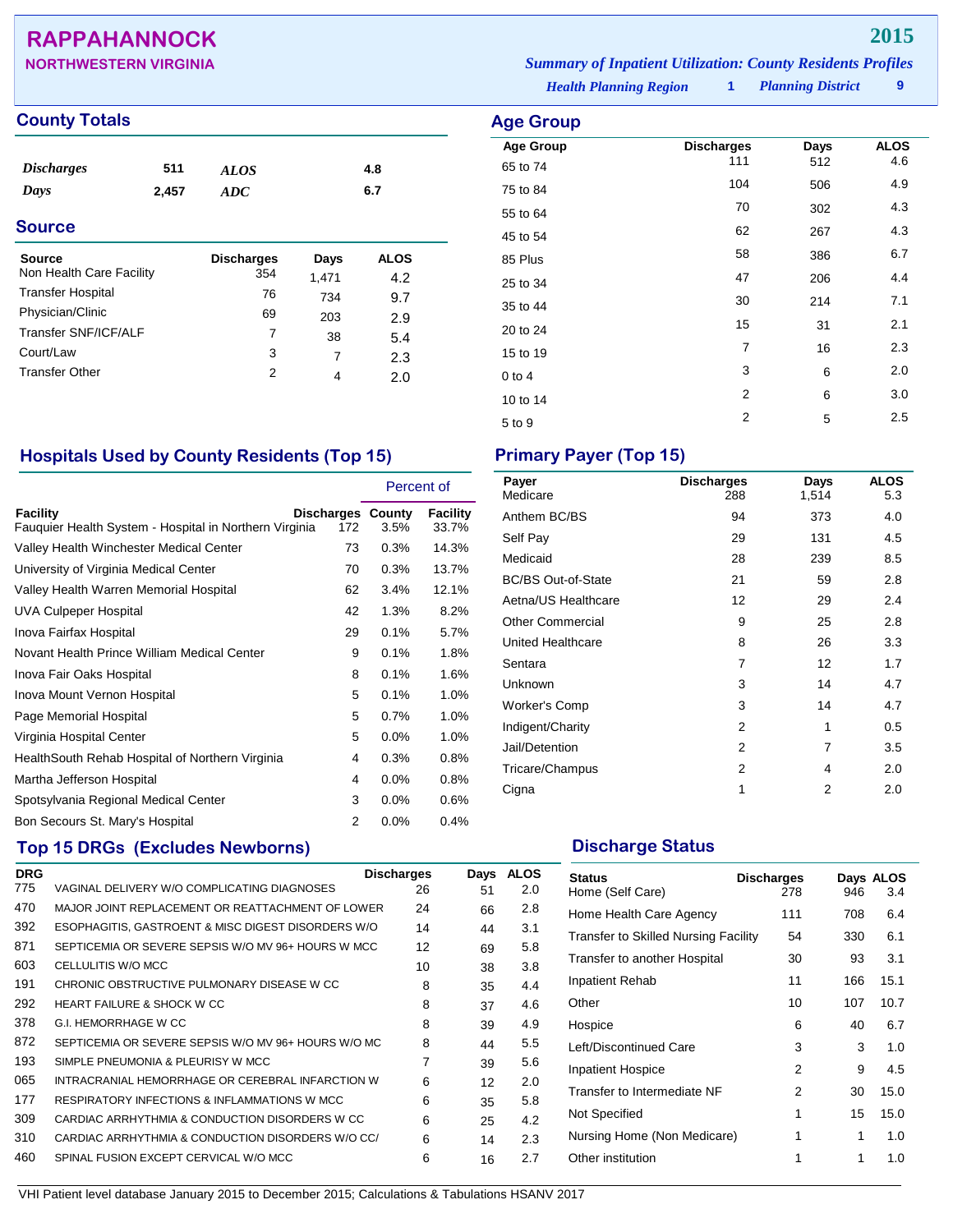# RAPPAHANNOCK

**NORTHWESTERN VIRGINIA**

**2015**

*Summary of Inpatient Utilization: County Residents Profiles*

*Health Planning Region* **1** *Planning District* **9**

## County Totals

| | | | |
|---|---|---|---|
| *Discharges* | 511 | *ALOS* | 4.8 |
| *Days* | 2,457 | *ADC* | 6.7 |

## Source

| Source | Discharges | Days | ALOS |
|---|---|---|---|
| Non Health Care Facility | 354 | 1,471 | 4.2 |
| Transfer Hospital | 76 | 734 | 9.7 |
| Physician/Clinic | 69 | 203 | 2.9 |
| Transfer SNF/ICF/ALF | 7 | 38 | 5.4 |
| Court/Law | 3 | 7 | 2.3 |
| Transfer Other | 2 | 4 | 2.0 |

## Age Group

| Age Group | Discharges | Days | ALOS |
|---|---|---|---|
| 65 to 74 | 111 | 512 | 4.6 |
| 75 to 84 | 104 | 506 | 4.9 |
| 55 to 64 | 70 | 302 | 4.3 |
| 45 to 54 | 62 | 267 | 4.3 |
| 85 Plus | 58 | 386 | 6.7 |
| 25 to 34 | 47 | 206 | 4.4 |
| 35 to 44 | 30 | 214 | 7.1 |
| 20 to 24 | 15 | 31 | 2.1 |
| 15 to 19 | 7 | 16 | 2.3 |
| 0 to 4 | 3 | 6 | 2.0 |
| 10 to 14 | 2 | 6 | 3.0 |
| 5 to 9 | 2 | 5 | 2.5 |

## Hospitals Used by County Residents (Top 15)

| Facility | Discharges | Percent of County | Percent of Facility |
|---|---|---|---|
| Fauquier Health System - Hospital in Northern Virginia | 172 | 3.5% | 33.7% |
| Valley Health Winchester Medical Center | 73 | 0.3% | 14.3% |
| University of Virginia Medical Center | 70 | 0.3% | 13.7% |
| Valley Health Warren Memorial Hospital | 62 | 3.4% | 12.1% |
| UVA Culpeper Hospital | 42 | 1.3% | 8.2% |
| Inova Fairfax Hospital | 29 | 0.1% | 5.7% |
| Novant Health Prince William Medical Center | 9 | 0.1% | 1.8% |
| Inova Fair Oaks Hospital | 8 | 0.1% | 1.6% |
| Inova Mount Vernon Hospital | 5 | 0.1% | 1.0% |
| Page Memorial Hospital | 5 | 0.7% | 1.0% |
| Virginia Hospital Center | 5 | 0.0% | 1.0% |
| HealthSouth Rehab Hospital of Northern Virginia | 4 | 0.3% | 0.8% |
| Martha Jefferson Hospital | 4 | 0.0% | 0.8% |
| Spotsylvania Regional Medical Center | 3 | 0.0% | 0.6% |
| Bon Secours St. Mary's Hospital | 2 | 0.0% | 0.4% |

## Primary Payer (Top 15)

| Payer | Discharges | Days | ALOS |
|---|---|---|---|
| Medicare | 288 | 1,514 | 5.3 |
| Anthem BC/BS | 94 | 373 | 4.0 |
| Self Pay | 29 | 131 | 4.5 |
| Medicaid | 28 | 239 | 8.5 |
| BC/BS Out-of-State | 21 | 59 | 2.8 |
| Aetna/US Healthcare | 12 | 29 | 2.4 |
| Other Commercial | 9 | 25 | 2.8 |
| United Healthcare | 8 | 26 | 3.3 |
| Sentara | 7 | 12 | 1.7 |
| Unknown | 3 | 14 | 4.7 |
| Worker's Comp | 3 | 14 | 4.7 |
| Indigent/Charity | 2 | 1 | 0.5 |
| Jail/Detention | 2 | 7 | 3.5 |
| Tricare/Champus | 2 | 4 | 2.0 |
| Cigna | 1 | 2 | 2.0 |

## Top 15 DRGs (Excludes Newborns)

| DRG | | Discharges | Days | ALOS |
|---|---|---|---|---|
| 775 | VAGINAL DELIVERY W/O COMPLICATING DIAGNOSES | 26 | 51 | 2.0 |
| 470 | MAJOR JOINT REPLACEMENT OR REATTACHMENT OF LOWER | 24 | 66 | 2.8 |
| 392 | ESOPHAGITIS, GASTROENT & MISC DIGEST DISORDERS W/O | 14 | 44 | 3.1 |
| 871 | SEPTICEMIA OR SEVERE SEPSIS W/O MV 96+ HOURS W MCC | 12 | 69 | 5.8 |
| 603 | CELLULITIS W/O MCC | 10 | 38 | 3.8 |
| 191 | CHRONIC OBSTRUCTIVE PULMONARY DISEASE W CC | 8 | 35 | 4.4 |
| 292 | HEART FAILURE & SHOCK W CC | 8 | 37 | 4.6 |
| 378 | G.I. HEMORRHAGE W CC | 8 | 39 | 4.9 |
| 872 | SEPTICEMIA OR SEVERE SEPSIS W/O MV 96+ HOURS W/O MC | 8 | 44 | 5.5 |
| 193 | SIMPLE PNEUMONIA & PLEURISY W MCC | 7 | 39 | 5.6 |
| 065 | INTRACRANIAL HEMORRHAGE OR CEREBRAL INFARCTION W | 6 | 12 | 2.0 |
| 177 | RESPIRATORY INFECTIONS & INFLAMMATIONS W MCC | 6 | 35 | 5.8 |
| 309 | CARDIAC ARRHYTHMIA & CONDUCTION DISORDERS W CC | 6 | 25 | 4.2 |
| 310 | CARDIAC ARRHYTHMIA & CONDUCTION DISORDERS W/O CC/ | 6 | 14 | 2.3 |
| 460 | SPINAL FUSION EXCEPT CERVICAL W/O MCC | 6 | 16 | 2.7 |

## Discharge Status

| Status | Discharges | Days | ALOS |
|---|---|---|---|
| Home (Self Care) | 278 | 946 | 3.4 |
| Home Health Care Agency | 111 | 708 | 6.4 |
| Transfer to Skilled Nursing Facility | 54 | 330 | 6.1 |
| Transfer to another Hospital | 30 | 93 | 3.1 |
| Inpatient Rehab | 11 | 166 | 15.1 |
| Other | 10 | 107 | 10.7 |
| Hospice | 6 | 40 | 6.7 |
| Left/Discontinued Care | 3 | 3 | 1.0 |
| Inpatient Hospice | 2 | 9 | 4.5 |
| Transfer to Intermediate NF | 2 | 30 | 15.0 |
| Not Specified | 1 | 15 | 15.0 |
| Nursing Home (Non Medicare) | 1 | 1 | 1.0 |
| Other institution | 1 | 1 | 1.0 |

VHI Patient level database January 2015 to December 2015; Calculations & Tabulations HSANV 2017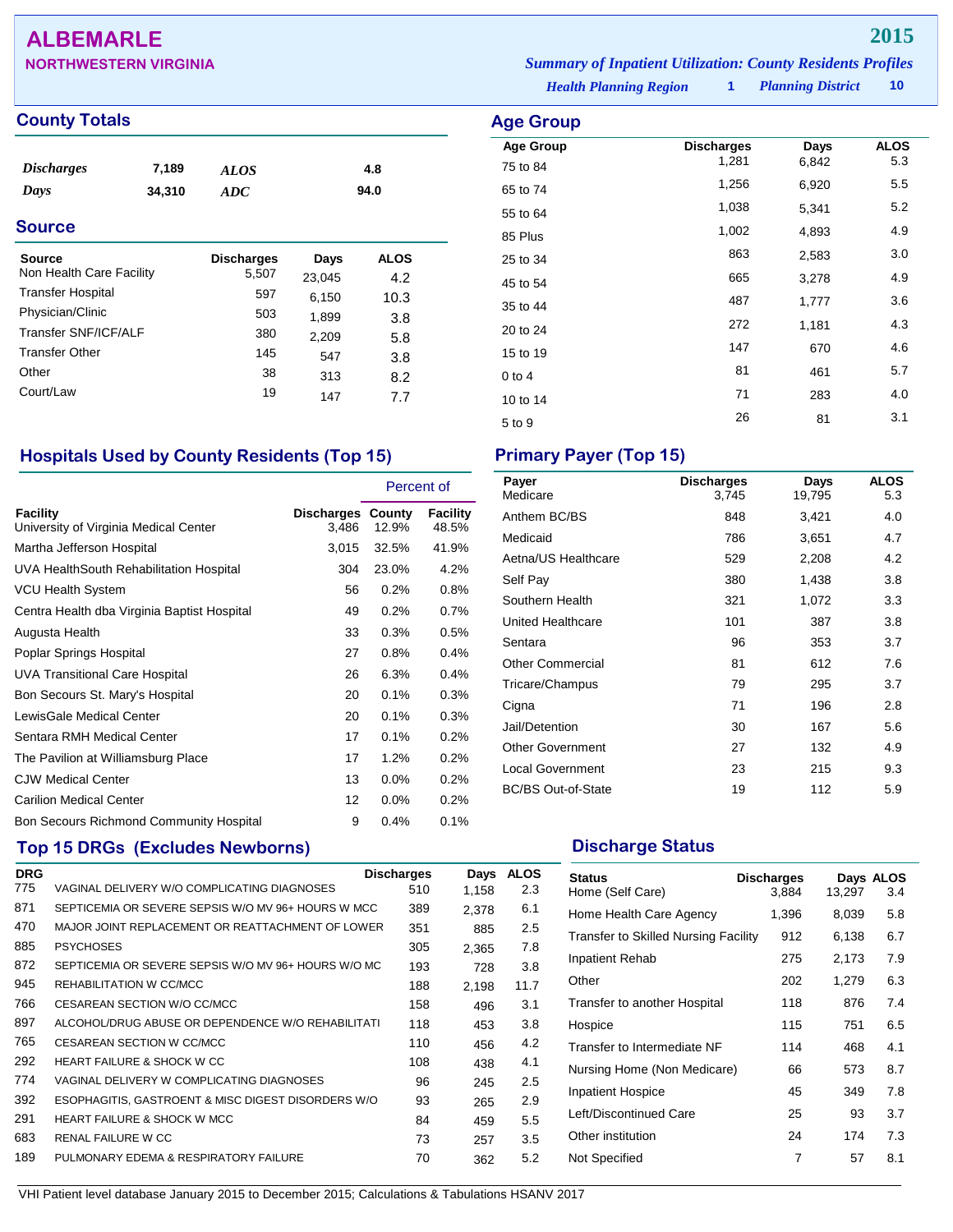# ALBEMARLE

**NORTHWESTERN VIRGINIA**

**2015**

*Summary of Inpatient Utilization: County Residents Profiles*

*Health Planning Region* **1** *Planning District* **10**

## County Totals

| | | | |
|---|---|---|---|
| *Discharges* | 7,189 | *ALOS* | 4.8 |
| *Days* | 34,310 | *ADC* | 94.0 |

## Source

| Source | Discharges | Days | ALOS |
|---|---|---|---|
| Non Health Care Facility | 5,507 | 23,045 | 4.2 |
| Transfer Hospital | 597 | 6,150 | 10.3 |
| Physician/Clinic | 503 | 1,899 | 3.8 |
| Transfer SNF/ICF/ALF | 380 | 2,209 | 5.8 |
| Transfer Other | 145 | 547 | 3.8 |
| Other | 38 | 313 | 8.2 |
| Court/Law | 19 | 147 | 7.7 |

## Age Group

| Age Group | Discharges | Days | ALOS |
|---|---|---|---|
| 75 to 84 | 1,281 | 6,842 | 5.3 |
| 65 to 74 | 1,256 | 6,920 | 5.5 |
| 55 to 64 | 1,038 | 5,341 | 5.2 |
| 85 Plus | 1,002 | 4,893 | 4.9 |
| 25 to 34 | 863 | 2,583 | 3.0 |
| 45 to 54 | 665 | 3,278 | 4.9 |
| 35 to 44 | 487 | 1,777 | 3.6 |
| 20 to 24 | 272 | 1,181 | 4.3 |
| 15 to 19 | 147 | 670 | 4.6 |
| 0 to 4 | 81 | 461 | 5.7 |
| 10 to 14 | 71 | 283 | 4.0 |
| 5 to 9 | 26 | 81 | 3.1 |

## Hospitals Used by County Residents (Top 15)

| | | Percent of | |
|---|---|---|---|
| Facility | Discharges | County | Facility |
| University of Virginia Medical Center | 3,486 | 12.9% | 48.5% |
| Martha Jefferson Hospital | 3,015 | 32.5% | 41.9% |
| UVA HealthSouth Rehabilitation Hospital | 304 | 23.0% | 4.2% |
| VCU Health System | 56 | 0.2% | 0.8% |
| Centra Health dba Virginia Baptist Hospital | 49 | 0.2% | 0.7% |
| Augusta Health | 33 | 0.3% | 0.5% |
| Poplar Springs Hospital | 27 | 0.8% | 0.4% |
| UVA Transitional Care Hospital | 26 | 6.3% | 0.4% |
| Bon Secours St. Mary's Hospital | 20 | 0.1% | 0.3% |
| LewisGale Medical Center | 20 | 0.1% | 0.3% |
| Sentara RMH Medical Center | 17 | 0.1% | 0.2% |
| The Pavilion at Williamsburg Place | 17 | 1.2% | 0.2% |
| CJW Medical Center | 13 | 0.0% | 0.2% |
| Carilion Medical Center | 12 | 0.0% | 0.2% |
| Bon Secours Richmond Community Hospital | 9 | 0.4% | 0.1% |

## Primary Payer (Top 15)

| Payer | Discharges | Days | ALOS |
|---|---|---|---|
| Medicare | 3,745 | 19,795 | 5.3 |
| Anthem BC/BS | 848 | 3,421 | 4.0 |
| Medicaid | 786 | 3,651 | 4.7 |
| Aetna/US Healthcare | 529 | 2,208 | 4.2 |
| Self Pay | 380 | 1,438 | 3.8 |
| Southern Health | 321 | 1,072 | 3.3 |
| United Healthcare | 101 | 387 | 3.8 |
| Sentara | 96 | 353 | 3.7 |
| Other Commercial | 81 | 612 | 7.6 |
| Tricare/Champus | 79 | 295 | 3.7 |
| Cigna | 71 | 196 | 2.8 |
| Jail/Detention | 30 | 167 | 5.6 |
| Other Government | 27 | 132 | 4.9 |
| Local Government | 23 | 215 | 9.3 |
| BC/BS Out-of-State | 19 | 112 | 5.9 |

## Top 15 DRGs (Excludes Newborns)

| DRG | | Discharges | Days | ALOS |
|---|---|---|---|---|
| 775 | VAGINAL DELIVERY W/O COMPLICATING DIAGNOSES | 510 | 1,158 | 2.3 |
| 871 | SEPTICEMIA OR SEVERE SEPSIS W/O MV 96+ HOURS W MCC | 389 | 2,378 | 6.1 |
| 470 | MAJOR JOINT REPLACEMENT OR REATTACHMENT OF LOWER | 351 | 885 | 2.5 |
| 885 | PSYCHOSES | 305 | 2,365 | 7.8 |
| 872 | SEPTICEMIA OR SEVERE SEPSIS W/O MV 96+ HOURS W/O MC | 193 | 728 | 3.8 |
| 945 | REHABILITATION W CC/MCC | 188 | 2,198 | 11.7 |
| 766 | CESAREAN SECTION W/O CC/MCC | 158 | 496 | 3.1 |
| 897 | ALCOHOL/DRUG ABUSE OR DEPENDENCE W/O REHABILITATI | 118 | 453 | 3.8 |
| 765 | CESAREAN SECTION W CC/MCC | 110 | 456 | 4.2 |
| 292 | HEART FAILURE & SHOCK W CC | 108 | 438 | 4.1 |
| 774 | VAGINAL DELIVERY W COMPLICATING DIAGNOSES | 96 | 245 | 2.5 |
| 392 | ESOPHAGITIS, GASTROENT & MISC DIGEST DISORDERS W/O | 93 | 265 | 2.9 |
| 291 | HEART FAILURE & SHOCK W MCC | 84 | 459 | 5.5 |
| 683 | RENAL FAILURE W CC | 73 | 257 | 3.5 |
| 189 | PULMONARY EDEMA & RESPIRATORY FAILURE | 70 | 362 | 5.2 |

## Discharge Status

| Status | Discharges | Days | ALOS |
|---|---|---|---|
| Home (Self Care) | 3,884 | 13,297 | 3.4 |
| Home Health Care Agency | 1,396 | 8,039 | 5.8 |
| Transfer to Skilled Nursing Facility | 912 | 6,138 | 6.7 |
| Inpatient Rehab | 275 | 2,173 | 7.9 |
| Other | 202 | 1,279 | 6.3 |
| Transfer to another Hospital | 118 | 876 | 7.4 |
| Hospice | 115 | 751 | 6.5 |
| Transfer to Intermediate NF | 114 | 468 | 4.1 |
| Nursing Home (Non Medicare) | 66 | 573 | 8.7 |
| Inpatient Hospice | 45 | 349 | 7.8 |
| Left/Discontinued Care | 25 | 93 | 3.7 |
| Other institution | 24 | 174 | 7.3 |
| Not Specified | 7 | 57 | 8.1 |

VHI Patient level database January 2015 to December 2015; Calculations & Tabulations HSANV 2017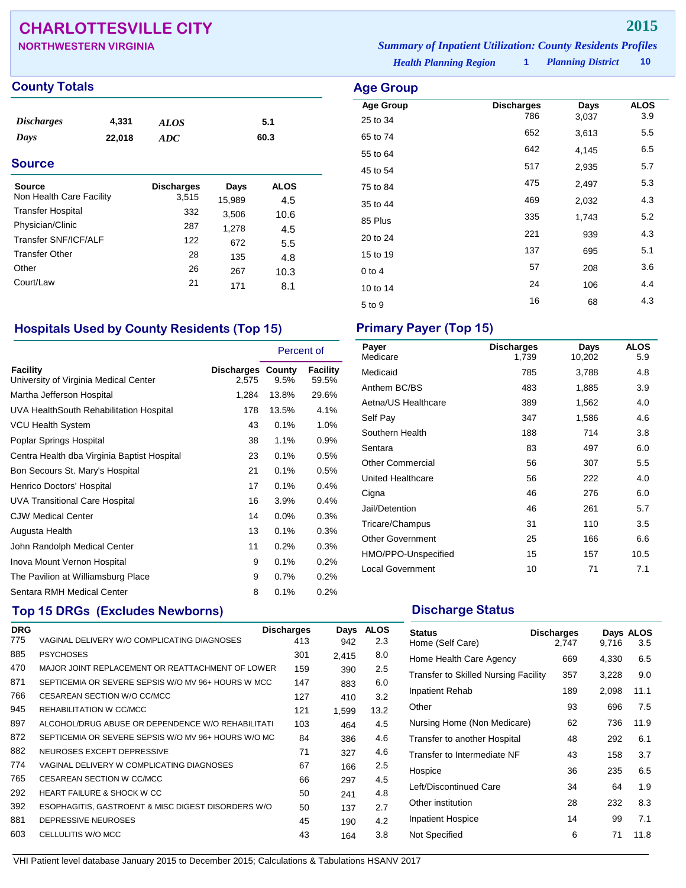# CHARLOTTESVILLE CITY

**NORTHWESTERN VIRGINIA**

**2015**

*Summary of Inpatient Utilization: County Residents Profiles*

*Health Planning Region* **1** *Planning District* **10**

## County Totals

| | | | |
|---|---|---|---|
| *Discharges* | 4,331 | *ALOS* | 5.1 |
| *Days* | 22,018 | *ADC* | 60.3 |

## Source

| Source | Discharges | Days | ALOS |
|---|---|---|---|
| Non Health Care Facility | 3,515 | 15,989 | 4.5 |
| Transfer Hospital | 332 | 3,506 | 10.6 |
| Physician/Clinic | 287 | 1,278 | 4.5 |
| Transfer SNF/ICF/ALF | 122 | 672 | 5.5 |
| Transfer Other | 28 | 135 | 4.8 |
| Other | 26 | 267 | 10.3 |
| Court/Law | 21 | 171 | 8.1 |

## Age Group

| Age Group | Discharges | Days | ALOS |
|---|---|---|---|
| 25 to 34 | 786 | 3,037 | 3.9 |
| 65 to 74 | 652 | 3,613 | 5.5 |
| 55 to 64 | 642 | 4,145 | 6.5 |
| 45 to 54 | 517 | 2,935 | 5.7 |
| 75 to 84 | 475 | 2,497 | 5.3 |
| 35 to 44 | 469 | 2,032 | 4.3 |
| 85 Plus | 335 | 1,743 | 5.2 |
| 20 to 24 | 221 | 939 | 4.3 |
| 15 to 19 | 137 | 695 | 5.1 |
| 0 to 4 | 57 | 208 | 3.6 |
| 10 to 14 | 24 | 106 | 4.4 |
| 5 to 9 | 16 | 68 | 4.3 |

## Hospitals Used by County Residents (Top 15)

| | | Percent of | |
|---|---|---|---|
| Facility | Discharges | County | Facility |
| University of Virginia Medical Center | 2,575 | 9.5% | 59.5% |
| Martha Jefferson Hospital | 1,284 | 13.8% | 29.6% |
| UVA HealthSouth Rehabilitation Hospital | 178 | 13.5% | 4.1% |
| VCU Health System | 43 | 0.1% | 1.0% |
| Poplar Springs Hospital | 38 | 1.1% | 0.9% |
| Centra Health dba Virginia Baptist Hospital | 23 | 0.1% | 0.5% |
| Bon Secours St. Mary's Hospital | 21 | 0.1% | 0.5% |
| Henrico Doctors' Hospital | 17 | 0.1% | 0.4% |
| UVA Transitional Care Hospital | 16 | 3.9% | 0.4% |
| CJW Medical Center | 14 | 0.0% | 0.3% |
| Augusta Health | 13 | 0.1% | 0.3% |
| John Randolph Medical Center | 11 | 0.2% | 0.3% |
| Inova Mount Vernon Hospital | 9 | 0.1% | 0.2% |
| The Pavilion at Williamsburg Place | 9 | 0.7% | 0.2% |
| Sentara RMH Medical Center | 8 | 0.1% | 0.2% |

## Primary Payer (Top 15)

| Payer | Discharges | Days | ALOS |
|---|---|---|---|
| Medicare | 1,739 | 10,202 | 5.9 |
| Medicaid | 785 | 3,788 | 4.8 |
| Anthem BC/BS | 483 | 1,885 | 3.9 |
| Aetna/US Healthcare | 389 | 1,562 | 4.0 |
| Self Pay | 347 | 1,586 | 4.6 |
| Southern Health | 188 | 714 | 3.8 |
| Sentara | 83 | 497 | 6.0 |
| Other Commercial | 56 | 307 | 5.5 |
| United Healthcare | 56 | 222 | 4.0 |
| Cigna | 46 | 276 | 6.0 |
| Jail/Detention | 46 | 261 | 5.7 |
| Tricare/Champus | 31 | 110 | 3.5 |
| Other Government | 25 | 166 | 6.6 |
| HMO/PPO-Unspecified | 15 | 157 | 10.5 |
| Local Government | 10 | 71 | 7.1 |

## Top 15 DRGs (Excludes Newborns)

| DRG | | Discharges | Days | ALOS |
|---|---|---|---|---|
| 775 | VAGINAL DELIVERY W/O COMPLICATING DIAGNOSES | 413 | 942 | 2.3 |
| 885 | PSYCHOSES | 301 | 2,415 | 8.0 |
| 470 | MAJOR JOINT REPLACEMENT OR REATTACHMENT OF LOWER | 159 | 390 | 2.5 |
| 871 | SEPTICEMIA OR SEVERE SEPSIS W/O MV 96+ HOURS W MCC | 147 | 883 | 6.0 |
| 766 | CESAREAN SECTION W/O CC/MCC | 127 | 410 | 3.2 |
| 945 | REHABILITATION W CC/MCC | 121 | 1,599 | 13.2 |
| 897 | ALCOHOL/DRUG ABUSE OR DEPENDENCE W/O REHABILITATI | 103 | 464 | 4.5 |
| 872 | SEPTICEMIA OR SEVERE SEPSIS W/O MV 96+ HOURS W/O MC | 84 | 386 | 4.6 |
| 882 | NEUROSES EXCEPT DEPRESSIVE | 71 | 327 | 4.6 |
| 774 | VAGINAL DELIVERY W COMPLICATING DIAGNOSES | 67 | 166 | 2.5 |
| 765 | CESAREAN SECTION W CC/MCC | 66 | 297 | 4.5 |
| 292 | HEART FAILURE & SHOCK W CC | 50 | 241 | 4.8 |
| 392 | ESOPHAGITIS, GASTROENT & MISC DIGEST DISORDERS W/O | 50 | 137 | 2.7 |
| 881 | DEPRESSIVE NEUROSES | 45 | 190 | 4.2 |
| 603 | CELLULITIS W/O MCC | 43 | 164 | 3.8 |

## Discharge Status

| Status | Discharges | Days | ALOS |
|---|---|---|---|
| Home (Self Care) | 2,747 | 9,716 | 3.5 |
| Home Health Care Agency | 669 | 4,330 | 6.5 |
| Transfer to Skilled Nursing Facility | 357 | 3,228 | 9.0 |
| Inpatient Rehab | 189 | 2,098 | 11.1 |
| Other | 93 | 696 | 7.5 |
| Nursing Home (Non Medicare) | 62 | 736 | 11.9 |
| Transfer to another Hospital | 48 | 292 | 6.1 |
| Transfer to Intermediate NF | 43 | 158 | 3.7 |
| Hospice | 36 | 235 | 6.5 |
| Left/Discontinued Care | 34 | 64 | 1.9 |
| Other institution | 28 | 232 | 8.3 |
| Inpatient Hospice | 14 | 99 | 7.1 |
| Not Specified | 6 | 71 | 11.8 |

VHI Patient level database January 2015 to December 2015; Calculations & Tabulations HSANV 2017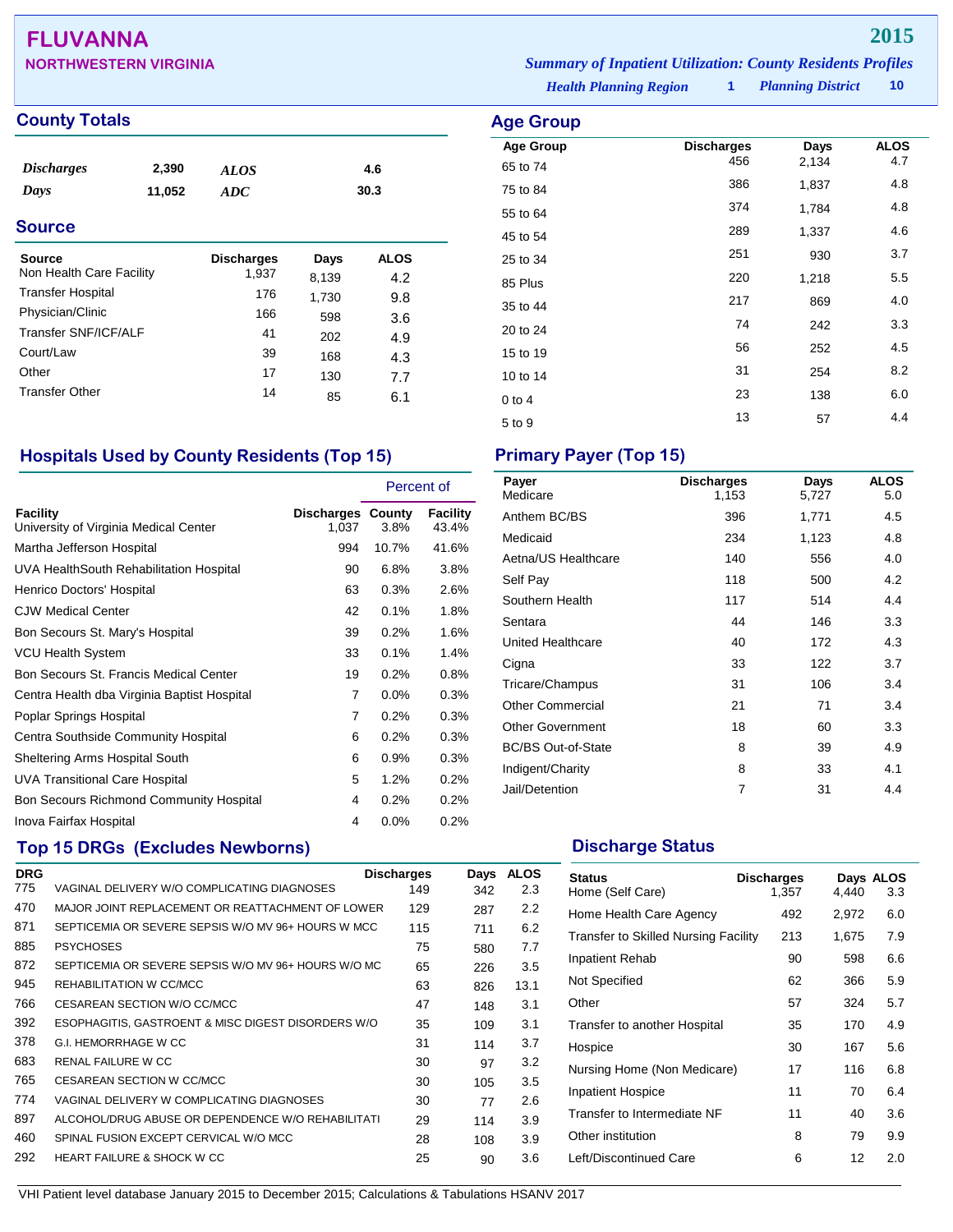# FLUVANNA

**NORTHWESTERN VIRGINIA**

**2015**

*Summary of Inpatient Utilization: County Residents Profiles*

*Health Planning Region* **1** *Planning District* **10**

## County Totals

| | | | |
|---|---|---|---|
| *Discharges* | 2,390 | *ALOS* | 4.6 |
| *Days* | 11,052 | *ADC* | 30.3 |

## Source

| Source | Discharges | Days | ALOS |
|---|---|---|---|
| Non Health Care Facility | 1,937 | 8,139 | 4.2 |
| Transfer Hospital | 176 | 1,730 | 9.8 |
| Physician/Clinic | 166 | 598 | 3.6 |
| Transfer SNF/ICF/ALF | 41 | 202 | 4.9 |
| Court/Law | 39 | 168 | 4.3 |
| Other | 17 | 130 | 7.7 |
| Transfer Other | 14 | 85 | 6.1 |

## Age Group

| Age Group | Discharges | Days | ALOS |
|---|---|---|---|
| 65 to 74 | 456 | 2,134 | 4.7 |
| 75 to 84 | 386 | 1,837 | 4.8 |
| 55 to 64 | 374 | 1,784 | 4.8 |
| 45 to 54 | 289 | 1,337 | 4.6 |
| 25 to 34 | 251 | 930 | 3.7 |
| 85 Plus | 220 | 1,218 | 5.5 |
| 35 to 44 | 217 | 869 | 4.0 |
| 20 to 24 | 74 | 242 | 3.3 |
| 15 to 19 | 56 | 252 | 4.5 |
| 10 to 14 | 31 | 254 | 8.2 |
| 0 to 4 | 23 | 138 | 6.0 |
| 5 to 9 | 13 | 57 | 4.4 |

## Hospitals Used by County Residents (Top 15)

| | | Percent of | |
|---|---|---|---|
| Facility | Discharges | County | Facility |
| University of Virginia Medical Center | 1,037 | 3.8% | 43.4% |
| Martha Jefferson Hospital | 994 | 10.7% | 41.6% |
| UVA HealthSouth Rehabilitation Hospital | 90 | 6.8% | 3.8% |
| Henrico Doctors' Hospital | 63 | 0.3% | 2.6% |
| CJW Medical Center | 42 | 0.1% | 1.8% |
| Bon Secours St. Mary's Hospital | 39 | 0.2% | 1.6% |
| VCU Health System | 33 | 0.1% | 1.4% |
| Bon Secours St. Francis Medical Center | 19 | 0.2% | 0.8% |
| Centra Health dba Virginia Baptist Hospital | 7 | 0.0% | 0.3% |
| Poplar Springs Hospital | 7 | 0.2% | 0.3% |
| Centra Southside Community Hospital | 6 | 0.2% | 0.3% |
| Sheltering Arms Hospital South | 6 | 0.9% | 0.3% |
| UVA Transitional Care Hospital | 5 | 1.2% | 0.2% |
| Bon Secours Richmond Community Hospital | 4 | 0.2% | 0.2% |
| Inova Fairfax Hospital | 4 | 0.0% | 0.2% |

## Primary Payer (Top 15)

| Payer | Discharges | Days | ALOS |
|---|---|---|---|
| Medicare | 1,153 | 5,727 | 5.0 |
| Anthem BC/BS | 396 | 1,771 | 4.5 |
| Medicaid | 234 | 1,123 | 4.8 |
| Aetna/US Healthcare | 140 | 556 | 4.0 |
| Self Pay | 118 | 500 | 4.2 |
| Southern Health | 117 | 514 | 4.4 |
| Sentara | 44 | 146 | 3.3 |
| United Healthcare | 40 | 172 | 4.3 |
| Cigna | 33 | 122 | 3.7 |
| Tricare/Champus | 31 | 106 | 3.4 |
| Other Commercial | 21 | 71 | 3.4 |
| Other Government | 18 | 60 | 3.3 |
| BC/BS Out-of-State | 8 | 39 | 4.9 |
| Indigent/Charity | 8 | 33 | 4.1 |
| Jail/Detention | 7 | 31 | 4.4 |

## Top 15 DRGs (Excludes Newborns)

| DRG | | Discharges | Days | ALOS |
|---|---|---|---|---|
| 775 | VAGINAL DELIVERY W/O COMPLICATING DIAGNOSES | 149 | 342 | 2.3 |
| 470 | MAJOR JOINT REPLACEMENT OR REATTACHMENT OF LOWER | 129 | 287 | 2.2 |
| 871 | SEPTICEMIA OR SEVERE SEPSIS W/O MV 96+ HOURS W MCC | 115 | 711 | 6.2 |
| 885 | PSYCHOSES | 75 | 580 | 7.7 |
| 872 | SEPTICEMIA OR SEVERE SEPSIS W/O MV 96+ HOURS W/O MC | 65 | 226 | 3.5 |
| 945 | REHABILITATION W CC/MCC | 63 | 826 | 13.1 |
| 766 | CESAREAN SECTION W/O CC/MCC | 47 | 148 | 3.1 |
| 392 | ESOPHAGITIS, GASTROENT & MISC DIGEST DISORDERS W/O | 35 | 109 | 3.1 |
| 378 | G.I. HEMORRHAGE W CC | 31 | 114 | 3.7 |
| 683 | RENAL FAILURE W CC | 30 | 97 | 3.2 |
| 765 | CESAREAN SECTION W CC/MCC | 30 | 105 | 3.5 |
| 774 | VAGINAL DELIVERY W COMPLICATING DIAGNOSES | 30 | 77 | 2.6 |
| 897 | ALCOHOL/DRUG ABUSE OR DEPENDENCE W/O REHABILITATI | 29 | 114 | 3.9 |
| 460 | SPINAL FUSION EXCEPT CERVICAL W/O MCC | 28 | 108 | 3.9 |
| 292 | HEART FAILURE & SHOCK W CC | 25 | 90 | 3.6 |

## Discharge Status

| Status | Discharges | Days | ALOS |
|---|---|---|---|
| Home (Self Care) | 1,357 | 4,440 | 3.3 |
| Home Health Care Agency | 492 | 2,972 | 6.0 |
| Transfer to Skilled Nursing Facility | 213 | 1,675 | 7.9 |
| Inpatient Rehab | 90 | 598 | 6.6 |
| Not Specified | 62 | 366 | 5.9 |
| Other | 57 | 324 | 5.7 |
| Transfer to another Hospital | 35 | 170 | 4.9 |
| Hospice | 30 | 167 | 5.6 |
| Nursing Home (Non Medicare) | 17 | 116 | 6.8 |
| Inpatient Hospice | 11 | 70 | 6.4 |
| Transfer to Intermediate NF | 11 | 40 | 3.6 |
| Other institution | 8 | 79 | 9.9 |
| Left/Discontinued Care | 6 | 12 | 2.0 |

VHI Patient level database January 2015 to December 2015; Calculations & Tabulations HSANV 2017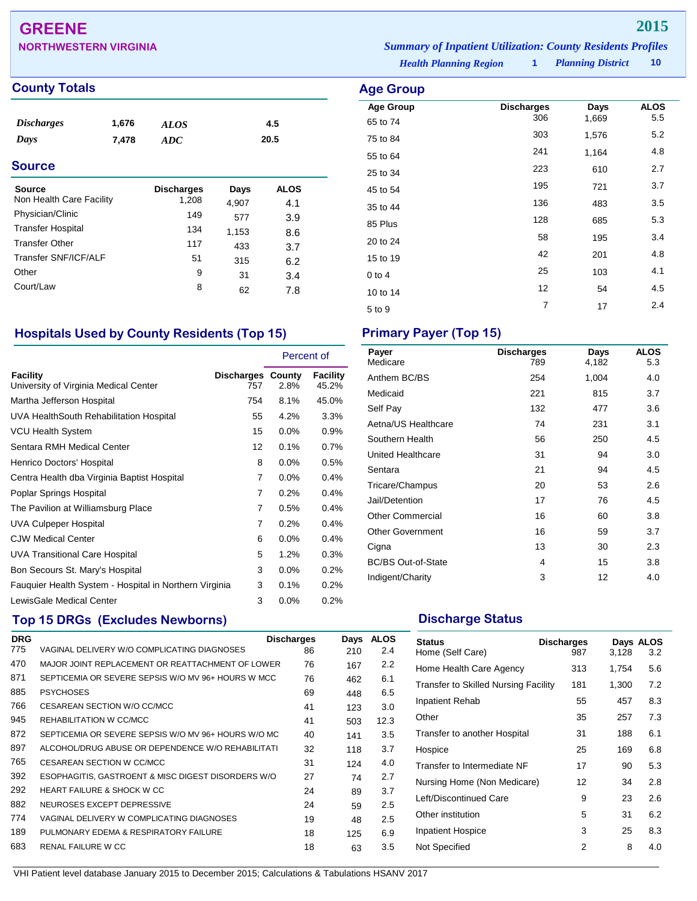# GREENE

**NORTHWESTERN VIRGINIA**

**2015**

*Summary of Inpatient Utilization: County Residents Profiles*

*Health Planning Region* 1 *Planning District* 10

## County Totals

| | | | |
|---|---|---|---|
| *Discharges* | 1,676 | *ALOS* | 4.5 |
| *Days* | 7,478 | *ADC* | 20.5 |

## Source

| Source | Discharges | Days | ALOS |
|---|---|---|---|
| Non Health Care Facility | 1,208 | 4,907 | 4.1 |
| Physician/Clinic | 149 | 577 | 3.9 |
| Transfer Hospital | 134 | 1,153 | 8.6 |
| Transfer Other | 117 | 433 | 3.7 |
| Transfer SNF/ICF/ALF | 51 | 315 | 6.2 |
| Other | 9 | 31 | 3.4 |
| Court/Law | 8 | 62 | 7.8 |

## Age Group

| Age Group | Discharges | Days | ALOS |
|---|---|---|---|
| 65 to 74 | 306 | 1,669 | 5.5 |
| 75 to 84 | 303 | 1,576 | 5.2 |
| 55 to 64 | 241 | 1,164 | 4.8 |
| 25 to 34 | 223 | 610 | 2.7 |
| 45 to 54 | 195 | 721 | 3.7 |
| 35 to 44 | 136 | 483 | 3.5 |
| 85 Plus | 128 | 685 | 5.3 |
| 20 to 24 | 58 | 195 | 3.4 |
| 15 to 19 | 42 | 201 | 4.8 |
| 0 to 4 | 25 | 103 | 4.1 |
| 10 to 14 | 12 | 54 | 4.5 |
| 5 to 9 | 7 | 17 | 2.4 |

## Hospitals Used by County Residents (Top 15)

| | | Percent of | |
|---|---|---|---|
| Facility | Discharges | County | Facility |
| University of Virginia Medical Center | 757 | 2.8% | 45.2% |
| Martha Jefferson Hospital | 754 | 8.1% | 45.0% |
| UVA HealthSouth Rehabilitation Hospital | 55 | 4.2% | 3.3% |
| VCU Health System | 15 | 0.0% | 0.9% |
| Sentara RMH Medical Center | 12 | 0.1% | 0.7% |
| Henrico Doctors' Hospital | 8 | 0.0% | 0.5% |
| Centra Health dba Virginia Baptist Hospital | 7 | 0.0% | 0.4% |
| Poplar Springs Hospital | 7 | 0.2% | 0.4% |
| The Pavilion at Williamsburg Place | 7 | 0.5% | 0.4% |
| UVA Culpeper Hospital | 7 | 0.2% | 0.4% |
| CJW Medical Center | 6 | 0.0% | 0.4% |
| UVA Transitional Care Hospital | 5 | 1.2% | 0.3% |
| Bon Secours St. Mary's Hospital | 3 | 0.0% | 0.2% |
| Fauquier Health System - Hospital in Northern Virginia | 3 | 0.1% | 0.2% |
| LewisGale Medical Center | 3 | 0.0% | 0.2% |

## Primary Payer (Top 15)

| Payer | Discharges | Days | ALOS |
|---|---|---|---|
| Medicare | 789 | 4,182 | 5.3 |
| Anthem BC/BS | 254 | 1,004 | 4.0 |
| Medicaid | 221 | 815 | 3.7 |
| Self Pay | 132 | 477 | 3.6 |
| Aetna/US Healthcare | 74 | 231 | 3.1 |
| Southern Health | 56 | 250 | 4.5 |
| United Healthcare | 31 | 94 | 3.0 |
| Sentara | 21 | 94 | 4.5 |
| Tricare/Champus | 20 | 53 | 2.6 |
| Jail/Detention | 17 | 76 | 4.5 |
| Other Commercial | 16 | 60 | 3.8 |
| Other Government | 16 | 59 | 3.7 |
| Cigna | 13 | 30 | 2.3 |
| BC/BS Out-of-State | 4 | 15 | 3.8 |
| Indigent/Charity | 3 | 12 | 4.0 |

## Top 15 DRGs (Excludes Newborns)

| DRG | | Discharges | Days | ALOS |
|---|---|---|---|---|
| 775 | VAGINAL DELIVERY W/O COMPLICATING DIAGNOSES | 86 | 210 | 2.4 |
| 470 | MAJOR JOINT REPLACEMENT OR REATTACHMENT OF LOWER | 76 | 167 | 2.2 |
| 871 | SEPTICEMIA OR SEVERE SEPSIS W/O MV 96+ HOURS W MCC | 76 | 462 | 6.1 |
| 885 | PSYCHOSES | 69 | 448 | 6.5 |
| 766 | CESAREAN SECTION W/O CC/MCC | 41 | 123 | 3.0 |
| 945 | REHABILITATION W CC/MCC | 41 | 503 | 12.3 |
| 872 | SEPTICEMIA OR SEVERE SEPSIS W/O MV 96+ HOURS W/O MC | 40 | 141 | 3.5 |
| 897 | ALCOHOL/DRUG ABUSE OR DEPENDENCE W/O REHABILITATI | 32 | 118 | 3.7 |
| 765 | CESAREAN SECTION W CC/MCC | 31 | 124 | 4.0 |
| 392 | ESOPHAGITIS, GASTROENT & MISC DIGEST DISORDERS W/O | 27 | 74 | 2.7 |
| 292 | HEART FAILURE & SHOCK W CC | 24 | 89 | 3.7 |
| 882 | NEUROSES EXCEPT DEPRESSIVE | 24 | 59 | 2.5 |
| 774 | VAGINAL DELIVERY W COMPLICATING DIAGNOSES | 19 | 48 | 2.5 |
| 189 | PULMONARY EDEMA & RESPIRATORY FAILURE | 18 | 125 | 6.9 |
| 683 | RENAL FAILURE W CC | 18 | 63 | 3.5 |

## Discharge Status

| Status | Discharges | Days | ALOS |
|---|---|---|---|
| Home (Self Care) | 987 | 3,128 | 3.2 |
| Home Health Care Agency | 313 | 1,754 | 5.6 |
| Transfer to Skilled Nursing Facility | 181 | 1,300 | 7.2 |
| Inpatient Rehab | 55 | 457 | 8.3 |
| Other | 35 | 257 | 7.3 |
| Transfer to another Hospital | 31 | 188 | 6.1 |
| Hospice | 25 | 169 | 6.8 |
| Transfer to Intermediate NF | 17 | 90 | 5.3 |
| Nursing Home (Non Medicare) | 12 | 34 | 2.8 |
| Left/Discontinued Care | 9 | 23 | 2.6 |
| Other institution | 5 | 31 | 6.2 |
| Inpatient Hospice | 3 | 25 | 8.3 |
| Not Specified | 2 | 8 | 4.0 |

VHI Patient level database January 2015 to December 2015; Calculations & Tabulations HSANV 2017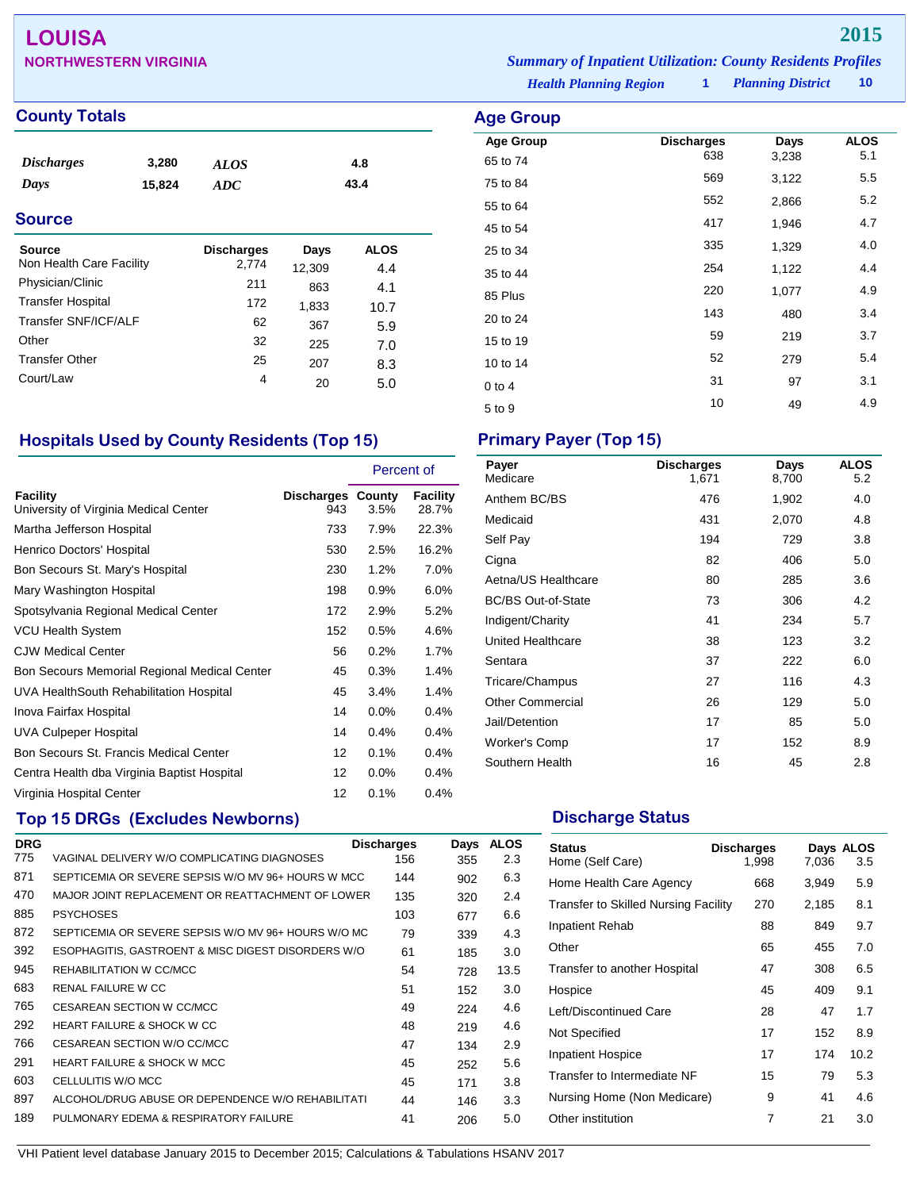# LOUISA

## NORTHWESTERN VIRGINIA

**2015**

*Summary of Inpatient Utilization: County Residents Profiles*

*Health Planning Region* 1 *Planning District* 10

## County Totals

| | | | |
|---|---|---|---|
| *Discharges* | 3,280 | *ALOS* | 4.8 |
| *Days* | 15,824 | *ADC* | 43.4 |

## Source

| Source | Discharges | Days | ALOS |
|---|---|---|---|
| Non Health Care Facility | 2,774 | 12,309 | 4.4 |
| Physician/Clinic | 211 | 863 | 4.1 |
| Transfer Hospital | 172 | 1,833 | 10.7 |
| Transfer SNF/ICF/ALF | 62 | 367 | 5.9 |
| Other | 32 | 225 | 7.0 |
| Transfer Other | 25 | 207 | 8.3 |
| Court/Law | 4 | 20 | 5.0 |

## Age Group

| Age Group | Discharges | Days | ALOS |
|---|---|---|---|
| 65 to 74 | 638 | 3,238 | 5.1 |
| 75 to 84 | 569 | 3,122 | 5.5 |
| 55 to 64 | 552 | 2,866 | 5.2 |
| 45 to 54 | 417 | 1,946 | 4.7 |
| 25 to 34 | 335 | 1,329 | 4.0 |
| 35 to 44 | 254 | 1,122 | 4.4 |
| 85 Plus | 220 | 1,077 | 4.9 |
| 20 to 24 | 143 | 480 | 3.4 |
| 15 to 19 | 59 | 219 | 3.7 |
| 10 to 14 | 52 | 279 | 5.4 |
| 0 to 4 | 31 | 97 | 3.1 |
| 5 to 9 | 10 | 49 | 4.9 |

## Hospitals Used by County Residents (Top 15)

| Facility | Discharges | Percent of County | Percent of Facility |
|---|---|---|---|
| University of Virginia Medical Center | 943 | 3.5% | 28.7% |
| Martha Jefferson Hospital | 733 | 7.9% | 22.3% |
| Henrico Doctors' Hospital | 530 | 2.5% | 16.2% |
| Bon Secours St. Mary's Hospital | 230 | 1.2% | 7.0% |
| Mary Washington Hospital | 198 | 0.9% | 6.0% |
| Spotsylvania Regional Medical Center | 172 | 2.9% | 5.2% |
| VCU Health System | 152 | 0.5% | 4.6% |
| CJW Medical Center | 56 | 0.2% | 1.7% |
| Bon Secours Memorial Regional Medical Center | 45 | 0.3% | 1.4% |
| UVA HealthSouth Rehabilitation Hospital | 45 | 3.4% | 1.4% |
| Inova Fairfax Hospital | 14 | 0.0% | 0.4% |
| UVA Culpeper Hospital | 14 | 0.4% | 0.4% |
| Bon Secours St. Francis Medical Center | 12 | 0.1% | 0.4% |
| Centra Health dba Virginia Baptist Hospital | 12 | 0.0% | 0.4% |
| Virginia Hospital Center | 12 | 0.1% | 0.4% |

## Primary Payer (Top 15)

| Payer | Discharges | Days | ALOS |
|---|---|---|---|
| Medicare | 1,671 | 8,700 | 5.2 |
| Anthem BC/BS | 476 | 1,902 | 4.0 |
| Medicaid | 431 | 2,070 | 4.8 |
| Self Pay | 194 | 729 | 3.8 |
| Cigna | 82 | 406 | 5.0 |
| Aetna/US Healthcare | 80 | 285 | 3.6 |
| BC/BS Out-of-State | 73 | 306 | 4.2 |
| Indigent/Charity | 41 | 234 | 5.7 |
| United Healthcare | 38 | 123 | 3.2 |
| Sentara | 37 | 222 | 6.0 |
| Tricare/Champus | 27 | 116 | 4.3 |
| Other Commercial | 26 | 129 | 5.0 |
| Jail/Detention | 17 | 85 | 5.0 |
| Worker's Comp | 17 | 152 | 8.9 |
| Southern Health | 16 | 45 | 2.8 |

## Top 15 DRGs (Excludes Newborns)

| DRG | | Discharges | Days | ALOS |
|---|---|---|---|---|
| 775 | VAGINAL DELIVERY W/O COMPLICATING DIAGNOSES | 156 | 355 | 2.3 |
| 871 | SEPTICEMIA OR SEVERE SEPSIS W/O MV 96+ HOURS W MCC | 144 | 902 | 6.3 |
| 470 | MAJOR JOINT REPLACEMENT OR REATTACHMENT OF LOWER | 135 | 320 | 2.4 |
| 885 | PSYCHOSES | 103 | 677 | 6.6 |
| 872 | SEPTICEMIA OR SEVERE SEPSIS W/O MV 96+ HOURS W/O MC | 79 | 339 | 4.3 |
| 392 | ESOPHAGITIS, GASTROENT & MISC DIGEST DISORDERS W/O | 61 | 185 | 3.0 |
| 945 | REHABILITATION W CC/MCC | 54 | 728 | 13.5 |
| 683 | RENAL FAILURE W CC | 51 | 152 | 3.0 |
| 765 | CESAREAN SECTION W CC/MCC | 49 | 224 | 4.6 |
| 292 | HEART FAILURE & SHOCK W CC | 48 | 219 | 4.6 |
| 766 | CESAREAN SECTION W/O CC/MCC | 47 | 134 | 2.9 |
| 291 | HEART FAILURE & SHOCK W MCC | 45 | 252 | 5.6 |
| 603 | CELLULITIS W/O MCC | 45 | 171 | 3.8 |
| 897 | ALCOHOL/DRUG ABUSE OR DEPENDENCE W/O REHABILITATI | 44 | 146 | 3.3 |
| 189 | PULMONARY EDEMA & RESPIRATORY FAILURE | 41 | 206 | 5.0 |

## Discharge Status

| Status | Discharges | Days | ALOS |
|---|---|---|---|
| Home (Self Care) | 1,998 | 7,036 | 3.5 |
| Home Health Care Agency | 668 | 3,949 | 5.9 |
| Transfer to Skilled Nursing Facility | 270 | 2,185 | 8.1 |
| Inpatient Rehab | 88 | 849 | 9.7 |
| Other | 65 | 455 | 7.0 |
| Transfer to another Hospital | 47 | 308 | 6.5 |
| Hospice | 45 | 409 | 9.1 |
| Left/Discontinued Care | 28 | 47 | 1.7 |
| Not Specified | 17 | 152 | 8.9 |
| Inpatient Hospice | 17 | 174 | 10.2 |
| Transfer to Intermediate NF | 15 | 79 | 5.3 |
| Nursing Home (Non Medicare) | 9 | 41 | 4.6 |
| Other institution | 7 | 21 | 3.0 |

VHI Patient level database January 2015 to December 2015; Calculations & Tabulations HSANV 2017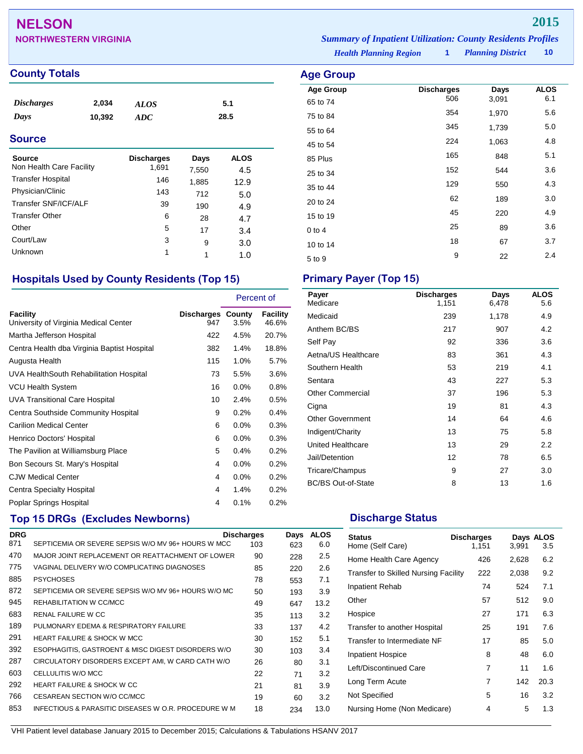# NELSON

## NORTHWESTERN VIRGINIA

**2015**

*Summary of Inpatient Utilization: County Residents Profiles*

*Health Planning Region* **1** *Planning District* **10**

## County Totals

| | | | |
|---|---|---|---|
| *Discharges* | 2,034 | *ALOS* | 5.1 |
| *Days* | 10,392 | *ADC* | 28.5 |

## Source

| Source | Discharges | Days | ALOS |
|---|---|---|---|
| Non Health Care Facility | 1,691 | 7,550 | 4.5 |
| Transfer Hospital | 146 | 1,885 | 12.9 |
| Physician/Clinic | 143 | 712 | 5.0 |
| Transfer SNF/ICF/ALF | 39 | 190 | 4.9 |
| Transfer Other | 6 | 28 | 4.7 |
| Other | 5 | 17 | 3.4 |
| Court/Law | 3 | 9 | 3.0 |
| Unknown | 1 | 1 | 1.0 |

## Age Group

| Age Group | Discharges | Days | ALOS |
|---|---|---|---|
| 65 to 74 | 506 | 3,091 | 6.1 |
| 75 to 84 | 354 | 1,970 | 5.6 |
| 55 to 64 | 345 | 1,739 | 5.0 |
| 45 to 54 | 224 | 1,063 | 4.8 |
| 85 Plus | 165 | 848 | 5.1 |
| 25 to 34 | 152 | 544 | 3.6 |
| 35 to 44 | 129 | 550 | 4.3 |
| 20 to 24 | 62 | 189 | 3.0 |
| 15 to 19 | 45 | 220 | 4.9 |
| 0 to 4 | 25 | 89 | 3.6 |
| 10 to 14 | 18 | 67 | 3.7 |
| 5 to 9 | 9 | 22 | 2.4 |

## Hospitals Used by County Residents (Top 15)

| Facility | Discharges | Percent of County | Percent of Facility |
|---|---|---|---|
| University of Virginia Medical Center | 947 | 3.5% | 46.6% |
| Martha Jefferson Hospital | 422 | 4.5% | 20.7% |
| Centra Health dba Virginia Baptist Hospital | 382 | 1.4% | 18.8% |
| Augusta Health | 115 | 1.0% | 5.7% |
| UVA HealthSouth Rehabilitation Hospital | 73 | 5.5% | 3.6% |
| VCU Health System | 16 | 0.0% | 0.8% |
| UVA Transitional Care Hospital | 10 | 2.4% | 0.5% |
| Centra Southside Community Hospital | 9 | 0.2% | 0.4% |
| Carilion Medical Center | 6 | 0.0% | 0.3% |
| Henrico Doctors' Hospital | 6 | 0.0% | 0.3% |
| The Pavilion at Williamsburg Place | 5 | 0.4% | 0.2% |
| Bon Secours St. Mary's Hospital | 4 | 0.0% | 0.2% |
| CJW Medical Center | 4 | 0.0% | 0.2% |
| Centra Specialty Hospital | 4 | 1.4% | 0.2% |
| Poplar Springs Hospital | 4 | 0.1% | 0.2% |

## Primary Payer (Top 15)

| Payer | Discharges | Days | ALOS |
|---|---|---|---|
| Medicare | 1,151 | 6,478 | 5.6 |
| Medicaid | 239 | 1,178 | 4.9 |
| Anthem BC/BS | 217 | 907 | 4.2 |
| Self Pay | 92 | 336 | 3.6 |
| Aetna/US Healthcare | 83 | 361 | 4.3 |
| Southern Health | 53 | 219 | 4.1 |
| Sentara | 43 | 227 | 5.3 |
| Other Commercial | 37 | 196 | 5.3 |
| Cigna | 19 | 81 | 4.3 |
| Other Government | 14 | 64 | 4.6 |
| Indigent/Charity | 13 | 75 | 5.8 |
| United Healthcare | 13 | 29 | 2.2 |
| Jail/Detention | 12 | 78 | 6.5 |
| Tricare/Champus | 9 | 27 | 3.0 |
| BC/BS Out-of-State | 8 | 13 | 1.6 |

## Top 15 DRGs (Excludes Newborns)

| DRG | | Discharges | Days | ALOS |
|---|---|---|---|---|
| 871 | SEPTICEMIA OR SEVERE SEPSIS W/O MV 96+ HOURS W MCC | 103 | 623 | 6.0 |
| 470 | MAJOR JOINT REPLACEMENT OR REATTACHMENT OF LOWER | 90 | 228 | 2.5 |
| 775 | VAGINAL DELIVERY W/O COMPLICATING DIAGNOSES | 85 | 220 | 2.6 |
| 885 | PSYCHOSES | 78 | 553 | 7.1 |
| 872 | SEPTICEMIA OR SEVERE SEPSIS W/O MV 96+ HOURS W/O MC | 50 | 193 | 3.9 |
| 945 | REHABILITATION W CC/MCC | 49 | 647 | 13.2 |
| 683 | RENAL FAILURE W CC | 35 | 113 | 3.2 |
| 189 | PULMONARY EDEMA & RESPIRATORY FAILURE | 33 | 137 | 4.2 |
| 291 | HEART FAILURE & SHOCK W MCC | 30 | 152 | 5.1 |
| 392 | ESOPHAGITIS, GASTROENT & MISC DIGEST DISORDERS W/O | 30 | 103 | 3.4 |
| 287 | CIRCULATORY DISORDERS EXCEPT AMI, W CARD CATH W/O | 26 | 80 | 3.1 |
| 603 | CELLULITIS W/O MCC | 22 | 71 | 3.2 |
| 292 | HEART FAILURE & SHOCK W CC | 21 | 81 | 3.9 |
| 766 | CESAREAN SECTION W/O CC/MCC | 19 | 60 | 3.2 |
| 853 | INFECTIOUS & PARASITIC DISEASES W O.R. PROCEDURE W M | 18 | 234 | 13.0 |

## Discharge Status

| Status | Discharges | Days | ALOS |
|---|---|---|---|
| Home (Self Care) | 1,151 | 3,991 | 3.5 |
| Home Health Care Agency | 426 | 2,628 | 6.2 |
| Transfer to Skilled Nursing Facility | 222 | 2,038 | 9.2 |
| Inpatient Rehab | 74 | 524 | 7.1 |
| Other | 57 | 512 | 9.0 |
| Hospice | 27 | 171 | 6.3 |
| Transfer to another Hospital | 25 | 191 | 7.6 |
| Transfer to Intermediate NF | 17 | 85 | 5.0 |
| Inpatient Hospice | 8 | 48 | 6.0 |
| Left/Discontinued Care | 7 | 11 | 1.6 |
| Long Term Acute | 7 | 142 | 20.3 |
| Not Specified | 5 | 16 | 3.2 |
| Nursing Home (Non Medicare) | 4 | 5 | 1.3 |

VHI Patient level database January 2015 to December 2015; Calculations & Tabulations HSANV 2017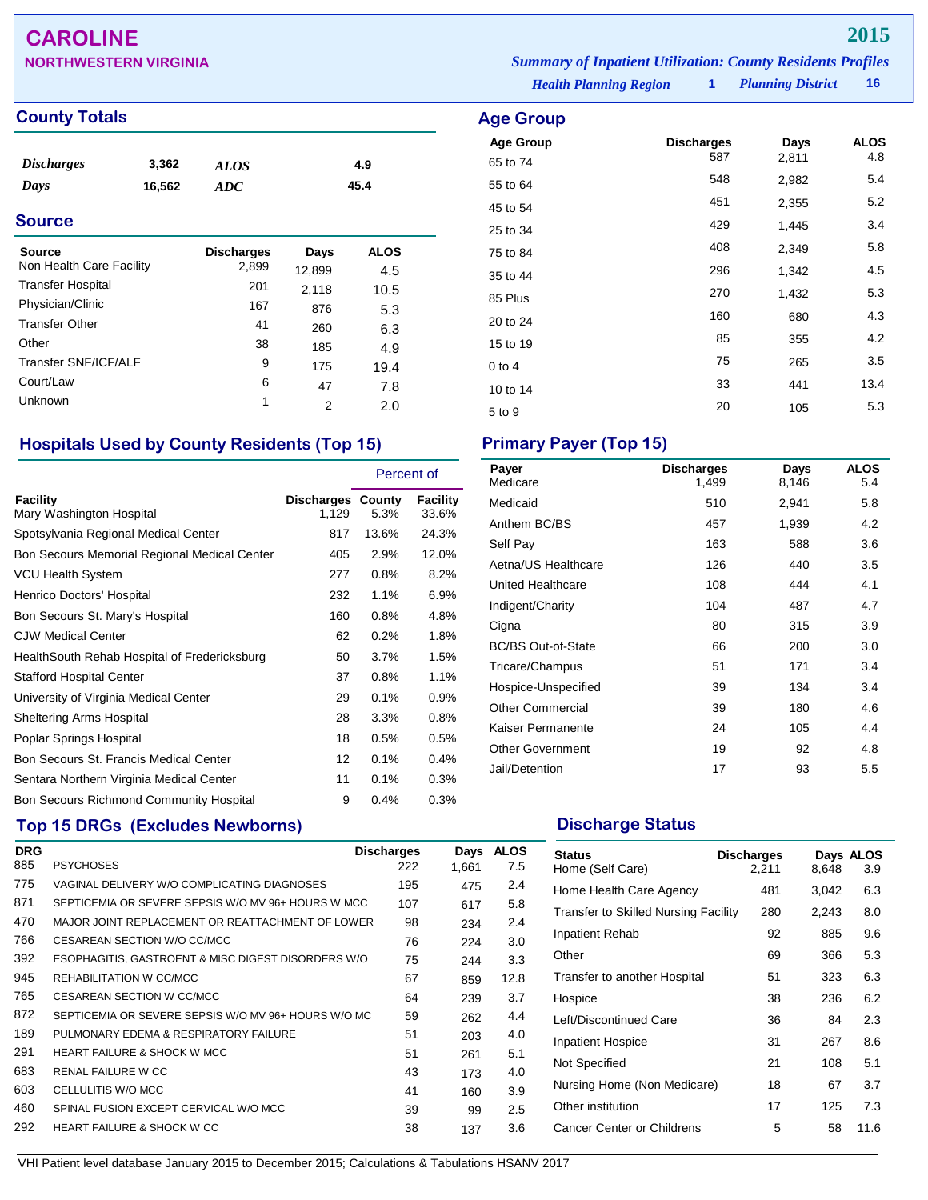# CAROLINE

**NORTHWESTERN VIRGINIA**

**2015**

*Summary of Inpatient Utilization: County Residents Profiles*

*Health Planning Region* **1** *Planning District* **16**

## County Totals

| | | | |
|---|---|---|---|
| *Discharges* | 3,362 | *ALOS* | 4.9 |
| *Days* | 16,562 | *ADC* | 45.4 |

## Source

| Source | Discharges | Days | ALOS |
|---|---|---|---|
| Non Health Care Facility | 2,899 | 12,899 | 4.5 |
| Transfer Hospital | 201 | 2,118 | 10.5 |
| Physician/Clinic | 167 | 876 | 5.3 |
| Transfer Other | 41 | 260 | 6.3 |
| Other | 38 | 185 | 4.9 |
| Transfer SNF/ICF/ALF | 9 | 175 | 19.4 |
| Court/Law | 6 | 47 | 7.8 |
| Unknown | 1 | 2 | 2.0 |

## Age Group

| Age Group | Discharges | Days | ALOS |
|---|---|---|---|
| 65 to 74 | 587 | 2,811 | 4.8 |
| 55 to 64 | 548 | 2,982 | 5.4 |
| 45 to 54 | 451 | 2,355 | 5.2 |
| 25 to 34 | 429 | 1,445 | 3.4 |
| 75 to 84 | 408 | 2,349 | 5.8 |
| 35 to 44 | 296 | 1,342 | 4.5 |
| 85 Plus | 270 | 1,432 | 5.3 |
| 20 to 24 | 160 | 680 | 4.3 |
| 15 to 19 | 85 | 355 | 4.2 |
| 0 to 4 | 75 | 265 | 3.5 |
| 10 to 14 | 33 | 441 | 13.4 |
| 5 to 9 | 20 | 105 | 5.3 |

## Hospitals Used by County Residents (Top 15)

| Facility | Discharges | Percent of County | Percent of Facility |
|---|---|---|---|
| Mary Washington Hospital | 1,129 | 5.3% | 33.6% |
| Spotsylvania Regional Medical Center | 817 | 13.6% | 24.3% |
| Bon Secours Memorial Regional Medical Center | 405 | 2.9% | 12.0% |
| VCU Health System | 277 | 0.8% | 8.2% |
| Henrico Doctors' Hospital | 232 | 1.1% | 6.9% |
| Bon Secours St. Mary's Hospital | 160 | 0.8% | 4.8% |
| CJW Medical Center | 62 | 0.2% | 1.8% |
| HealthSouth Rehab Hospital of Fredericksburg | 50 | 3.7% | 1.5% |
| Stafford Hospital Center | 37 | 0.8% | 1.1% |
| University of Virginia Medical Center | 29 | 0.1% | 0.9% |
| Sheltering Arms Hospital | 28 | 3.3% | 0.8% |
| Poplar Springs Hospital | 18 | 0.5% | 0.5% |
| Bon Secours St. Francis Medical Center | 12 | 0.1% | 0.4% |
| Sentara Northern Virginia Medical Center | 11 | 0.1% | 0.3% |
| Bon Secours Richmond Community Hospital | 9 | 0.4% | 0.3% |

## Primary Payer (Top 15)

| Payer | Discharges | Days | ALOS |
|---|---|---|---|
| Medicare | 1,499 | 8,146 | 5.4 |
| Medicaid | 510 | 2,941 | 5.8 |
| Anthem BC/BS | 457 | 1,939 | 4.2 |
| Self Pay | 163 | 588 | 3.6 |
| Aetna/US Healthcare | 126 | 440 | 3.5 |
| United Healthcare | 108 | 444 | 4.1 |
| Indigent/Charity | 104 | 487 | 4.7 |
| Cigna | 80 | 315 | 3.9 |
| BC/BS Out-of-State | 66 | 200 | 3.0 |
| Tricare/Champus | 51 | 171 | 3.4 |
| Hospice-Unspecified | 39 | 134 | 3.4 |
| Other Commercial | 39 | 180 | 4.6 |
| Kaiser Permanente | 24 | 105 | 4.4 |
| Other Government | 19 | 92 | 4.8 |
| Jail/Detention | 17 | 93 | 5.5 |

## Top 15 DRGs (Excludes Newborns)

| DRG | | Discharges | Days | ALOS |
|---|---|---|---|---|
| 885 | PSYCHOSES | 222 | 1,661 | 7.5 |
| 775 | VAGINAL DELIVERY W/O COMPLICATING DIAGNOSES | 195 | 475 | 2.4 |
| 871 | SEPTICEMIA OR SEVERE SEPSIS W/O MV 96+ HOURS W MCC | 107 | 617 | 5.8 |
| 470 | MAJOR JOINT REPLACEMENT OR REATTACHMENT OF LOWER | 98 | 234 | 2.4 |
| 766 | CESAREAN SECTION W/O CC/MCC | 76 | 224 | 3.0 |
| 392 | ESOPHAGITIS, GASTROENT & MISC DIGEST DISORDERS W/O | 75 | 244 | 3.3 |
| 945 | REHABILITATION W CC/MCC | 67 | 859 | 12.8 |
| 765 | CESAREAN SECTION W CC/MCC | 64 | 239 | 3.7 |
| 872 | SEPTICEMIA OR SEVERE SEPSIS W/O MV 96+ HOURS W/O MC | 59 | 262 | 4.4 |
| 189 | PULMONARY EDEMA & RESPIRATORY FAILURE | 51 | 203 | 4.0 |
| 291 | HEART FAILURE & SHOCK W MCC | 51 | 261 | 5.1 |
| 683 | RENAL FAILURE W CC | 43 | 173 | 4.0 |
| 603 | CELLULITIS W/O MCC | 41 | 160 | 3.9 |
| 460 | SPINAL FUSION EXCEPT CERVICAL W/O MCC | 39 | 99 | 2.5 |
| 292 | HEART FAILURE & SHOCK W CC | 38 | 137 | 3.6 |

## Discharge Status

| Status | Discharges | Days | ALOS |
|---|---|---|---|
| Home (Self Care) | 2,211 | 8,648 | 3.9 |
| Home Health Care Agency | 481 | 3,042 | 6.3 |
| Transfer to Skilled Nursing Facility | 280 | 2,243 | 8.0 |
| Inpatient Rehab | 92 | 885 | 9.6 |
| Other | 69 | 366 | 5.3 |
| Transfer to another Hospital | 51 | 323 | 6.3 |
| Hospice | 38 | 236 | 6.2 |
| Left/Discontinued Care | 36 | 84 | 2.3 |
| Inpatient Hospice | 31 | 267 | 8.6 |
| Not Specified | 21 | 108 | 5.1 |
| Nursing Home (Non Medicare) | 18 | 67 | 3.7 |
| Other institution | 17 | 125 | 7.3 |
| Cancer Center or Childrens | 5 | 58 | 11.6 |

VHI Patient level database January 2015 to December 2015; Calculations & Tabulations HSANV 2017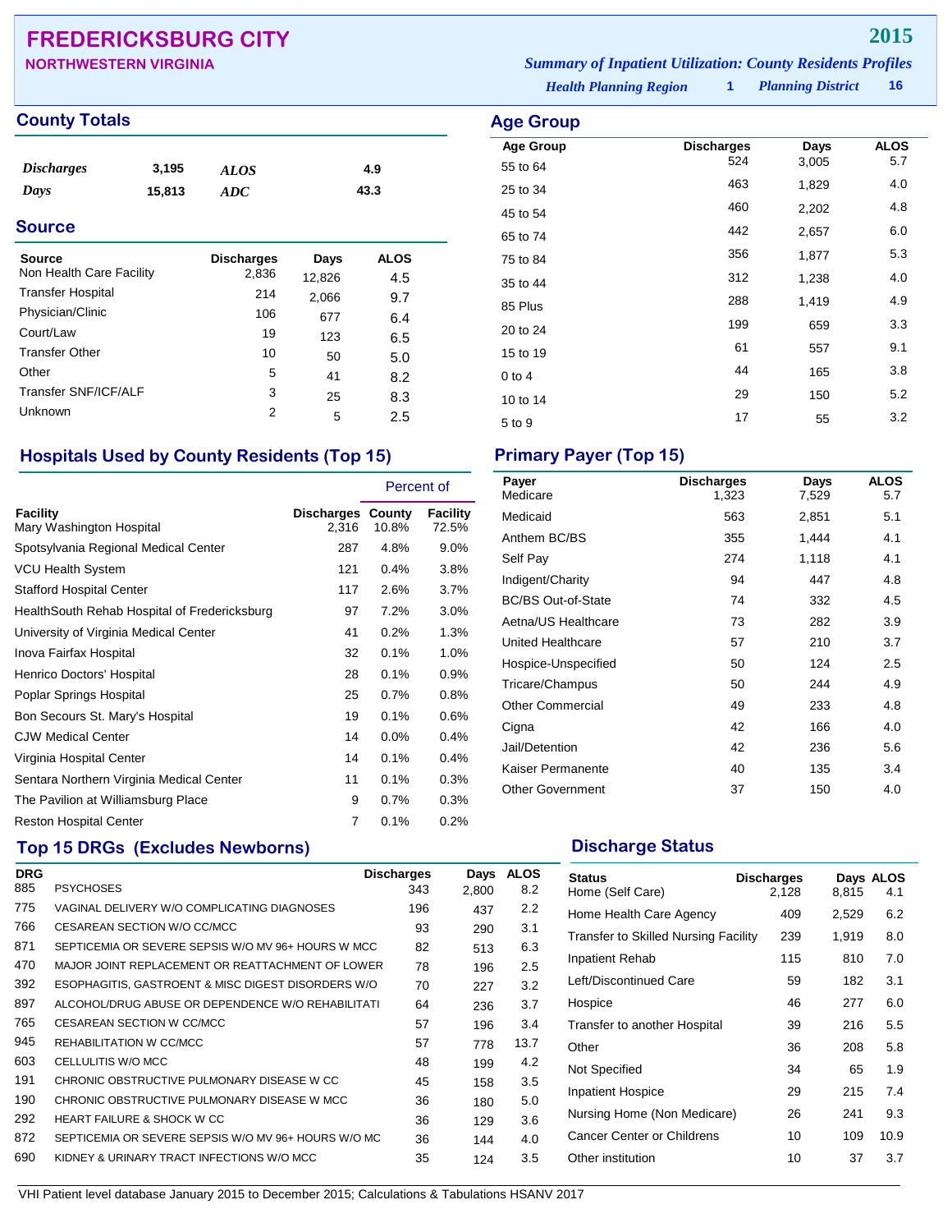# FREDERICKSBURG CITY

**NORTHWESTERN VIRGINIA**

**2015**

*Summary of Inpatient Utilization: County Residents Profiles*

*Health Planning Region* **1** *Planning District* **16**

## County Totals

| | | | |
|---|---|---|---|
| *Discharges* | 3,195 | *ALOS* | 4.9 |
| *Days* | 15,813 | *ADC* | 43.3 |

## Source

| Source | Discharges | Days | ALOS |
|---|---|---|---|
| Non Health Care Facility | 2,836 | 12,826 | 4.5 |
| Transfer Hospital | 214 | 2,066 | 9.7 |
| Physician/Clinic | 106 | 677 | 6.4 |
| Court/Law | 19 | 123 | 6.5 |
| Transfer Other | 10 | 50 | 5.0 |
| Other | 5 | 41 | 8.2 |
| Transfer SNF/ICF/ALF | 3 | 25 | 8.3 |
| Unknown | 2 | 5 | 2.5 |

## Age Group

| Age Group | Discharges | Days | ALOS |
|---|---|---|---|
| 55 to 64 | 524 | 3,005 | 5.7 |
| 25 to 34 | 463 | 1,829 | 4.0 |
| 45 to 54 | 460 | 2,202 | 4.8 |
| 65 to 74 | 442 | 2,657 | 6.0 |
| 75 to 84 | 356 | 1,877 | 5.3 |
| 35 to 44 | 312 | 1,238 | 4.0 |
| 85 Plus | 288 | 1,419 | 4.9 |
| 20 to 24 | 199 | 659 | 3.3 |
| 15 to 19 | 61 | 557 | 9.1 |
| 0 to 4 | 44 | 165 | 3.8 |
| 10 to 14 | 29 | 150 | 5.2 |
| 5 to 9 | 17 | 55 | 3.2 |

## Hospitals Used by County Residents (Top 15)

| Facility | Discharges | Percent of County | Percent of Facility |
|---|---|---|---|
| Mary Washington Hospital | 2,316 | 10.8% | 72.5% |
| Spotsylvania Regional Medical Center | 287 | 4.8% | 9.0% |
| VCU Health System | 121 | 0.4% | 3.8% |
| Stafford Hospital Center | 117 | 2.6% | 3.7% |
| HealthSouth Rehab Hospital of Fredericksburg | 97 | 7.2% | 3.0% |
| University of Virginia Medical Center | 41 | 0.2% | 1.3% |
| Inova Fairfax Hospital | 32 | 0.1% | 1.0% |
| Henrico Doctors' Hospital | 28 | 0.1% | 0.9% |
| Poplar Springs Hospital | 25 | 0.7% | 0.8% |
| Bon Secours St. Mary's Hospital | 19 | 0.1% | 0.6% |
| CJW Medical Center | 14 | 0.0% | 0.4% |
| Virginia Hospital Center | 14 | 0.1% | 0.4% |
| Sentara Northern Virginia Medical Center | 11 | 0.1% | 0.3% |
| The Pavilion at Williamsburg Place | 9 | 0.7% | 0.3% |
| Reston Hospital Center | 7 | 0.1% | 0.2% |

## Primary Payer (Top 15)

| Payer | Discharges | Days | ALOS |
|---|---|---|---|
| Medicare | 1,323 | 7,529 | 5.7 |
| Medicaid | 563 | 2,851 | 5.1 |
| Anthem BC/BS | 355 | 1,444 | 4.1 |
| Self Pay | 274 | 1,118 | 4.1 |
| Indigent/Charity | 94 | 447 | 4.8 |
| BC/BS Out-of-State | 74 | 332 | 4.5 |
| Aetna/US Healthcare | 73 | 282 | 3.9 |
| United Healthcare | 57 | 210 | 3.7 |
| Hospice-Unspecified | 50 | 124 | 2.5 |
| Tricare/Champus | 50 | 244 | 4.9 |
| Other Commercial | 49 | 233 | 4.8 |
| Cigna | 42 | 166 | 4.0 |
| Jail/Detention | 42 | 236 | 5.6 |
| Kaiser Permanente | 40 | 135 | 3.4 |
| Other Government | 37 | 150 | 4.0 |

## Top 15 DRGs (Excludes Newborns)

| DRG | | Discharges | Days | ALOS |
|---|---|---|---|---|
| 885 | PSYCHOSES | 343 | 2,800 | 8.2 |
| 775 | VAGINAL DELIVERY W/O COMPLICATING DIAGNOSES | 196 | 437 | 2.2 |
| 766 | CESAREAN SECTION W/O CC/MCC | 93 | 290 | 3.1 |
| 871 | SEPTICEMIA OR SEVERE SEPSIS W/O MV 96+ HOURS W MCC | 82 | 513 | 6.3 |
| 470 | MAJOR JOINT REPLACEMENT OR REATTACHMENT OF LOWER | 78 | 196 | 2.5 |
| 392 | ESOPHAGITIS, GASTROENT & MISC DIGEST DISORDERS W/O | 70 | 227 | 3.2 |
| 897 | ALCOHOL/DRUG ABUSE OR DEPENDENCE W/O REHABILITATI | 64 | 236 | 3.7 |
| 765 | CESAREAN SECTION W CC/MCC | 57 | 196 | 3.4 |
| 945 | REHABILITATION W CC/MCC | 57 | 778 | 13.7 |
| 603 | CELLULITIS W/O MCC | 48 | 199 | 4.2 |
| 191 | CHRONIC OBSTRUCTIVE PULMONARY DISEASE W CC | 45 | 158 | 3.5 |
| 190 | CHRONIC OBSTRUCTIVE PULMONARY DISEASE W MCC | 36 | 180 | 5.0 |
| 292 | HEART FAILURE & SHOCK W CC | 36 | 129 | 3.6 |
| 872 | SEPTICEMIA OR SEVERE SEPSIS W/O MV 96+ HOURS W/O MC | 36 | 144 | 4.0 |
| 690 | KIDNEY & URINARY TRACT INFECTIONS W/O MCC | 35 | 124 | 3.5 |

## Discharge Status

| Status | Discharges | Days | ALOS |
|---|---|---|---|
| Home (Self Care) | 2,128 | 8,815 | 4.1 |
| Home Health Care Agency | 409 | 2,529 | 6.2 |
| Transfer to Skilled Nursing Facility | 239 | 1,919 | 8.0 |
| Inpatient Rehab | 115 | 810 | 7.0 |
| Left/Discontinued Care | 59 | 182 | 3.1 |
| Hospice | 46 | 277 | 6.0 |
| Transfer to another Hospital | 39 | 216 | 5.5 |
| Other | 36 | 208 | 5.8 |
| Not Specified | 34 | 65 | 1.9 |
| Inpatient Hospice | 29 | 215 | 7.4 |
| Nursing Home (Non Medicare) | 26 | 241 | 9.3 |
| Cancer Center or Childrens | 10 | 109 | 10.9 |
| Other institution | 10 | 37 | 3.7 |

VHI Patient level database January 2015 to December 2015; Calculations & Tabulations HSANV 2017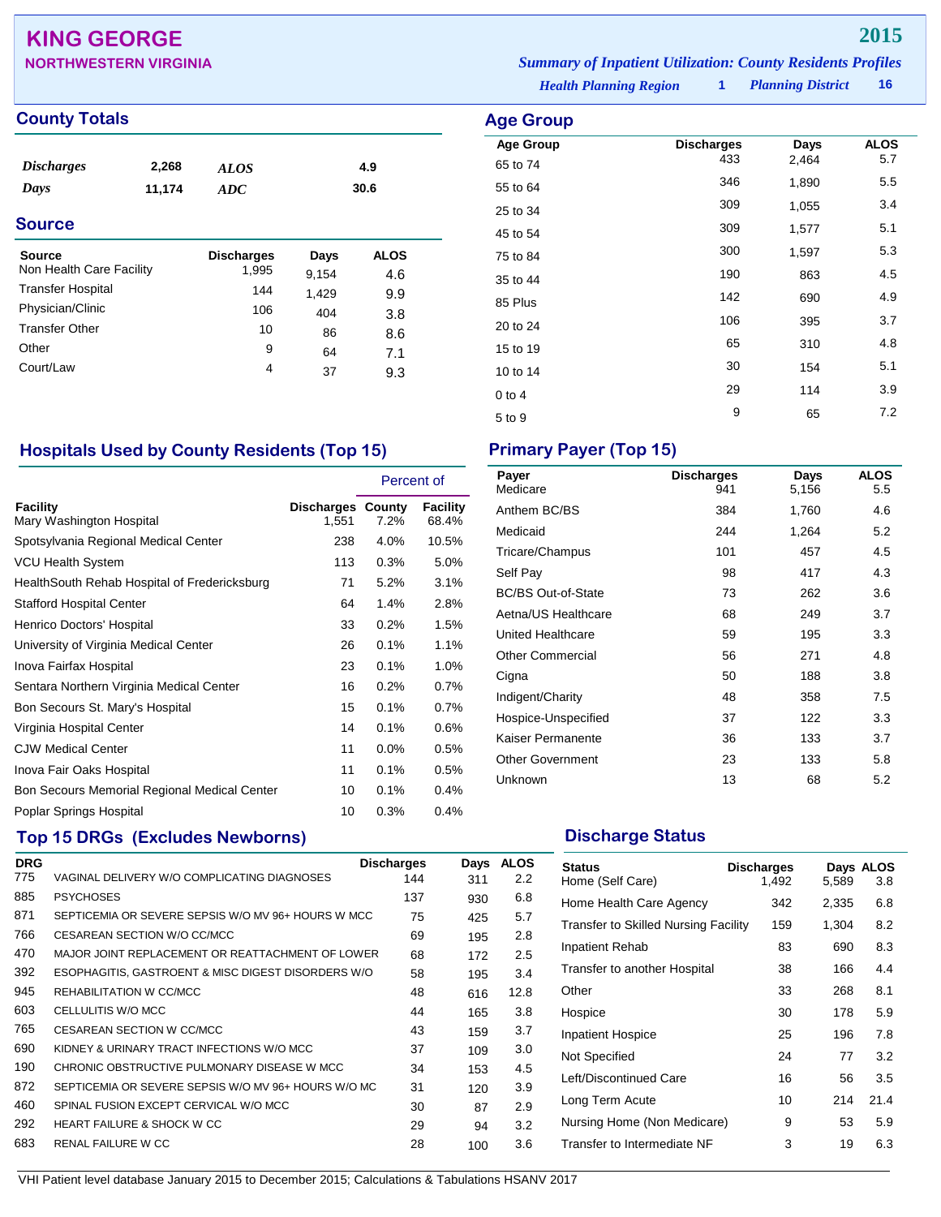# KING GEORGE

**NORTHWESTERN VIRGINIA**

**2015**

*Summary of Inpatient Utilization: County Residents Profiles*

*Health Planning Region* **1** *Planning District* **16**

## County Totals

| | | | |
|---|---|---|---|
| *Discharges* | 2,268 | *ALOS* | 4.9 |
| *Days* | 11,174 | *ADC* | 30.6 |

## Source

| Source | Discharges | Days | ALOS |
|---|---|---|---|
| Non Health Care Facility | 1,995 | 9,154 | 4.6 |
| Transfer Hospital | 144 | 1,429 | 9.9 |
| Physician/Clinic | 106 | 404 | 3.8 |
| Transfer Other | 10 | 86 | 8.6 |
| Other | 9 | 64 | 7.1 |
| Court/Law | 4 | 37 | 9.3 |

## Age Group

| Age Group | Discharges | Days | ALOS |
|---|---|---|---|
| 65 to 74 | 433 | 2,464 | 5.7 |
| 55 to 64 | 346 | 1,890 | 5.5 |
| 25 to 34 | 309 | 1,055 | 3.4 |
| 45 to 54 | 309 | 1,577 | 5.1 |
| 75 to 84 | 300 | 1,597 | 5.3 |
| 35 to 44 | 190 | 863 | 4.5 |
| 85 Plus | 142 | 690 | 4.9 |
| 20 to 24 | 106 | 395 | 3.7 |
| 15 to 19 | 65 | 310 | 4.8 |
| 10 to 14 | 30 | 154 | 5.1 |
| 0 to 4 | 29 | 114 | 3.9 |
| 5 to 9 | 9 | 65 | 7.2 |

## Hospitals Used by County Residents (Top 15)

| Facility | Discharges | Percent of County | Percent of Facility |
|---|---|---|---|
| Mary Washington Hospital | 1,551 | 7.2% | 68.4% |
| Spotsylvania Regional Medical Center | 238 | 4.0% | 10.5% |
| VCU Health System | 113 | 0.3% | 5.0% |
| HealthSouth Rehab Hospital of Fredericksburg | 71 | 5.2% | 3.1% |
| Stafford Hospital Center | 64 | 1.4% | 2.8% |
| Henrico Doctors' Hospital | 33 | 0.2% | 1.5% |
| University of Virginia Medical Center | 26 | 0.1% | 1.1% |
| Inova Fairfax Hospital | 23 | 0.1% | 1.0% |
| Sentara Northern Virginia Medical Center | 16 | 0.2% | 0.7% |
| Bon Secours St. Mary's Hospital | 15 | 0.1% | 0.7% |
| Virginia Hospital Center | 14 | 0.1% | 0.6% |
| CJW Medical Center | 11 | 0.0% | 0.5% |
| Inova Fair Oaks Hospital | 11 | 0.1% | 0.5% |
| Bon Secours Memorial Regional Medical Center | 10 | 0.1% | 0.4% |
| Poplar Springs Hospital | 10 | 0.3% | 0.4% |

## Primary Payer (Top 15)

| Payer | Discharges | Days | ALOS |
|---|---|---|---|
| Medicare | 941 | 5,156 | 5.5 |
| Anthem BC/BS | 384 | 1,760 | 4.6 |
| Medicaid | 244 | 1,264 | 5.2 |
| Tricare/Champus | 101 | 457 | 4.5 |
| Self Pay | 98 | 417 | 4.3 |
| BC/BS Out-of-State | 73 | 262 | 3.6 |
| Aetna/US Healthcare | 68 | 249 | 3.7 |
| United Healthcare | 59 | 195 | 3.3 |
| Other Commercial | 56 | 271 | 4.8 |
| Cigna | 50 | 188 | 3.8 |
| Indigent/Charity | 48 | 358 | 7.5 |
| Hospice-Unspecified | 37 | 122 | 3.3 |
| Kaiser Permanente | 36 | 133 | 3.7 |
| Other Government | 23 | 133 | 5.8 |
| Unknown | 13 | 68 | 5.2 |

## Top 15 DRGs (Excludes Newborns)

| DRG | | Discharges | Days | ALOS |
|---|---|---|---|---|
| 775 | VAGINAL DELIVERY W/O COMPLICATING DIAGNOSES | 144 | 311 | 2.2 |
| 885 | PSYCHOSES | 137 | 930 | 6.8 |
| 871 | SEPTICEMIA OR SEVERE SEPSIS W/O MV 96+ HOURS W MCC | 75 | 425 | 5.7 |
| 766 | CESAREAN SECTION W/O CC/MCC | 69 | 195 | 2.8 |
| 470 | MAJOR JOINT REPLACEMENT OR REATTACHMENT OF LOWER | 68 | 172 | 2.5 |
| 392 | ESOPHAGITIS, GASTROENT & MISC DIGEST DISORDERS W/O | 58 | 195 | 3.4 |
| 945 | REHABILITATION W CC/MCC | 48 | 616 | 12.8 |
| 603 | CELLULITIS W/O MCC | 44 | 165 | 3.8 |
| 765 | CESAREAN SECTION W CC/MCC | 43 | 159 | 3.7 |
| 690 | KIDNEY & URINARY TRACT INFECTIONS W/O MCC | 37 | 109 | 3.0 |
| 190 | CHRONIC OBSTRUCTIVE PULMONARY DISEASE W MCC | 34 | 153 | 4.5 |
| 872 | SEPTICEMIA OR SEVERE SEPSIS W/O MV 96+ HOURS W/O MC | 31 | 120 | 3.9 |
| 460 | SPINAL FUSION EXCEPT CERVICAL W/O MCC | 30 | 87 | 2.9 |
| 292 | HEART FAILURE & SHOCK W CC | 29 | 94 | 3.2 |
| 683 | RENAL FAILURE W CC | 28 | 100 | 3.6 |

## Discharge Status

| Status | Discharges | Days | ALOS |
|---|---|---|---|
| Home (Self Care) | 1,492 | 5,589 | 3.8 |
| Home Health Care Agency | 342 | 2,335 | 6.8 |
| Transfer to Skilled Nursing Facility | 159 | 1,304 | 8.2 |
| Inpatient Rehab | 83 | 690 | 8.3 |
| Transfer to another Hospital | 38 | 166 | 4.4 |
| Other | 33 | 268 | 8.1 |
| Hospice | 30 | 178 | 5.9 |
| Inpatient Hospice | 25 | 196 | 7.8 |
| Not Specified | 24 | 77 | 3.2 |
| Left/Discontinued Care | 16 | 56 | 3.5 |
| Long Term Acute | 10 | 214 | 21.4 |
| Nursing Home (Non Medicare) | 9 | 53 | 5.9 |
| Transfer to Intermediate NF | 3 | 19 | 6.3 |

VHI Patient level database January 2015 to December 2015; Calculations & Tabulations HSANV 2017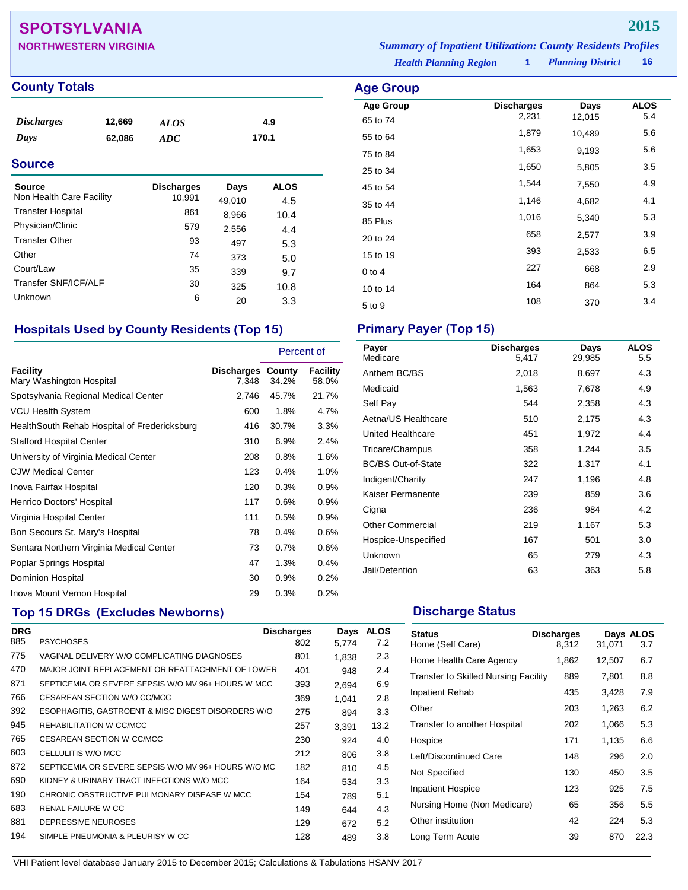# SPOTSYLVANIA

**NORTHWESTERN VIRGINIA**

**2015**

*Summary of Inpatient Utilization: County Residents Profiles*

*Health Planning Region* **1** *Planning District* **16**

## County Totals

| | | | |
|---|---|---|---|
| *Discharges* | 12,669 | *ALOS* | 4.9 |
| *Days* | 62,086 | *ADC* | 170.1 |

## Source

| Source | Discharges | Days | ALOS |
|---|---|---|---|
| Non Health Care Facility | 10,991 | 49,010 | 4.5 |
| Transfer Hospital | 861 | 8,966 | 10.4 |
| Physician/Clinic | 579 | 2,556 | 4.4 |
| Transfer Other | 93 | 497 | 5.3 |
| Other | 74 | 373 | 5.0 |
| Court/Law | 35 | 339 | 9.7 |
| Transfer SNF/ICF/ALF | 30 | 325 | 10.8 |
| Unknown | 6 | 20 | 3.3 |

## Hospitals Used by County Residents (Top 15)

| | | Percent of | |
|---|---|---|---|
| Facility | Discharges | County | Facility |
| Mary Washington Hospital | 7,348 | 34.2% | 58.0% |
| Spotsylvania Regional Medical Center | 2,746 | 45.7% | 21.7% |
| VCU Health System | 600 | 1.8% | 4.7% |
| HealthSouth Rehab Hospital of Fredericksburg | 416 | 30.7% | 3.3% |
| Stafford Hospital Center | 310 | 6.9% | 2.4% |
| University of Virginia Medical Center | 208 | 0.8% | 1.6% |
| CJW Medical Center | 123 | 0.4% | 1.0% |
| Inova Fairfax Hospital | 120 | 0.3% | 0.9% |
| Henrico Doctors' Hospital | 117 | 0.6% | 0.9% |
| Virginia Hospital Center | 111 | 0.5% | 0.9% |
| Bon Secours St. Mary's Hospital | 78 | 0.4% | 0.6% |
| Sentara Northern Virginia Medical Center | 73 | 0.7% | 0.6% |
| Poplar Springs Hospital | 47 | 1.3% | 0.4% |
| Dominion Hospital | 30 | 0.9% | 0.2% |
| Inova Mount Vernon Hospital | 29 | 0.3% | 0.2% |

## Age Group

| Age Group | Discharges | Days | ALOS |
|---|---|---|---|
| 65 to 74 | 2,231 | 12,015 | 5.4 |
| 55 to 64 | 1,879 | 10,489 | 5.6 |
| 75 to 84 | 1,653 | 9,193 | 5.6 |
| 25 to 34 | 1,650 | 5,805 | 3.5 |
| 45 to 54 | 1,544 | 7,550 | 4.9 |
| 35 to 44 | 1,146 | 4,682 | 4.1 |
| 85 Plus | 1,016 | 5,340 | 5.3 |
| 20 to 24 | 658 | 2,577 | 3.9 |
| 15 to 19 | 393 | 2,533 | 6.5 |
| 0 to 4 | 227 | 668 | 2.9 |
| 10 to 14 | 164 | 864 | 5.3 |
| 5 to 9 | 108 | 370 | 3.4 |

## Primary Payer (Top 15)

| Payer | Discharges | Days | ALOS |
|---|---|---|---|
| Medicare | 5,417 | 29,985 | 5.5 |
| Anthem BC/BS | 2,018 | 8,697 | 4.3 |
| Medicaid | 1,563 | 7,678 | 4.9 |
| Self Pay | 544 | 2,358 | 4.3 |
| Aetna/US Healthcare | 510 | 2,175 | 4.3 |
| United Healthcare | 451 | 1,972 | 4.4 |
| Tricare/Champus | 358 | 1,244 | 3.5 |
| BC/BS Out-of-State | 322 | 1,317 | 4.1 |
| Indigent/Charity | 247 | 1,196 | 4.8 |
| Kaiser Permanente | 239 | 859 | 3.6 |
| Cigna | 236 | 984 | 4.2 |
| Other Commercial | 219 | 1,167 | 5.3 |
| Hospice-Unspecified | 167 | 501 | 3.0 |
| Unknown | 65 | 279 | 4.3 |
| Jail/Detention | 63 | 363 | 5.8 |

## Top 15 DRGs (Excludes Newborns)

| DRG | | Discharges | Days | ALOS |
|---|---|---|---|---|
| 885 | PSYCHOSES | 802 | 5,774 | 7.2 |
| 775 | VAGINAL DELIVERY W/O COMPLICATING DIAGNOSES | 801 | 1,838 | 2.3 |
| 470 | MAJOR JOINT REPLACEMENT OR REATTACHMENT OF LOWER | 401 | 948 | 2.4 |
| 871 | SEPTICEMIA OR SEVERE SEPSIS W/O MV 96+ HOURS W MCC | 393 | 2,694 | 6.9 |
| 766 | CESAREAN SECTION W/O CC/MCC | 369 | 1,041 | 2.8 |
| 392 | ESOPHAGITIS, GASTROENT & MISC DIGEST DISORDERS W/O | 275 | 894 | 3.3 |
| 945 | REHABILITATION W CC/MCC | 257 | 3,391 | 13.2 |
| 765 | CESAREAN SECTION W CC/MCC | 230 | 924 | 4.0 |
| 603 | CELLULITIS W/O MCC | 212 | 806 | 3.8 |
| 872 | SEPTICEMIA OR SEVERE SEPSIS W/O MV 96+ HOURS W/O MC | 182 | 810 | 4.5 |
| 690 | KIDNEY & URINARY TRACT INFECTIONS W/O MCC | 164 | 534 | 3.3 |
| 190 | CHRONIC OBSTRUCTIVE PULMONARY DISEASE W MCC | 154 | 789 | 5.1 |
| 683 | RENAL FAILURE W CC | 149 | 644 | 4.3 |
| 881 | DEPRESSIVE NEUROSES | 129 | 672 | 5.2 |
| 194 | SIMPLE PNEUMONIA & PLEURISY W CC | 128 | 489 | 3.8 |

## Discharge Status

| Status | Discharges | Days | ALOS |
|---|---|---|---|
| Home (Self Care) | 8,312 | 31,071 | 3.7 |
| Home Health Care Agency | 1,862 | 12,507 | 6.7 |
| Transfer to Skilled Nursing Facility | 889 | 7,801 | 8.8 |
| Inpatient Rehab | 435 | 3,428 | 7.9 |
| Other | 203 | 1,263 | 6.2 |
| Transfer to another Hospital | 202 | 1,066 | 5.3 |
| Hospice | 171 | 1,135 | 6.6 |
| Left/Discontinued Care | 148 | 296 | 2.0 |
| Not Specified | 130 | 450 | 3.5 |
| Inpatient Hospice | 123 | 925 | 7.5 |
| Nursing Home (Non Medicare) | 65 | 356 | 5.5 |
| Other institution | 42 | 224 | 5.3 |
| Long Term Acute | 39 | 870 | 22.3 |

VHI Patient level database January 2015 to December 2015; Calculations & Tabulations HSANV 2017